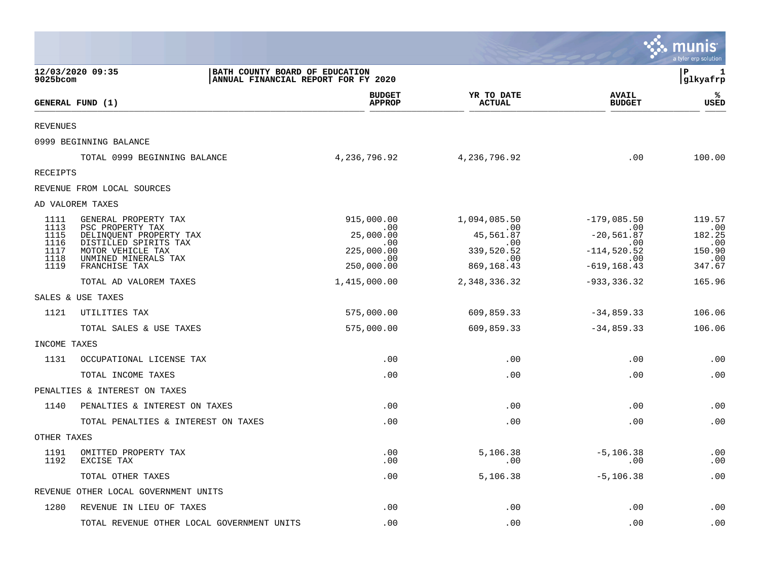**BATH COUNTY BOARD OF EDUCATION**
**ANNUAL FINANCIAL REPORT FOR FY 2020**

12/03/2020 09:35
9025bcom

| GENERAL FUND (1) | | BUDGET APPROP | YR TO DATE ACTUAL | AVAIL BUDGET | % USED |
|---|---|---|---|---|---|
| REVENUES | | | | | |
| 0999 BEGINNING BALANCE | | | | | |
| | TOTAL 0999 BEGINNING BALANCE | 4,236,796.92 | 4,236,796.92 | .00 | 100.00 |
| RECEIPTS | | | | | |
| REVENUE FROM LOCAL SOURCES | | | | | |
| AD VALOREM TAXES | | | | | |
| 1111 | GENERAL PROPERTY TAX | 915,000.00 | 1,094,085.50 | -179,085.50 | 119.57 |
| 1113 | PSC PROPERTY TAX | .00 | .00 | .00 | .00 |
| 1115 | DELINQUENT PROPERTY TAX | 25,000.00 | 45,561.87 | -20,561.87 | 182.25 |
| 1116 | DISTILLED SPIRITS TAX | .00 | .00 | .00 | .00 |
| 1117 | MOTOR VEHICLE TAX | 225,000.00 | 339,520.52 | -114,520.52 | 150.90 |
| 1118 | UNMINED MINERALS TAX | .00 | .00 | .00 | .00 |
| 1119 | FRANCHISE TAX | 250,000.00 | 869,168.43 | -619,168.43 | 347.67 |
| | TOTAL AD VALOREM TAXES | 1,415,000.00 | 2,348,336.32 | -933,336.32 | 165.96 |
| SALES & USE TAXES | | | | | |
| 1121 | UTILITIES TAX | 575,000.00 | 609,859.33 | -34,859.33 | 106.06 |
| | TOTAL SALES & USE TAXES | 575,000.00 | 609,859.33 | -34,859.33 | 106.06 |
| INCOME TAXES | | | | | |
| 1131 | OCCUPATIONAL LICENSE TAX | .00 | .00 | .00 | .00 |
| | TOTAL INCOME TAXES | .00 | .00 | .00 | .00 |
| PENALTIES & INTEREST ON TAXES | | | | | |
| 1140 | PENALTIES & INTEREST ON TAXES | .00 | .00 | .00 | .00 |
| | TOTAL PENALTIES & INTEREST ON TAXES | .00 | .00 | .00 | .00 |
| OTHER TAXES | | | | | |
| 1191 | OMITTED PROPERTY TAX | .00 | 5,106.38 | -5,106.38 | .00 |
| 1192 | EXCISE TAX | .00 | .00 | .00 | .00 |
| | TOTAL OTHER TAXES | .00 | 5,106.38 | -5,106.38 | .00 |
| REVENUE OTHER LOCAL GOVERNMENT UNITS | | | | | |
| 1280 | REVENUE IN LIEU OF TAXES | .00 | .00 | .00 | .00 |
| | TOTAL REVENUE OTHER LOCAL GOVERNMENT UNITS | .00 | .00 | .00 | .00 |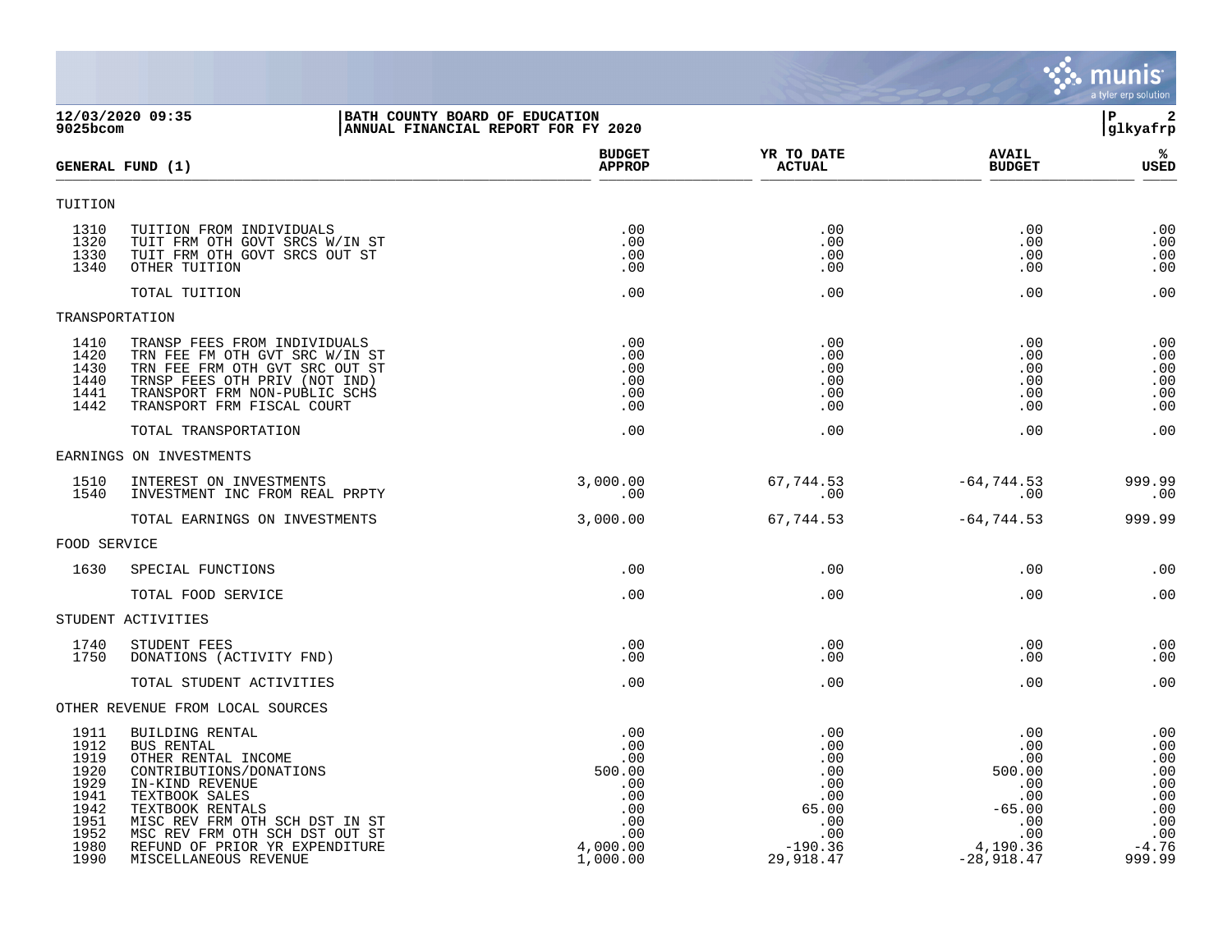BATH COUNTY BOARD OF EDUCATION
ANNUAL FINANCIAL REPORT FOR FY 2020

12/03/2020 09:35
9025bcom

| GENERAL FUND (1) | | BUDGET APPROP | YR TO DATE ACTUAL | AVAIL BUDGET | % USED |
|---|---|---|---|---|---|
| TUITION | | | | | |
| 1310 | TUITION FROM INDIVIDUALS | .00 | .00 | .00 | .00 |
| 1320 | TUIT FRM OTH GOVT SRCS W/IN ST | .00 | .00 | .00 | .00 |
| 1330 | TUIT FRM OTH GOVT SRCS OUT ST | .00 | .00 | .00 | .00 |
| 1340 | OTHER TUITION | .00 | .00 | .00 | .00 |
| | TOTAL TUITION | .00 | .00 | .00 | .00 |
| TRANSPORTATION | | | | | |
| 1410 | TRANSP FEES FROM INDIVIDUALS | .00 | .00 | .00 | .00 |
| 1420 | TRN FEE FM OTH GVT SRC W/IN ST | .00 | .00 | .00 | .00 |
| 1430 | TRN FEE FRM OTH GVT SRC OUT ST | .00 | .00 | .00 | .00 |
| 1440 | TRNSP FEES OTH PRIV (NOT IND) | .00 | .00 | .00 | .00 |
| 1441 | TRANSPORT FRM NON-PUBLIC SCHS | .00 | .00 | .00 | .00 |
| 1442 | TRANSPORT FRM FISCAL COURT | .00 | .00 | .00 | .00 |
| | TOTAL TRANSPORTATION | .00 | .00 | .00 | .00 |
| EARNINGS ON INVESTMENTS | | | | | |
| 1510 | INTEREST ON INVESTMENTS | 3,000.00 | 67,744.53 | -64,744.53 | 999.99 |
| 1540 | INVESTMENT INC FROM REAL PRPTY | .00 | .00 | .00 | .00 |
| | TOTAL EARNINGS ON INVESTMENTS | 3,000.00 | 67,744.53 | -64,744.53 | 999.99 |
| FOOD SERVICE | | | | | |
| 1630 | SPECIAL FUNCTIONS | .00 | .00 | .00 | .00 |
| | TOTAL FOOD SERVICE | .00 | .00 | .00 | .00 |
| STUDENT ACTIVITIES | | | | | |
| 1740 | STUDENT FEES | .00 | .00 | .00 | .00 |
| 1750 | DONATIONS (ACTIVITY FND) | .00 | .00 | .00 | .00 |
| | TOTAL STUDENT ACTIVITIES | .00 | .00 | .00 | .00 |
| OTHER REVENUE FROM LOCAL SOURCES | | | | | |
| 1911 | BUILDING RENTAL | .00 | .00 | .00 | .00 |
| 1912 | BUS RENTAL | .00 | .00 | .00 | .00 |
| 1919 | OTHER RENTAL INCOME | .00 | .00 | .00 | .00 |
| 1920 | CONTRIBUTIONS/DONATIONS | 500.00 | .00 | 500.00 | .00 |
| 1929 | IN-KIND REVENUE | .00 | .00 | .00 | .00 |
| 1941 | TEXTBOOK SALES | .00 | .00 | .00 | .00 |
| 1942 | TEXTBOOK RENTALS | .00 | 65.00 | -65.00 | .00 |
| 1951 | MISC REV FRM OTH SCH DST IN ST | .00 | .00 | .00 | .00 |
| 1952 | MSC REV FRM OTH SCH DST OUT ST | .00 | .00 | .00 | .00 |
| 1980 | REFUND OF PRIOR YR EXPENDITURE | 4,000.00 | -190.36 | 4,190.36 | -4.76 |
| 1990 | MISCELLANEOUS REVENUE | 1,000.00 | 29,918.47 | -28,918.47 | 999.99 |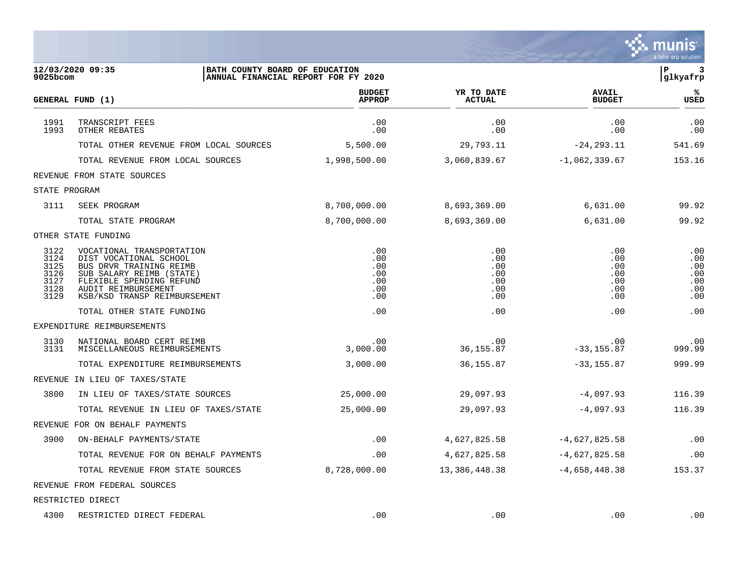12/03/2020 09:35 | BATH COUNTY BOARD OF EDUCATION
9025bcom | ANNUAL FINANCIAL REPORT FOR FY 2020
P 3 | glkyafrp

| GENERAL FUND (1) | | BUDGET APPROP | YR TO DATE ACTUAL | AVAIL BUDGET | % USED |
|---|---|---|---|---|---|
| 1991 | TRANSCRIPT FEES | .00 | .00 | .00 | .00 |
| 1993 | OTHER REBATES | .00 | .00 | .00 | .00 |
| | TOTAL OTHER REVENUE FROM LOCAL SOURCES | 5,500.00 | 29,793.11 | -24,293.11 | 541.69 |
| | TOTAL REVENUE FROM LOCAL SOURCES | 1,998,500.00 | 3,060,839.67 | -1,062,339.67 | 153.16 |
| REVENUE FROM STATE SOURCES | | | | | |
| STATE PROGRAM | | | | | |
| 3111 | SEEK PROGRAM | 8,700,000.00 | 8,693,369.00 | 6,631.00 | 99.92 |
| | TOTAL STATE PROGRAM | 8,700,000.00 | 8,693,369.00 | 6,631.00 | 99.92 |
| OTHER STATE FUNDING | | | | | |
| 3122 | VOCATIONAL TRANSPORTATION | .00 | .00 | .00 | .00 |
| 3124 | DIST VOCATIONAL SCHOOL | .00 | .00 | .00 | .00 |
| 3125 | BUS DRVR TRAINING REIMB | .00 | .00 | .00 | .00 |
| 3126 | SUB SALARY REIMB (STATE) | .00 | .00 | .00 | .00 |
| 3127 | FLEXIBLE SPENDING REFUND | .00 | .00 | .00 | .00 |
| 3128 | AUDIT REIMBURSEMENT | .00 | .00 | .00 | .00 |
| 3129 | KSB/KSD TRANSP REIMBURSEMENT | .00 | .00 | .00 | .00 |
| | TOTAL OTHER STATE FUNDING | .00 | .00 | .00 | .00 |
| EXPENDITURE REIMBURSEMENTS | | | | | |
| 3130 | NATIONAL BOARD CERT REIMB | .00 | .00 | .00 | .00 |
| 3131 | MISCELLANEOUS REIMBURSEMENTS | 3,000.00 | 36,155.87 | -33,155.87 | 999.99 |
| | TOTAL EXPENDITURE REIMBURSEMENTS | 3,000.00 | 36,155.87 | -33,155.87 | 999.99 |
| REVENUE IN LIEU OF TAXES/STATE | | | | | |
| 3800 | IN LIEU OF TAXES/STATE SOURCES | 25,000.00 | 29,097.93 | -4,097.93 | 116.39 |
| | TOTAL REVENUE IN LIEU OF TAXES/STATE | 25,000.00 | 29,097.93 | -4,097.93 | 116.39 |
| REVENUE FOR ON BEHALF PAYMENTS | | | | | |
| 3900 | ON-BEHALF PAYMENTS/STATE | .00 | 4,627,825.58 | -4,627,825.58 | .00 |
| | TOTAL REVENUE FOR ON BEHALF PAYMENTS | .00 | 4,627,825.58 | -4,627,825.58 | .00 |
| | TOTAL REVENUE FROM STATE SOURCES | 8,728,000.00 | 13,386,448.38 | -4,658,448.38 | 153.37 |
| REVENUE FROM FEDERAL SOURCES | | | | | |
| RESTRICTED DIRECT | | | | | |
| 4300 | RESTRICTED DIRECT FEDERAL | .00 | .00 | .00 | .00 |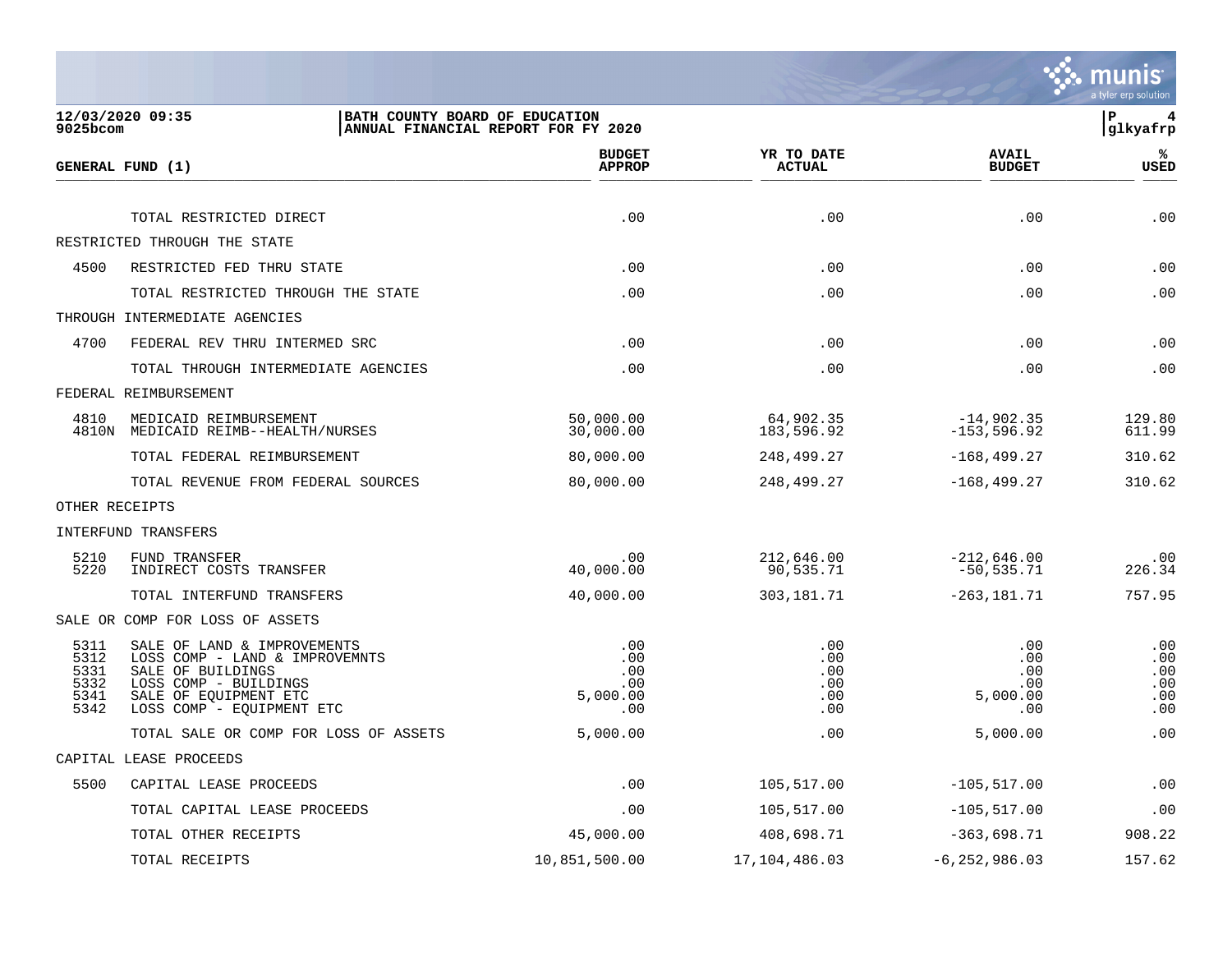**BATH COUNTY BOARD OF EDUCATION**
**ANNUAL FINANCIAL REPORT FOR FY 2020**

12/03/2020 09:35
9025bcom

glkyafrp

| GENERAL FUND (1) | | BUDGET APPROP | YR TO DATE ACTUAL | AVAIL BUDGET | % USED |
|---|---|---|---|---|---|
| | TOTAL RESTRICTED DIRECT | .00 | .00 | .00 | .00 |
| RESTRICTED THROUGH THE STATE | | | | | |
| 4500 | RESTRICTED FED THRU STATE | .00 | .00 | .00 | .00 |
| | TOTAL RESTRICTED THROUGH THE STATE | .00 | .00 | .00 | .00 |
| THROUGH INTERMEDIATE AGENCIES | | | | | |
| 4700 | FEDERAL REV THRU INTERMED SRC | .00 | .00 | .00 | .00 |
| | TOTAL THROUGH INTERMEDIATE AGENCIES | .00 | .00 | .00 | .00 |
| FEDERAL REIMBURSEMENT | | | | | |
| 4810 | MEDICAID REIMBURSEMENT | 50,000.00 | 64,902.35 | -14,902.35 | 129.80 |
| 4810N | MEDICAID REIMB--HEALTH/NURSES | 30,000.00 | 183,596.92 | -153,596.92 | 611.99 |
| | TOTAL FEDERAL REIMBURSEMENT | 80,000.00 | 248,499.27 | -168,499.27 | 310.62 |
| | TOTAL REVENUE FROM FEDERAL SOURCES | 80,000.00 | 248,499.27 | -168,499.27 | 310.62 |
| OTHER RECEIPTS | | | | | |
| INTERFUND TRANSFERS | | | | | |
| 5210 | FUND TRANSFER | .00 | 212,646.00 | -212,646.00 | .00 |
| 5220 | INDIRECT COSTS TRANSFER | 40,000.00 | 90,535.71 | -50,535.71 | 226.34 |
| | TOTAL INTERFUND TRANSFERS | 40,000.00 | 303,181.71 | -263,181.71 | 757.95 |
| SALE OR COMP FOR LOSS OF ASSETS | | | | | |
| 5311 | SALE OF LAND & IMPROVEMENTS | .00 | .00 | .00 | .00 |
| 5312 | LOSS COMP - LAND & IMPROVEMNTS | .00 | .00 | .00 | .00 |
| 5331 | SALE OF BUILDINGS | .00 | .00 | .00 | .00 |
| 5332 | LOSS COMP - BUILDINGS | .00 | .00 | .00 | .00 |
| 5341 | SALE OF EQUIPMENT ETC | 5,000.00 | .00 | 5,000.00 | .00 |
| 5342 | LOSS COMP - EQUIPMENT ETC | .00 | .00 | .00 | .00 |
| | TOTAL SALE OR COMP FOR LOSS OF ASSETS | 5,000.00 | .00 | 5,000.00 | .00 |
| CAPITAL LEASE PROCEEDS | | | | | |
| 5500 | CAPITAL LEASE PROCEEDS | .00 | 105,517.00 | -105,517.00 | .00 |
| | TOTAL CAPITAL LEASE PROCEEDS | .00 | 105,517.00 | -105,517.00 | .00 |
| | TOTAL OTHER RECEIPTS | 45,000.00 | 408,698.71 | -363,698.71 | 908.22 |
| | TOTAL RECEIPTS | 10,851,500.00 | 17,104,486.03 | -6,252,986.03 | 157.62 |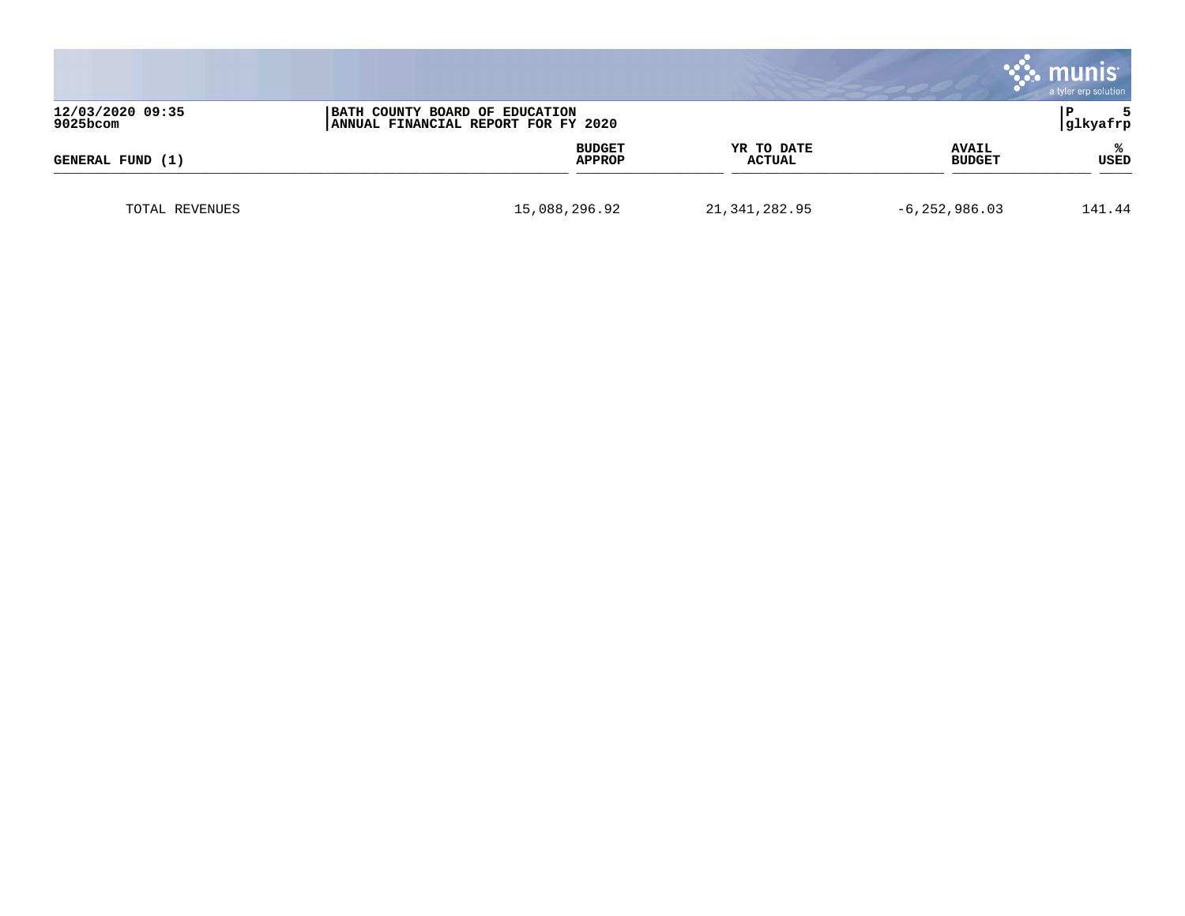BATH COUNTY BOARD OF EDUCATION
ANNUAL FINANCIAL REPORT FOR FY 2020

| GENERAL FUND (1) | BUDGET APPROP | YR TO DATE ACTUAL | AVAIL BUDGET | % USED |
|---|---|---|---|---|
| TOTAL REVENUES | 15,088,296.92 | 21,341,282.95 | -6,252,986.03 | 141.44 |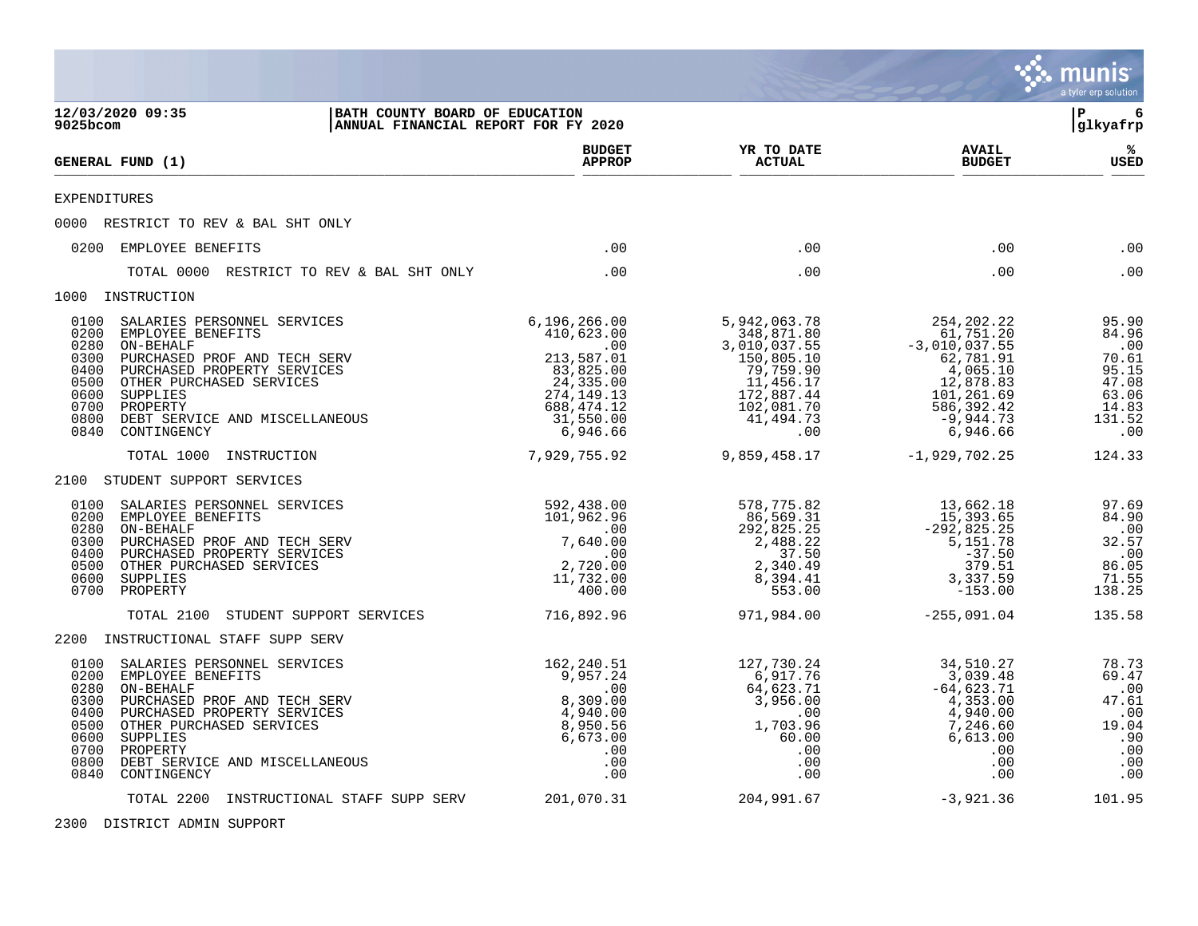**12/03/2020 09:35** | **BATH COUNTY BOARD OF EDUCATION**
**9025bcom** | **ANNUAL FINANCIAL REPORT FOR FY 2020**

glkyafrp

| GENERAL FUND (1) | BUDGET APPROP | YR TO DATE ACTUAL | AVAIL BUDGET | % USED |
|---|---|---|---|---|
| **EXPENDITURES** | | | | |
| **0000 RESTRICT TO REV & BAL SHT ONLY** | | | | |
| 0200 EMPLOYEE BENEFITS | .00 | .00 | .00 | .00 |
| TOTAL 0000 RESTRICT TO REV & BAL SHT ONLY | .00 | .00 | .00 | .00 |
| **1000 INSTRUCTION** | | | | |
| 0100 SALARIES PERSONNEL SERVICES | 6,196,266.00 | 5,942,063.78 | 254,202.22 | 95.90 |
| 0200 EMPLOYEE BENEFITS | 410,623.00 | 348,871.80 | 61,751.20 | 84.96 |
| 0280 ON-BEHALF | .00 | 3,010,037.55 | -3,010,037.55 | .00 |
| 0300 PURCHASED PROF AND TECH SERV | 213,587.01 | 150,805.10 | 62,781.91 | 70.61 |
| 0400 PURCHASED PROPERTY SERVICES | 83,825.00 | 79,759.90 | 4,065.10 | 95.15 |
| 0500 OTHER PURCHASED SERVICES | 24,335.00 | 11,456.17 | 12,878.83 | 47.08 |
| 0600 SUPPLIES | 274,149.13 | 172,887.44 | 101,261.69 | 63.06 |
| 0700 PROPERTY | 688,474.12 | 102,081.70 | 586,392.42 | 14.83 |
| 0800 DEBT SERVICE AND MISCELLANEOUS | 31,550.00 | 41,494.73 | -9,944.73 | 131.52 |
| 0840 CONTINGENCY | 6,946.66 | .00 | 6,946.66 | .00 |
| TOTAL 1000 INSTRUCTION | 7,929,755.92 | 9,859,458.17 | -1,929,702.25 | 124.33 |
| **2100 STUDENT SUPPORT SERVICES** | | | | |
| 0100 SALARIES PERSONNEL SERVICES | 592,438.00 | 578,775.82 | 13,662.18 | 97.69 |
| 0200 EMPLOYEE BENEFITS | 101,962.96 | 86,569.31 | 15,393.65 | 84.90 |
| 0280 ON-BEHALF | .00 | 292,825.25 | -292,825.25 | .00 |
| 0300 PURCHASED PROF AND TECH SERV | 7,640.00 | 2,488.22 | 5,151.78 | 32.57 |
| 0400 PURCHASED PROPERTY SERVICES | .00 | 37.50 | -37.50 | .00 |
| 0500 OTHER PURCHASED SERVICES | 2,720.00 | 2,340.49 | 379.51 | 86.05 |
| 0600 SUPPLIES | 11,732.00 | 8,394.41 | 3,337.59 | 71.55 |
| 0700 PROPERTY | 400.00 | 553.00 | -153.00 | 138.25 |
| TOTAL 2100 STUDENT SUPPORT SERVICES | 716,892.96 | 971,984.00 | -255,091.04 | 135.58 |
| **2200 INSTRUCTIONAL STAFF SUPP SERV** | | | | |
| 0100 SALARIES PERSONNEL SERVICES | 162,240.51 | 127,730.24 | 34,510.27 | 78.73 |
| 0200 EMPLOYEE BENEFITS | 9,957.24 | 6,917.76 | 3,039.48 | 69.47 |
| 0280 ON-BEHALF | .00 | 64,623.71 | -64,623.71 | .00 |
| 0300 PURCHASED PROF AND TECH SERV | 8,309.00 | 3,956.00 | 4,353.00 | 47.61 |
| 0400 PURCHASED PROPERTY SERVICES | 4,940.00 | .00 | 4,940.00 | .00 |
| 0500 OTHER PURCHASED SERVICES | 8,950.56 | 1,703.96 | 7,246.60 | 19.04 |
| 0600 SUPPLIES | 6,673.00 | 60.00 | 6,613.00 | .90 |
| 0700 PROPERTY | .00 | .00 | .00 | .00 |
| 0800 DEBT SERVICE AND MISCELLANEOUS | .00 | .00 | .00 | .00 |
| 0840 CONTINGENCY | .00 | .00 | .00 | .00 |
| TOTAL 2200 INSTRUCTIONAL STAFF SUPP SERV | 201,070.31 | 204,991.67 | -3,921.36 | 101.95 |
| **2300 DISTRICT ADMIN SUPPORT** | | | | |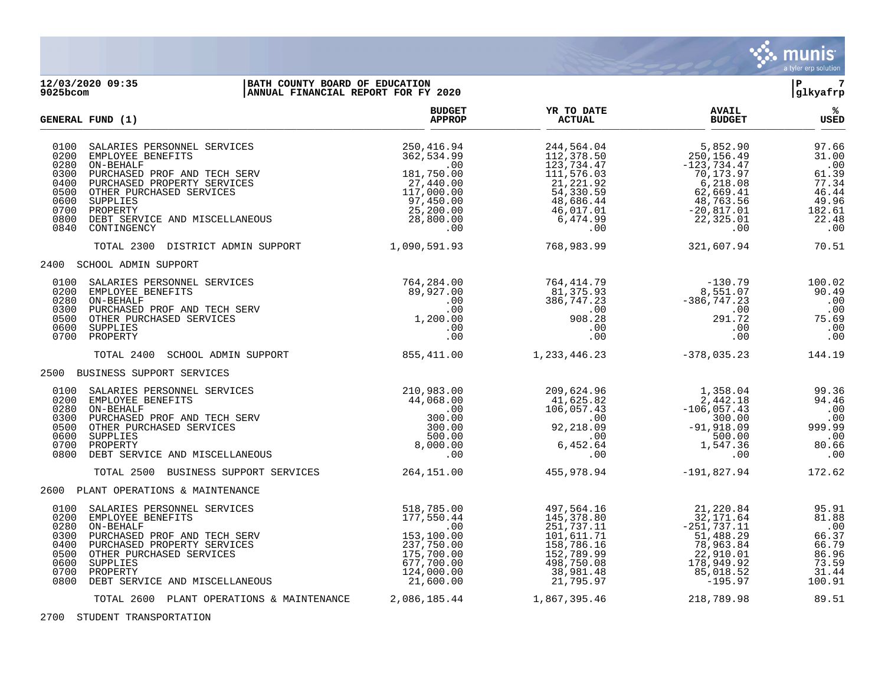**12/03/2020 09:35** | **BATH COUNTY BOARD OF EDUCATION**
**9025bcom** | **ANNUAL FINANCIAL REPORT FOR FY 2020** | **glkyafrp**

| GENERAL FUND (1) | | BUDGET APPROP | YR TO DATE ACTUAL | AVAIL BUDGET | % USED |
|---|---|---|---|---|---|
| 0100 | SALARIES PERSONNEL SERVICES | 250,416.94 | 244,564.04 | 5,852.90 | 97.66 |
| 0200 | EMPLOYEE BENEFITS | 362,534.99 | 112,378.50 | 250,156.49 | 31.00 |
| 0280 | ON-BEHALF | .00 | 123,734.47 | -123,734.47 | .00 |
| 0300 | PURCHASED PROF AND TECH SERV | 181,750.00 | 111,576.03 | 70,173.97 | 61.39 |
| 0400 | PURCHASED PROPERTY SERVICES | 27,440.00 | 21,221.92 | 6,218.08 | 77.34 |
| 0500 | OTHER PURCHASED SERVICES | 117,000.00 | 54,330.59 | 62,669.41 | 46.44 |
| 0600 | SUPPLIES | 97,450.00 | 48,686.44 | 48,763.56 | 49.96 |
| 0700 | PROPERTY | 25,200.00 | 46,017.01 | -20,817.01 | 182.61 |
| 0800 | DEBT SERVICE AND MISCELLANEOUS | 28,800.00 | 6,474.99 | 22,325.01 | 22.48 |
| 0840 | CONTINGENCY | .00 | .00 | .00 | .00 |
| | TOTAL 2300 DISTRICT ADMIN SUPPORT | 1,090,591.93 | 768,983.99 | 321,607.94 | 70.51 |
| 2400 | SCHOOL ADMIN SUPPORT | | | | |
| 0100 | SALARIES PERSONNEL SERVICES | 764,284.00 | 764,414.79 | -130.79 | 100.02 |
| 0200 | EMPLOYEE BENEFITS | 89,927.00 | 81,375.93 | 8,551.07 | 90.49 |
| 0280 | ON-BEHALF | .00 | 386,747.23 | -386,747.23 | .00 |
| 0300 | PURCHASED PROF AND TECH SERV | .00 | .00 | .00 | .00 |
| 0500 | OTHER PURCHASED SERVICES | 1,200.00 | 908.28 | 291.72 | 75.69 |
| 0600 | SUPPLIES | .00 | .00 | .00 | .00 |
| 0700 | PROPERTY | .00 | .00 | .00 | .00 |
| | TOTAL 2400 SCHOOL ADMIN SUPPORT | 855,411.00 | 1,233,446.23 | -378,035.23 | 144.19 |
| 2500 | BUSINESS SUPPORT SERVICES | | | | |
| 0100 | SALARIES PERSONNEL SERVICES | 210,983.00 | 209,624.96 | 1,358.04 | 99.36 |
| 0200 | EMPLOYEE BENEFITS | 44,068.00 | 41,625.82 | 2,442.18 | 94.46 |
| 0280 | ON-BEHALF | .00 | 106,057.43 | -106,057.43 | .00 |
| 0300 | PURCHASED PROF AND TECH SERV | 300.00 | .00 | 300.00 | .00 |
| 0500 | OTHER PURCHASED SERVICES | 300.00 | 92,218.09 | -91,918.09 | 999.99 |
| 0600 | SUPPLIES | 500.00 | .00 | 500.00 | .00 |
| 0700 | PROPERTY | 8,000.00 | 6,452.64 | 1,547.36 | 80.66 |
| 0800 | DEBT SERVICE AND MISCELLANEOUS | .00 | .00 | .00 | .00 |
| | TOTAL 2500 BUSINESS SUPPORT SERVICES | 264,151.00 | 455,978.94 | -191,827.94 | 172.62 |
| 2600 | PLANT OPERATIONS & MAINTENANCE | | | | |
| 0100 | SALARIES PERSONNEL SERVICES | 518,785.00 | 497,564.16 | 21,220.84 | 95.91 |
| 0200 | EMPLOYEE BENEFITS | 177,550.44 | 145,378.80 | 32,171.64 | 81.88 |
| 0280 | ON-BEHALF | .00 | 251,737.11 | -251,737.11 | .00 |
| 0300 | PURCHASED PROF AND TECH SERV | 153,100.00 | 101,611.71 | 51,488.29 | 66.37 |
| 0400 | PURCHASED PROPERTY SERVICES | 237,750.00 | 158,786.16 | 78,963.84 | 66.79 |
| 0500 | OTHER PURCHASED SERVICES | 175,700.00 | 152,789.99 | 22,910.01 | 86.96 |
| 0600 | SUPPLIES | 677,700.00 | 498,750.08 | 178,949.92 | 73.59 |
| 0700 | PROPERTY | 124,000.00 | 38,981.48 | 85,018.52 | 31.44 |
| 0800 | DEBT SERVICE AND MISCELLANEOUS | 21,600.00 | 21,795.97 | -195.97 | 100.91 |
| | TOTAL 2600 PLANT OPERATIONS & MAINTENANCE | 2,086,185.44 | 1,867,395.46 | 218,789.98 | 89.51 |
| 2700 | STUDENT TRANSPORTATION | | | | |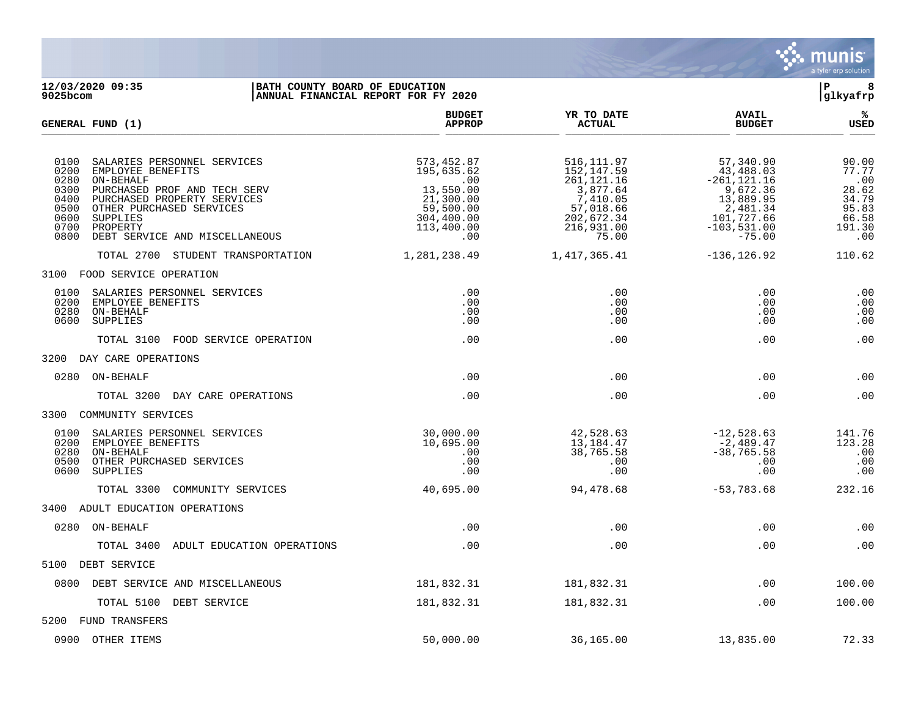**12/03/2020 09:35** | **BATH COUNTY BOARD OF EDUCATION**
**9025bcom** | **ANNUAL FINANCIAL REPORT FOR FY 2020**

| GENERAL FUND (1) | BUDGET APPROP | YR TO DATE ACTUAL | AVAIL BUDGET | % USED |
|---|---|---|---|---|
| 0100 SALARIES PERSONNEL SERVICES | 573,452.87 | 516,111.97 | 57,340.90 | 90.00 |
| 0200 EMPLOYEE BENEFITS | 195,635.62 | 152,147.59 | 43,488.03 | 77.77 |
| 0280 ON-BEHALF | .00 | 261,121.16 | -261,121.16 | .00 |
| 0300 PURCHASED PROF AND TECH SERV | 13,550.00 | 3,877.64 | 9,672.36 | 28.62 |
| 0400 PURCHASED PROPERTY SERVICES | 21,300.00 | 7,410.05 | 13,889.95 | 34.79 |
| 0500 OTHER PURCHASED SERVICES | 59,500.00 | 57,018.66 | 2,481.34 | 95.83 |
| 0600 SUPPLIES | 304,400.00 | 202,672.34 | 101,727.66 | 66.58 |
| 0700 PROPERTY | 113,400.00 | 216,931.00 | -103,531.00 | 191.30 |
| 0800 DEBT SERVICE AND MISCELLANEOUS | .00 | 75.00 | -75.00 | .00 |
| TOTAL 2700 STUDENT TRANSPORTATION | 1,281,238.49 | 1,417,365.41 | -136,126.92 | 110.62 |
| **3100 FOOD SERVICE OPERATION** | | | | |
| 0100 SALARIES PERSONNEL SERVICES | .00 | .00 | .00 | .00 |
| 0200 EMPLOYEE BENEFITS | .00 | .00 | .00 | .00 |
| 0280 ON-BEHALF | .00 | .00 | .00 | .00 |
| 0600 SUPPLIES | .00 | .00 | .00 | .00 |
| TOTAL 3100 FOOD SERVICE OPERATION | .00 | .00 | .00 | .00 |
| **3200 DAY CARE OPERATIONS** | | | | |
| 0280 ON-BEHALF | .00 | .00 | .00 | .00 |
| TOTAL 3200 DAY CARE OPERATIONS | .00 | .00 | .00 | .00 |
| **3300 COMMUNITY SERVICES** | | | | |
| 0100 SALARIES PERSONNEL SERVICES | 30,000.00 | 42,528.63 | -12,528.63 | 141.76 |
| 0200 EMPLOYEE BENEFITS | 10,695.00 | 13,184.47 | -2,489.47 | 123.28 |
| 0280 ON-BEHALF | .00 | 38,765.58 | -38,765.58 | .00 |
| 0500 OTHER PURCHASED SERVICES | .00 | .00 | .00 | .00 |
| 0600 SUPPLIES | .00 | .00 | .00 | .00 |
| TOTAL 3300 COMMUNITY SERVICES | 40,695.00 | 94,478.68 | -53,783.68 | 232.16 |
| **3400 ADULT EDUCATION OPERATIONS** | | | | |
| 0280 ON-BEHALF | .00 | .00 | .00 | .00 |
| TOTAL 3400 ADULT EDUCATION OPERATIONS | .00 | .00 | .00 | .00 |
| **5100 DEBT SERVICE** | | | | |
| 0800 DEBT SERVICE AND MISCELLANEOUS | 181,832.31 | 181,832.31 | .00 | 100.00 |
| TOTAL 5100 DEBT SERVICE | 181,832.31 | 181,832.31 | .00 | 100.00 |
| **5200 FUND TRANSFERS** | | | | |
| 0900 OTHER ITEMS | 50,000.00 | 36,165.00 | 13,835.00 | 72.33 |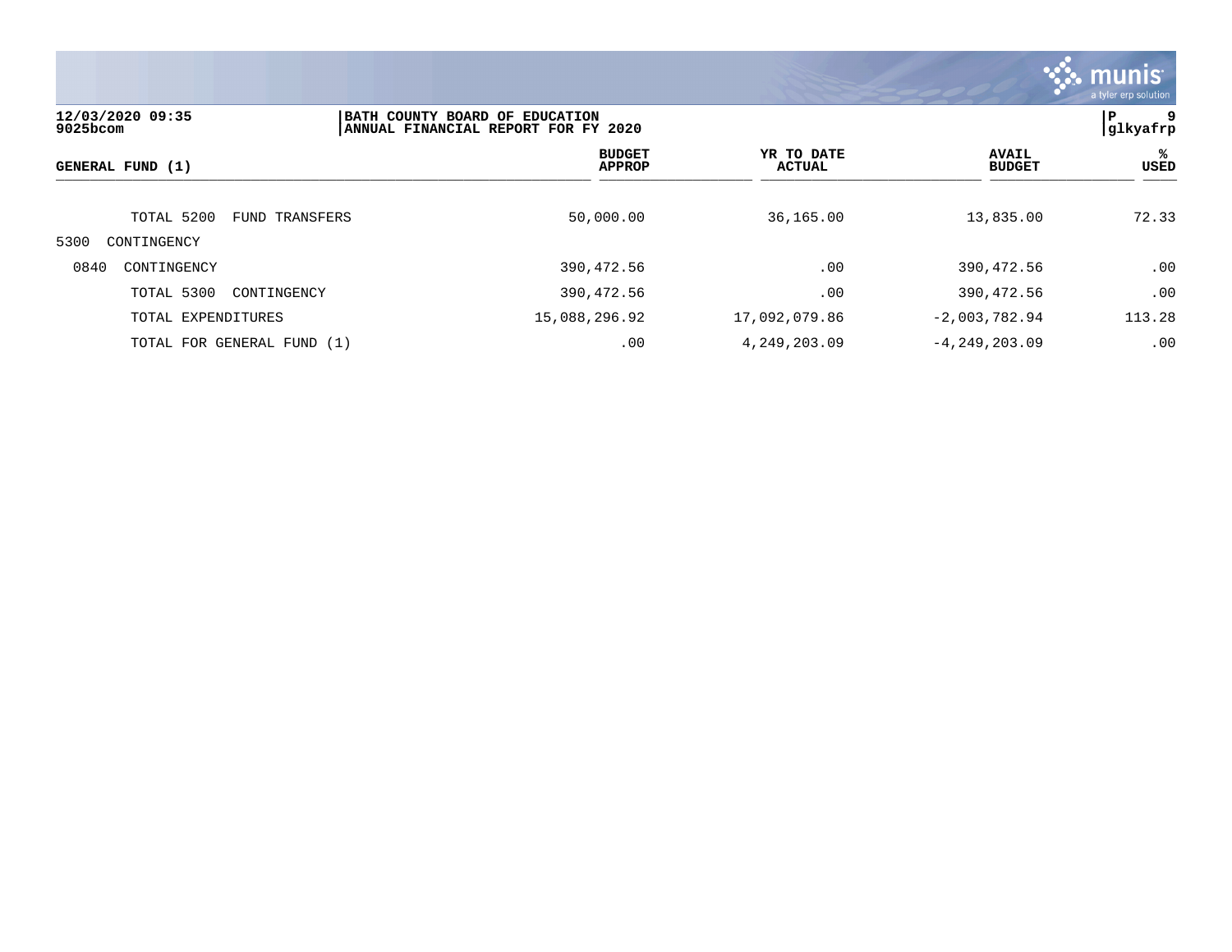**12/03/2020 09:35**
**9025bcom**

**BATH COUNTY BOARD OF EDUCATION**
**ANNUAL FINANCIAL REPORT FOR FY 2020**

**P 9**
**glkyafrp**

| GENERAL FUND (1) | BUDGET APPROP | YR TO DATE ACTUAL | AVAIL BUDGET | % USED |
|---|---|---|---|---|
| TOTAL 5200 FUND TRANSFERS | 50,000.00 | 36,165.00 | 13,835.00 | 72.33 |
| 5300 CONTINGENCY | | | | |
| 0840 CONTINGENCY | 390,472.56 | .00 | 390,472.56 | .00 |
| TOTAL 5300 CONTINGENCY | 390,472.56 | .00 | 390,472.56 | .00 |
| TOTAL EXPENDITURES | 15,088,296.92 | 17,092,079.86 | -2,003,782.94 | 113.28 |
| TOTAL FOR GENERAL FUND (1) | .00 | 4,249,203.09 | -4,249,203.09 | .00 |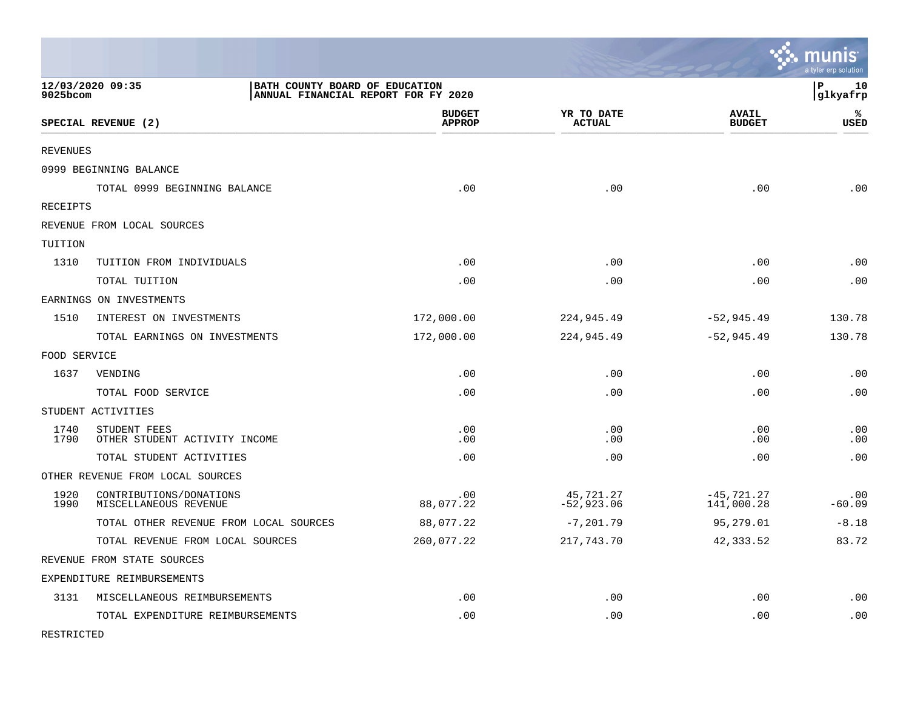BATH COUNTY BOARD OF EDUCATION
ANNUAL FINANCIAL REPORT FOR FY 2020

12/03/2020 09:35
9025bcom

| SPECIAL REVENUE (2) | | BUDGET APPROP | YR TO DATE ACTUAL | AVAIL BUDGET | % USED |
|---|---|---|---|---|---|
| REVENUES | | | | | |
| 0999 BEGINNING BALANCE | | | | | |
| | TOTAL 0999 BEGINNING BALANCE | .00 | .00 | .00 | .00 |
| RECEIPTS | | | | | |
| REVENUE FROM LOCAL SOURCES | | | | | |
| TUITION | | | | | |
| 1310 | TUITION FROM INDIVIDUALS | .00 | .00 | .00 | .00 |
| | TOTAL TUITION | .00 | .00 | .00 | .00 |
| EARNINGS ON INVESTMENTS | | | | | |
| 1510 | INTEREST ON INVESTMENTS | 172,000.00 | 224,945.49 | -52,945.49 | 130.78 |
| | TOTAL EARNINGS ON INVESTMENTS | 172,000.00 | 224,945.49 | -52,945.49 | 130.78 |
| FOOD SERVICE | | | | | |
| 1637 | VENDING | .00 | .00 | .00 | .00 |
| | TOTAL FOOD SERVICE | .00 | .00 | .00 | .00 |
| STUDENT ACTIVITIES | | | | | |
| 1740 | STUDENT FEES | .00 | .00 | .00 | .00 |
| 1790 | OTHER STUDENT ACTIVITY INCOME | .00 | .00 | .00 | .00 |
| | TOTAL STUDENT ACTIVITIES | .00 | .00 | .00 | .00 |
| OTHER REVENUE FROM LOCAL SOURCES | | | | | |
| 1920 | CONTRIBUTIONS/DONATIONS | .00 | 45,721.27 | -45,721.27 | .00 |
| 1990 | MISCELLANEOUS REVENUE | 88,077.22 | -52,923.06 | 141,000.28 | -60.09 |
| | TOTAL OTHER REVENUE FROM LOCAL SOURCES | 88,077.22 | -7,201.79 | 95,279.01 | -8.18 |
| | TOTAL REVENUE FROM LOCAL SOURCES | 260,077.22 | 217,743.70 | 42,333.52 | 83.72 |
| REVENUE FROM STATE SOURCES | | | | | |
| EXPENDITURE REIMBURSEMENTS | | | | | |
| 3131 | MISCELLANEOUS REIMBURSEMENTS | .00 | .00 | .00 | .00 |
| | TOTAL EXPENDITURE REIMBURSEMENTS | .00 | .00 | .00 | .00 |
| RESTRICTED | | | | | |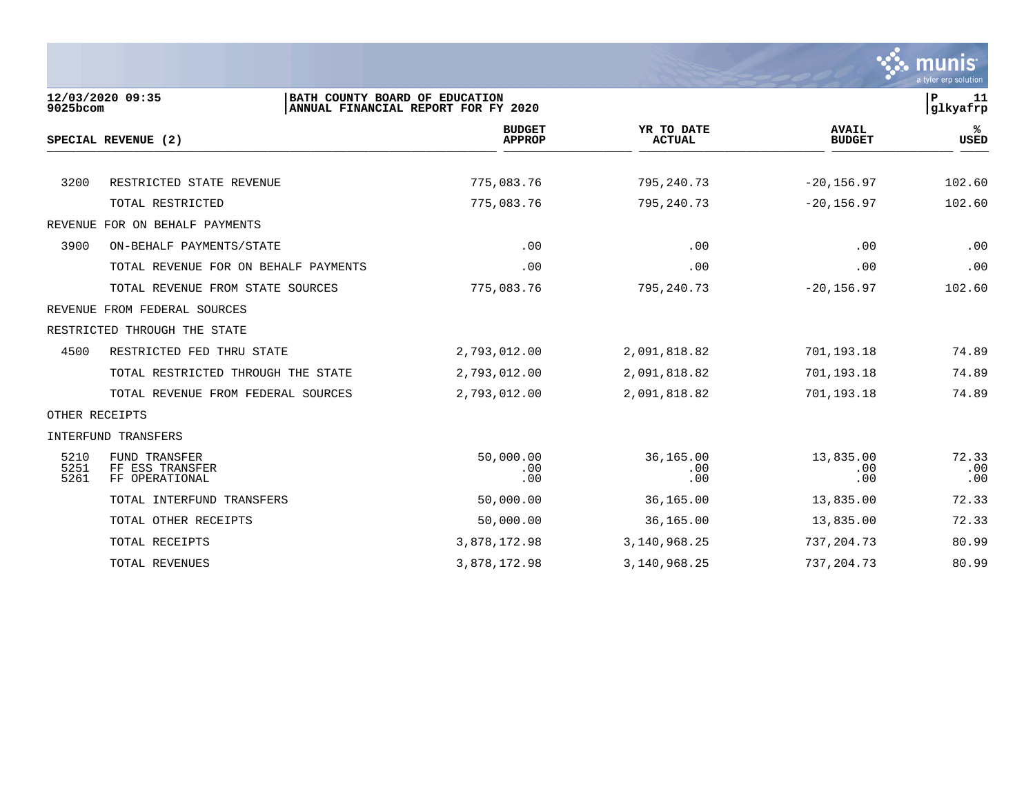**12/03/2020 09:35**
**9025bcom**

**BATH COUNTY BOARD OF EDUCATION**
**ANNUAL FINANCIAL REPORT FOR FY 2020**

**P 11**
**glkyafrp**

| SPECIAL REVENUE (2) | | BUDGET APPROP | YR TO DATE ACTUAL | AVAIL BUDGET | % USED |
|---|---|---|---|---|---|
| 3200 | RESTRICTED STATE REVENUE | 775,083.76 | 795,240.73 | -20,156.97 | 102.60 |
| | TOTAL RESTRICTED | 775,083.76 | 795,240.73 | -20,156.97 | 102.60 |
| REVENUE FOR ON BEHALF PAYMENTS | | | | | |
| 3900 | ON-BEHALF PAYMENTS/STATE | .00 | .00 | .00 | .00 |
| | TOTAL REVENUE FOR ON BEHALF PAYMENTS | .00 | .00 | .00 | .00 |
| | TOTAL REVENUE FROM STATE SOURCES | 775,083.76 | 795,240.73 | -20,156.97 | 102.60 |
| REVENUE FROM FEDERAL SOURCES | | | | | |
| RESTRICTED THROUGH THE STATE | | | | | |
| 4500 | RESTRICTED FED THRU STATE | 2,793,012.00 | 2,091,818.82 | 701,193.18 | 74.89 |
| | TOTAL RESTRICTED THROUGH THE STATE | 2,793,012.00 | 2,091,818.82 | 701,193.18 | 74.89 |
| | TOTAL REVENUE FROM FEDERAL SOURCES | 2,793,012.00 | 2,091,818.82 | 701,193.18 | 74.89 |
| OTHER RECEIPTS | | | | | |
| INTERFUND TRANSFERS | | | | | |
| 5210 | FUND TRANSFER | 50,000.00 | 36,165.00 | 13,835.00 | 72.33 |
| 5251 | FF ESS TRANSFER | .00 | .00 | .00 | .00 |
| 5261 | FF OPERATIONAL | .00 | .00 | .00 | .00 |
| | TOTAL INTERFUND TRANSFERS | 50,000.00 | 36,165.00 | 13,835.00 | 72.33 |
| | TOTAL OTHER RECEIPTS | 50,000.00 | 36,165.00 | 13,835.00 | 72.33 |
| | TOTAL RECEIPTS | 3,878,172.98 | 3,140,968.25 | 737,204.73 | 80.99 |
| | TOTAL REVENUES | 3,878,172.98 | 3,140,968.25 | 737,204.73 | 80.99 |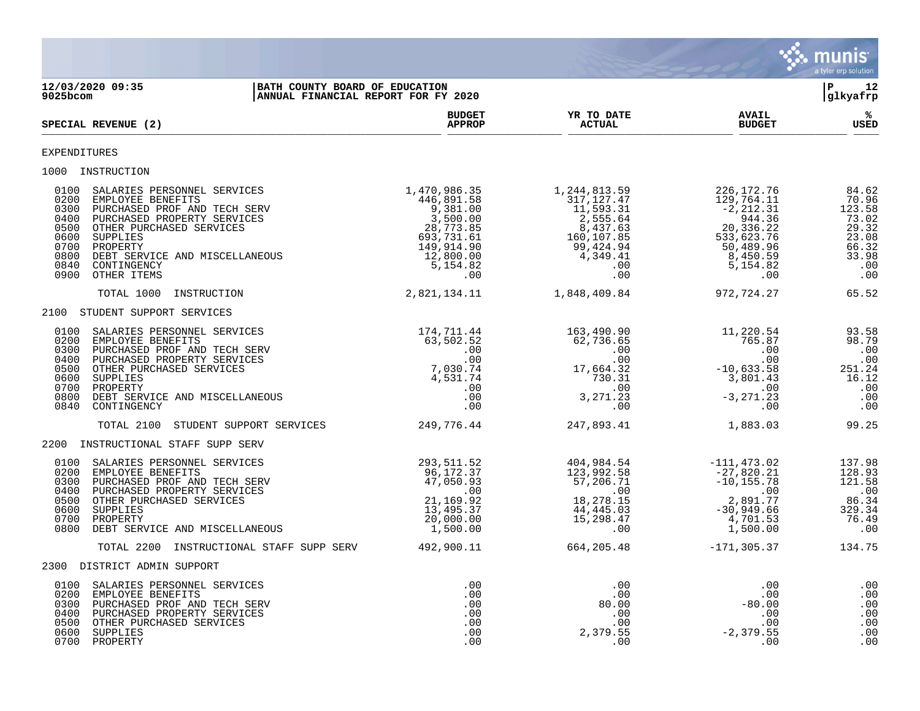12/03/2020 09:35 | BATH COUNTY BOARD OF EDUCATION
9025bcom | ANNUAL FINANCIAL REPORT FOR FY 2020

| SPECIAL REVENUE (2) | BUDGET APPROP | YR TO DATE ACTUAL | AVAIL BUDGET | % USED |
|---|---|---|---|---|
| **EXPENDITURES** | | | | |
| **1000 INSTRUCTION** | | | | |
| 0100 SALARIES PERSONNEL SERVICES | 1,470,986.35 | 1,244,813.59 | 226,172.76 | 84.62 |
| 0200 EMPLOYEE BENEFITS | 446,891.58 | 317,127.47 | 129,764.11 | 70.96 |
| 0300 PURCHASED PROF AND TECH SERV | 9,381.00 | 11,593.31 | -2,212.31 | 123.58 |
| 0400 PURCHASED PROPERTY SERVICES | 3,500.00 | 2,555.64 | 944.36 | 73.02 |
| 0500 OTHER PURCHASED SERVICES | 28,773.85 | 8,437.63 | 20,336.22 | 29.32 |
| 0600 SUPPLIES | 693,731.61 | 160,107.85 | 533,623.76 | 23.08 |
| 0700 PROPERTY | 149,914.90 | 99,424.94 | 50,489.96 | 66.32 |
| 0800 DEBT SERVICE AND MISCELLANEOUS | 12,800.00 | 4,349.41 | 8,450.59 | 33.98 |
| 0840 CONTINGENCY | 5,154.82 | .00 | 5,154.82 | .00 |
| 0900 OTHER ITEMS | .00 | .00 | .00 | .00 |
| TOTAL 1000 INSTRUCTION | 2,821,134.11 | 1,848,409.84 | 972,724.27 | 65.52 |
| **2100 STUDENT SUPPORT SERVICES** | | | | |
| 0100 SALARIES PERSONNEL SERVICES | 174,711.44 | 163,490.90 | 11,220.54 | 93.58 |
| 0200 EMPLOYEE BENEFITS | 63,502.52 | 62,736.65 | 765.87 | 98.79 |
| 0300 PURCHASED PROF AND TECH SERV | .00 | .00 | .00 | .00 |
| 0400 PURCHASED PROPERTY SERVICES | .00 | .00 | .00 | .00 |
| 0500 OTHER PURCHASED SERVICES | 7,030.74 | 17,664.32 | -10,633.58 | 251.24 |
| 0600 SUPPLIES | 4,531.74 | 730.31 | 3,801.43 | 16.12 |
| 0700 PROPERTY | .00 | .00 | .00 | .00 |
| 0800 DEBT SERVICE AND MISCELLANEOUS | .00 | 3,271.23 | -3,271.23 | .00 |
| 0840 CONTINGENCY | .00 | .00 | .00 | .00 |
| TOTAL 2100 STUDENT SUPPORT SERVICES | 249,776.44 | 247,893.41 | 1,883.03 | 99.25 |
| **2200 INSTRUCTIONAL STAFF SUPP SERV** | | | | |
| 0100 SALARIES PERSONNEL SERVICES | 293,511.52 | 404,984.54 | -111,473.02 | 137.98 |
| 0200 EMPLOYEE BENEFITS | 96,172.37 | 123,992.58 | -27,820.21 | 128.93 |
| 0300 PURCHASED PROF AND TECH SERV | 47,050.93 | 57,206.71 | -10,155.78 | 121.58 |
| 0400 PURCHASED PROPERTY SERVICES | .00 | .00 | .00 | .00 |
| 0500 OTHER PURCHASED SERVICES | 21,169.92 | 18,278.15 | 2,891.77 | 86.34 |
| 0600 SUPPLIES | 13,495.37 | 44,445.03 | -30,949.66 | 329.34 |
| 0700 PROPERTY | 20,000.00 | 15,298.47 | 4,701.53 | 76.49 |
| 0800 DEBT SERVICE AND MISCELLANEOUS | 1,500.00 | .00 | 1,500.00 | .00 |
| TOTAL 2200 INSTRUCTIONAL STAFF SUPP SERV | 492,900.11 | 664,205.48 | -171,305.37 | 134.75 |
| **2300 DISTRICT ADMIN SUPPORT** | | | | |
| 0100 SALARIES PERSONNEL SERVICES | .00 | .00 | .00 | .00 |
| 0200 EMPLOYEE BENEFITS | .00 | .00 | .00 | .00 |
| 0300 PURCHASED PROF AND TECH SERV | .00 | 80.00 | -80.00 | .00 |
| 0400 PURCHASED PROPERTY SERVICES | .00 | .00 | .00 | .00 |
| 0500 OTHER PURCHASED SERVICES | .00 | .00 | .00 | .00 |
| 0600 SUPPLIES | .00 | 2,379.55 | -2,379.55 | .00 |
| 0700 PROPERTY | .00 | .00 | .00 | .00 |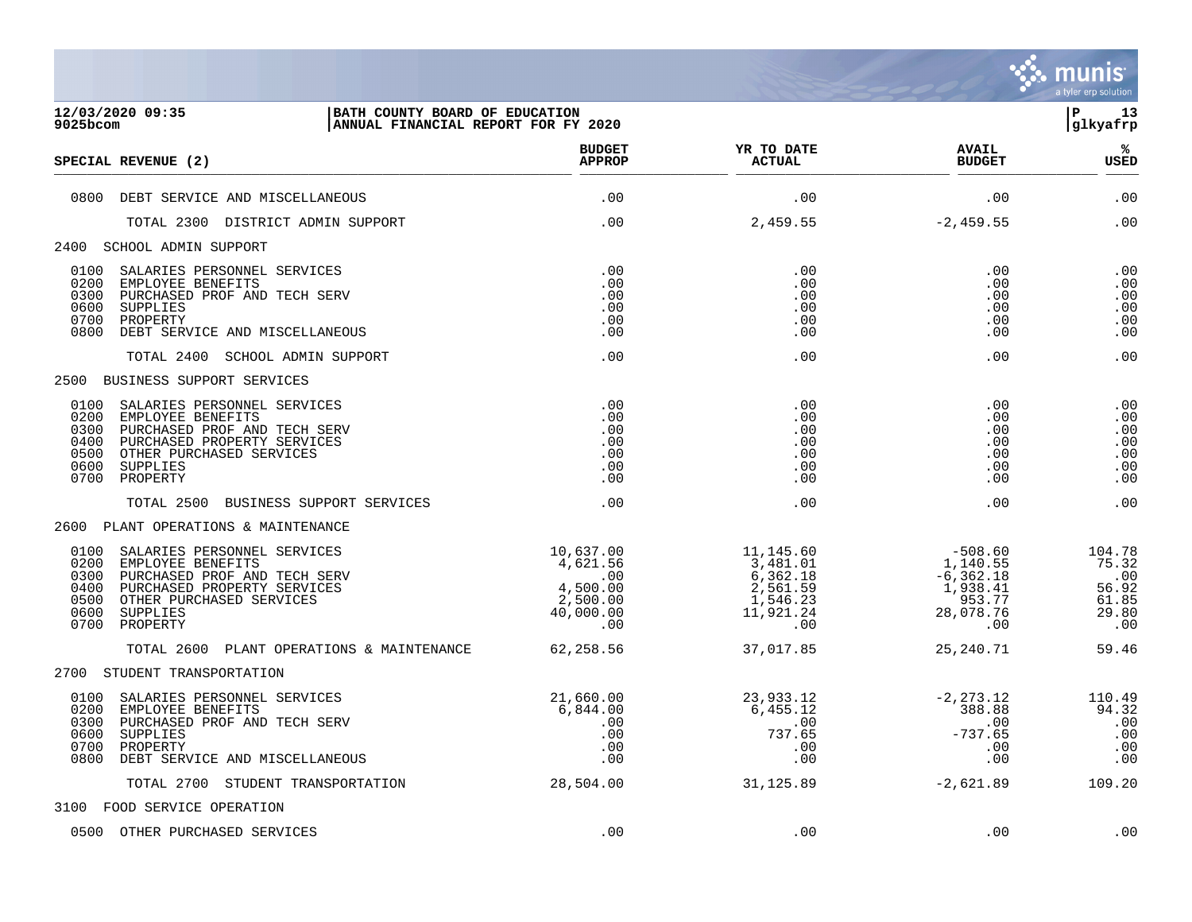12/03/2020 09:35 | BATH COUNTY BOARD OF EDUCATION | P 13
9025bcom | ANNUAL FINANCIAL REPORT FOR FY 2020 | glkyafrp

| SPECIAL REVENUE (2) | BUDGET APPROP | YR TO DATE ACTUAL | AVAIL BUDGET | % USED |
|---|---|---|---|---|
| 0800 DEBT SERVICE AND MISCELLANEOUS | .00 | .00 | .00 | .00 |
| TOTAL 2300 DISTRICT ADMIN SUPPORT | .00 | 2,459.55 | -2,459.55 | .00 |
| **2400 SCHOOL ADMIN SUPPORT** | | | | |
| 0100 SALARIES PERSONNEL SERVICES | .00 | .00 | .00 | .00 |
| 0200 EMPLOYEE BENEFITS | .00 | .00 | .00 | .00 |
| 0300 PURCHASED PROF AND TECH SERV | .00 | .00 | .00 | .00 |
| 0600 SUPPLIES | .00 | .00 | .00 | .00 |
| 0700 PROPERTY | .00 | .00 | .00 | .00 |
| 0800 DEBT SERVICE AND MISCELLANEOUS | .00 | .00 | .00 | .00 |
| TOTAL 2400 SCHOOL ADMIN SUPPORT | .00 | .00 | .00 | .00 |
| **2500 BUSINESS SUPPORT SERVICES** | | | | |
| 0100 SALARIES PERSONNEL SERVICES | .00 | .00 | .00 | .00 |
| 0200 EMPLOYEE BENEFITS | .00 | .00 | .00 | .00 |
| 0300 PURCHASED PROF AND TECH SERV | .00 | .00 | .00 | .00 |
| 0400 PURCHASED PROPERTY SERVICES | .00 | .00 | .00 | .00 |
| 0500 OTHER PURCHASED SERVICES | .00 | .00 | .00 | .00 |
| 0600 SUPPLIES | .00 | .00 | .00 | .00 |
| 0700 PROPERTY | .00 | .00 | .00 | .00 |
| TOTAL 2500 BUSINESS SUPPORT SERVICES | .00 | .00 | .00 | .00 |
| **2600 PLANT OPERATIONS & MAINTENANCE** | | | | |
| 0100 SALARIES PERSONNEL SERVICES | 10,637.00 | 11,145.60 | -508.60 | 104.78 |
| 0200 EMPLOYEE BENEFITS | 4,621.56 | 3,481.01 | 1,140.55 | 75.32 |
| 0300 PURCHASED PROF AND TECH SERV | .00 | 6,362.18 | -6,362.18 | .00 |
| 0400 PURCHASED PROPERTY SERVICES | 4,500.00 | 2,561.59 | 1,938.41 | 56.92 |
| 0500 OTHER PURCHASED SERVICES | 2,500.00 | 1,546.23 | 953.77 | 61.85 |
| 0600 SUPPLIES | 40,000.00 | 11,921.24 | 28,078.76 | 29.80 |
| 0700 PROPERTY | .00 | .00 | .00 | .00 |
| TOTAL 2600 PLANT OPERATIONS & MAINTENANCE | 62,258.56 | 37,017.85 | 25,240.71 | 59.46 |
| **2700 STUDENT TRANSPORTATION** | | | | |
| 0100 SALARIES PERSONNEL SERVICES | 21,660.00 | 23,933.12 | -2,273.12 | 110.49 |
| 0200 EMPLOYEE BENEFITS | 6,844.00 | 6,455.12 | 388.88 | 94.32 |
| 0300 PURCHASED PROF AND TECH SERV | .00 | .00 | .00 | .00 |
| 0600 SUPPLIES | .00 | 737.65 | -737.65 | .00 |
| 0700 PROPERTY | .00 | .00 | .00 | .00 |
| 0800 DEBT SERVICE AND MISCELLANEOUS | .00 | .00 | .00 | .00 |
| TOTAL 2700 STUDENT TRANSPORTATION | 28,504.00 | 31,125.89 | -2,621.89 | 109.20 |
| **3100 FOOD SERVICE OPERATION** | | | | |
| 0500 OTHER PURCHASED SERVICES | .00 | .00 | .00 | .00 |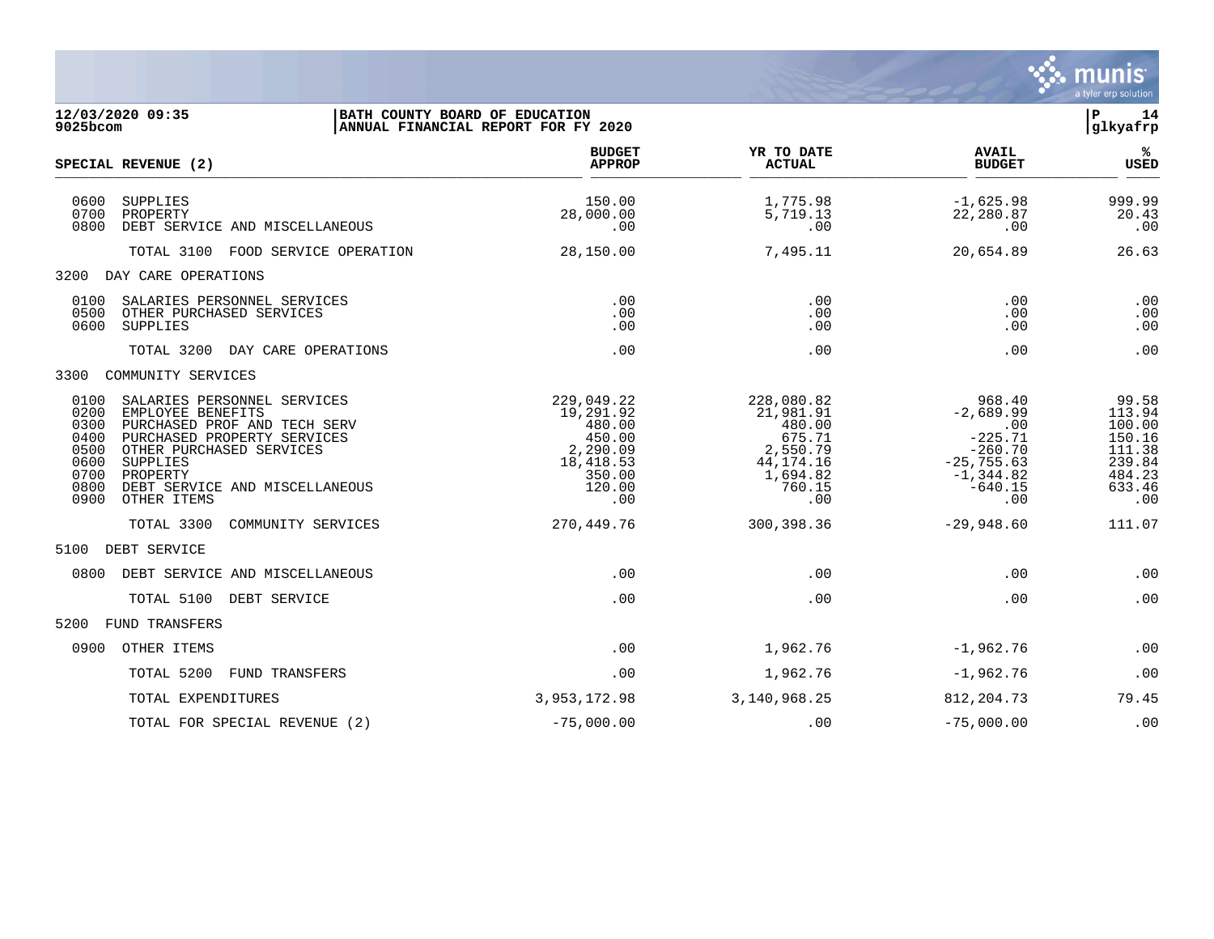**12/03/2020 09:35** — **9025bcom**

**BATH COUNTY BOARD OF EDUCATION**
**ANNUAL FINANCIAL REPORT FOR FY 2020**

P 14 — glkyafrp

| SPECIAL REVENUE (2) | BUDGET APPROP | YR TO DATE ACTUAL | AVAIL BUDGET | % USED |
|---|---|---|---|---|
| 0600 SUPPLIES | 150.00 | 1,775.98 | -1,625.98 | 999.99 |
| 0700 PROPERTY | 28,000.00 | 5,719.13 | 22,280.87 | 20.43 |
| 0800 DEBT SERVICE AND MISCELLANEOUS | .00 | .00 | .00 | .00 |
| TOTAL 3100 FOOD SERVICE OPERATION | 28,150.00 | 7,495.11 | 20,654.89 | 26.63 |
| 3200 DAY CARE OPERATIONS | | | | |
| 0100 SALARIES PERSONNEL SERVICES | .00 | .00 | .00 | .00 |
| 0500 OTHER PURCHASED SERVICES | .00 | .00 | .00 | .00 |
| 0600 SUPPLIES | .00 | .00 | .00 | .00 |
| TOTAL 3200 DAY CARE OPERATIONS | .00 | .00 | .00 | .00 |
| 3300 COMMUNITY SERVICES | | | | |
| 0100 SALARIES PERSONNEL SERVICES | 229,049.22 | 228,080.82 | 968.40 | 99.58 |
| 0200 EMPLOYEE BENEFITS | 19,291.92 | 21,981.91 | -2,689.99 | 113.94 |
| 0300 PURCHASED PROF AND TECH SERV | 480.00 | 480.00 | .00 | 100.00 |
| 0400 PURCHASED PROPERTY SERVICES | 450.00 | 675.71 | -225.71 | 150.16 |
| 0500 OTHER PURCHASED SERVICES | 2,290.09 | 2,550.79 | -260.70 | 111.38 |
| 0600 SUPPLIES | 18,418.53 | 44,174.16 | -25,755.63 | 239.84 |
| 0700 PROPERTY | 350.00 | 1,694.82 | -1,344.82 | 484.23 |
| 0800 DEBT SERVICE AND MISCELLANEOUS | 120.00 | 760.15 | -640.15 | 633.46 |
| 0900 OTHER ITEMS | .00 | .00 | .00 | .00 |
| TOTAL 3300 COMMUNITY SERVICES | 270,449.76 | 300,398.36 | -29,948.60 | 111.07 |
| 5100 DEBT SERVICE | | | | |
| 0800 DEBT SERVICE AND MISCELLANEOUS | .00 | .00 | .00 | .00 |
| TOTAL 5100 DEBT SERVICE | .00 | .00 | .00 | .00 |
| 5200 FUND TRANSFERS | | | | |
| 0900 OTHER ITEMS | .00 | 1,962.76 | -1,962.76 | .00 |
| TOTAL 5200 FUND TRANSFERS | .00 | 1,962.76 | -1,962.76 | .00 |
| TOTAL EXPENDITURES | 3,953,172.98 | 3,140,968.25 | 812,204.73 | 79.45 |
| TOTAL FOR SPECIAL REVENUE (2) | -75,000.00 | .00 | -75,000.00 | .00 |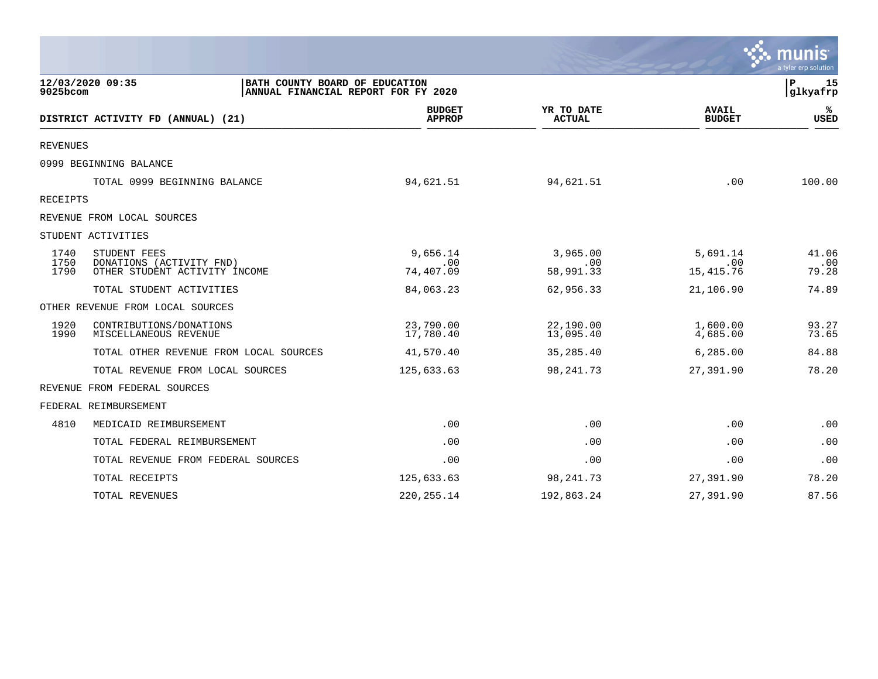12/03/2020 09:35 | BATH COUNTY BOARD OF EDUCATION
9025bcom | ANNUAL FINANCIAL REPORT FOR FY 2020

| DISTRICT ACTIVITY FD (ANNUAL) (21) | | BUDGET APPROP | YR TO DATE ACTUAL | AVAIL BUDGET | % USED |
|---|---|---|---|---|---|
| REVENUES | | | | | |
| 0999 BEGINNING BALANCE | | | | | |
| | TOTAL 0999 BEGINNING BALANCE | 94,621.51 | 94,621.51 | .00 | 100.00 |
| RECEIPTS | | | | | |
| REVENUE FROM LOCAL SOURCES | | | | | |
| STUDENT ACTIVITIES | | | | | |
| 1740 | STUDENT FEES | 9,656.14 | 3,965.00 | 5,691.14 | 41.06 |
| 1750 | DONATIONS (ACTIVITY FND) | .00 | .00 | .00 | .00 |
| 1790 | OTHER STUDENT ACTIVITY INCOME | 74,407.09 | 58,991.33 | 15,415.76 | 79.28 |
| | TOTAL STUDENT ACTIVITIES | 84,063.23 | 62,956.33 | 21,106.90 | 74.89 |
| OTHER REVENUE FROM LOCAL SOURCES | | | | | |
| 1920 | CONTRIBUTIONS/DONATIONS | 23,790.00 | 22,190.00 | 1,600.00 | 93.27 |
| 1990 | MISCELLANEOUS REVENUE | 17,780.40 | 13,095.40 | 4,685.00 | 73.65 |
| | TOTAL OTHER REVENUE FROM LOCAL SOURCES | 41,570.40 | 35,285.40 | 6,285.00 | 84.88 |
| | TOTAL REVENUE FROM LOCAL SOURCES | 125,633.63 | 98,241.73 | 27,391.90 | 78.20 |
| REVENUE FROM FEDERAL SOURCES | | | | | |
| FEDERAL REIMBURSEMENT | | | | | |
| 4810 | MEDICAID REIMBURSEMENT | .00 | .00 | .00 | .00 |
| | TOTAL FEDERAL REIMBURSEMENT | .00 | .00 | .00 | .00 |
| | TOTAL REVENUE FROM FEDERAL SOURCES | .00 | .00 | .00 | .00 |
| | TOTAL RECEIPTS | 125,633.63 | 98,241.73 | 27,391.90 | 78.20 |
| | TOTAL REVENUES | 220,255.14 | 192,863.24 | 27,391.90 | 87.56 |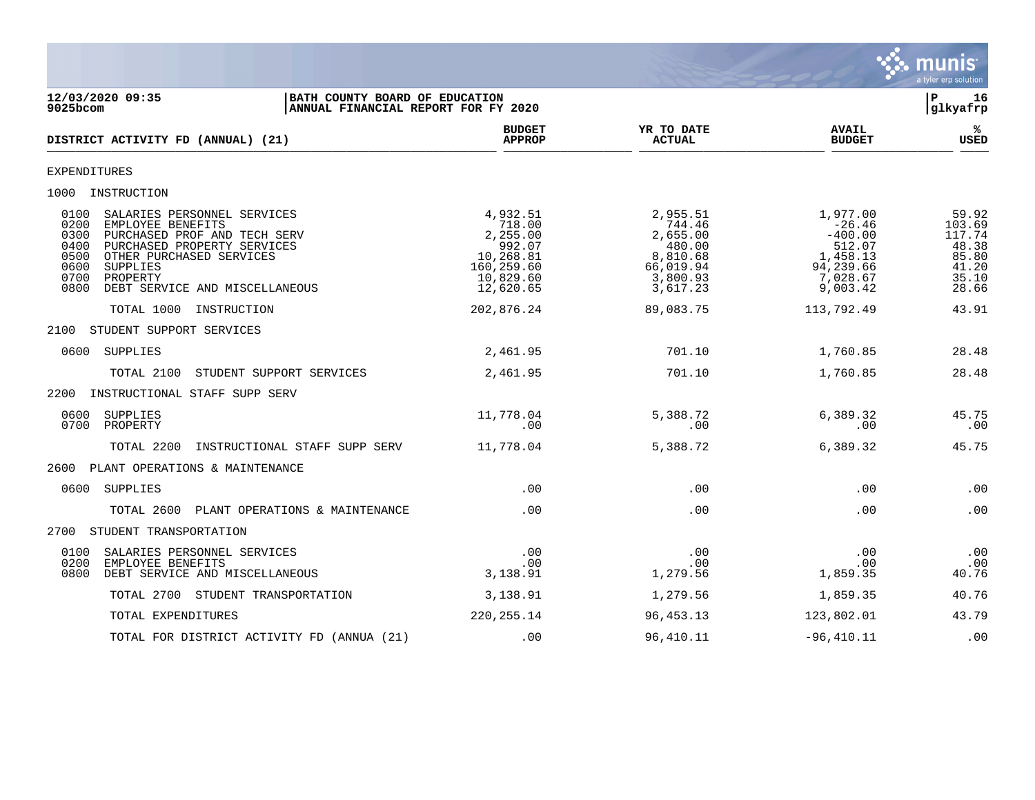**12/03/2020 09:35**
**9025bcom**

**BATH COUNTY BOARD OF EDUCATION**
**ANNUAL FINANCIAL REPORT FOR FY 2020**

**P 16**
**glkyafrp**

| DISTRICT ACTIVITY FD (ANNUAL) (21) | BUDGET APPROP | YR TO DATE ACTUAL | AVAIL BUDGET | % USED |
|---|---|---|---|---|
| EXPENDITURES | | | | |
| 1000 INSTRUCTION | | | | |
| 0100 SALARIES PERSONNEL SERVICES | 4,932.51 | 2,955.51 | 1,977.00 | 59.92 |
| 0200 EMPLOYEE BENEFITS | 718.00 | 744.46 | -26.46 | 103.69 |
| 0300 PURCHASED PROF AND TECH SERV | 2,255.00 | 2,655.00 | -400.00 | 117.74 |
| 0400 PURCHASED PROPERTY SERVICES | 992.07 | 480.00 | 512.07 | 48.38 |
| 0500 OTHER PURCHASED SERVICES | 10,268.81 | 8,810.68 | 1,458.13 | 85.80 |
| 0600 SUPPLIES | 160,259.60 | 66,019.94 | 94,239.66 | 41.20 |
| 0700 PROPERTY | 10,829.60 | 3,800.93 | 7,028.67 | 35.10 |
| 0800 DEBT SERVICE AND MISCELLANEOUS | 12,620.65 | 3,617.23 | 9,003.42 | 28.66 |
| TOTAL 1000 INSTRUCTION | 202,876.24 | 89,083.75 | 113,792.49 | 43.91 |
| 2100 STUDENT SUPPORT SERVICES | | | | |
| 0600 SUPPLIES | 2,461.95 | 701.10 | 1,760.85 | 28.48 |
| TOTAL 2100 STUDENT SUPPORT SERVICES | 2,461.95 | 701.10 | 1,760.85 | 28.48 |
| 2200 INSTRUCTIONAL STAFF SUPP SERV | | | | |
| 0600 SUPPLIES | 11,778.04 | 5,388.72 | 6,389.32 | 45.75 |
| 0700 PROPERTY | .00 | .00 | .00 | .00 |
| TOTAL 2200 INSTRUCTIONAL STAFF SUPP SERV | 11,778.04 | 5,388.72 | 6,389.32 | 45.75 |
| 2600 PLANT OPERATIONS & MAINTENANCE | | | | |
| 0600 SUPPLIES | .00 | .00 | .00 | .00 |
| TOTAL 2600 PLANT OPERATIONS & MAINTENANCE | .00 | .00 | .00 | .00 |
| 2700 STUDENT TRANSPORTATION | | | | |
| 0100 SALARIES PERSONNEL SERVICES | .00 | .00 | .00 | .00 |
| 0200 EMPLOYEE BENEFITS | .00 | .00 | .00 | .00 |
| 0800 DEBT SERVICE AND MISCELLANEOUS | 3,138.91 | 1,279.56 | 1,859.35 | 40.76 |
| TOTAL 2700 STUDENT TRANSPORTATION | 3,138.91 | 1,279.56 | 1,859.35 | 40.76 |
| TOTAL EXPENDITURES | 220,255.14 | 96,453.13 | 123,802.01 | 43.79 |
| TOTAL FOR DISTRICT ACTIVITY FD (ANNUA (21) | .00 | 96,410.11 | -96,410.11 | .00 |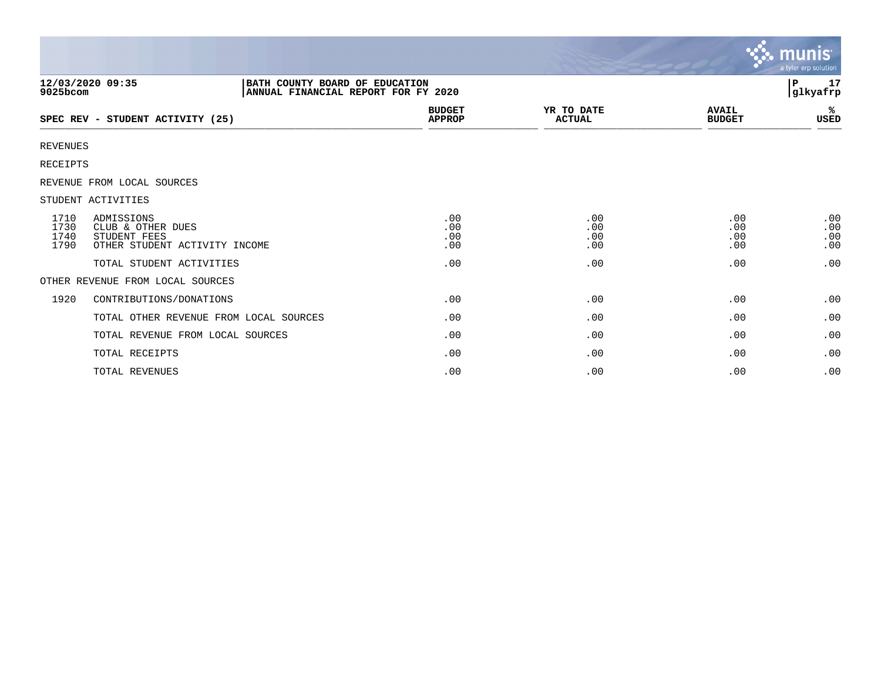12/03/2020 09:35
9025bcom

BATH COUNTY BOARD OF EDUCATION
ANNUAL FINANCIAL REPORT FOR FY 2020

P 17
glkyafrp

| SPEC REV - STUDENT ACTIVITY (25) | | BUDGET APPROP | YR TO DATE ACTUAL | AVAIL BUDGET | % USED |
|---|---|---|---|---|---|
| REVENUES | | | | | |
| RECEIPTS | | | | | |
| REVENUE FROM LOCAL SOURCES | | | | | |
| STUDENT ACTIVITIES | | | | | |
| 1710 | ADMISSIONS | .00 | .00 | .00 | .00 |
| 1730 | CLUB & OTHER DUES | .00 | .00 | .00 | .00 |
| 1740 | STUDENT FEES | .00 | .00 | .00 | .00 |
| 1790 | OTHER STUDENT ACTIVITY INCOME | .00 | .00 | .00 | .00 |
| | TOTAL STUDENT ACTIVITIES | .00 | .00 | .00 | .00 |
| OTHER REVENUE FROM LOCAL SOURCES | | | | | |
| 1920 | CONTRIBUTIONS/DONATIONS | .00 | .00 | .00 | .00 |
| | TOTAL OTHER REVENUE FROM LOCAL SOURCES | .00 | .00 | .00 | .00 |
| | TOTAL REVENUE FROM LOCAL SOURCES | .00 | .00 | .00 | .00 |
| | TOTAL RECEIPTS | .00 | .00 | .00 | .00 |
| | TOTAL REVENUES | .00 | .00 | .00 | .00 |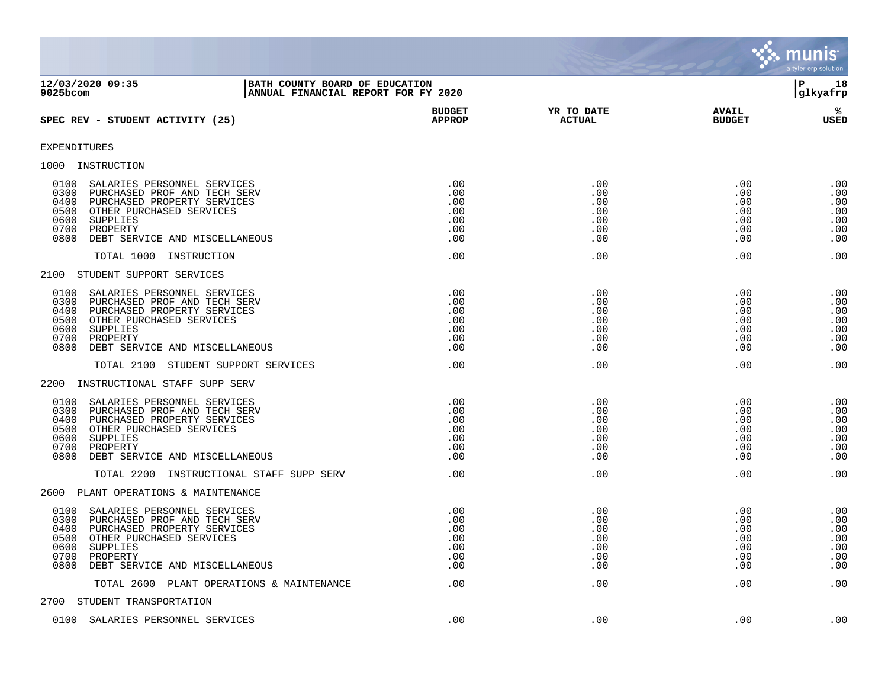**12/03/2020 09:35** | **BATH COUNTY BOARD OF EDUCATION**
**9025bcom** | **ANNUAL FINANCIAL REPORT FOR FY 2020**

| SPEC REV - STUDENT ACTIVITY (25) | BUDGET APPROP | YR TO DATE ACTUAL | AVAIL BUDGET | % USED |
|---|---|---|---|---|
| EXPENDITURES | | | | |
| 1000 INSTRUCTION | | | | |
| 0100 SALARIES PERSONNEL SERVICES | .00 | .00 | .00 | .00 |
| 0300 PURCHASED PROF AND TECH SERV | .00 | .00 | .00 | .00 |
| 0400 PURCHASED PROPERTY SERVICES | .00 | .00 | .00 | .00 |
| 0500 OTHER PURCHASED SERVICES | .00 | .00 | .00 | .00 |
| 0600 SUPPLIES | .00 | .00 | .00 | .00 |
| 0700 PROPERTY | .00 | .00 | .00 | .00 |
| 0800 DEBT SERVICE AND MISCELLANEOUS | .00 | .00 | .00 | .00 |
| TOTAL 1000 INSTRUCTION | .00 | .00 | .00 | .00 |
| 2100 STUDENT SUPPORT SERVICES | | | | |
| 0100 SALARIES PERSONNEL SERVICES | .00 | .00 | .00 | .00 |
| 0300 PURCHASED PROF AND TECH SERV | .00 | .00 | .00 | .00 |
| 0400 PURCHASED PROPERTY SERVICES | .00 | .00 | .00 | .00 |
| 0500 OTHER PURCHASED SERVICES | .00 | .00 | .00 | .00 |
| 0600 SUPPLIES | .00 | .00 | .00 | .00 |
| 0700 PROPERTY | .00 | .00 | .00 | .00 |
| 0800 DEBT SERVICE AND MISCELLANEOUS | .00 | .00 | .00 | .00 |
| TOTAL 2100 STUDENT SUPPORT SERVICES | .00 | .00 | .00 | .00 |
| 2200 INSTRUCTIONAL STAFF SUPP SERV | | | | |
| 0100 SALARIES PERSONNEL SERVICES | .00 | .00 | .00 | .00 |
| 0300 PURCHASED PROF AND TECH SERV | .00 | .00 | .00 | .00 |
| 0400 PURCHASED PROPERTY SERVICES | .00 | .00 | .00 | .00 |
| 0500 OTHER PURCHASED SERVICES | .00 | .00 | .00 | .00 |
| 0600 SUPPLIES | .00 | .00 | .00 | .00 |
| 0700 PROPERTY | .00 | .00 | .00 | .00 |
| 0800 DEBT SERVICE AND MISCELLANEOUS | .00 | .00 | .00 | .00 |
| TOTAL 2200 INSTRUCTIONAL STAFF SUPP SERV | .00 | .00 | .00 | .00 |
| 2600 PLANT OPERATIONS & MAINTENANCE | | | | |
| 0100 SALARIES PERSONNEL SERVICES | .00 | .00 | .00 | .00 |
| 0300 PURCHASED PROF AND TECH SERV | .00 | .00 | .00 | .00 |
| 0400 PURCHASED PROPERTY SERVICES | .00 | .00 | .00 | .00 |
| 0500 OTHER PURCHASED SERVICES | .00 | .00 | .00 | .00 |
| 0600 SUPPLIES | .00 | .00 | .00 | .00 |
| 0700 PROPERTY | .00 | .00 | .00 | .00 |
| 0800 DEBT SERVICE AND MISCELLANEOUS | .00 | .00 | .00 | .00 |
| TOTAL 2600 PLANT OPERATIONS & MAINTENANCE | .00 | .00 | .00 | .00 |
| 2700 STUDENT TRANSPORTATION | | | | |
| 0100 SALARIES PERSONNEL SERVICES | .00 | .00 | .00 | .00 |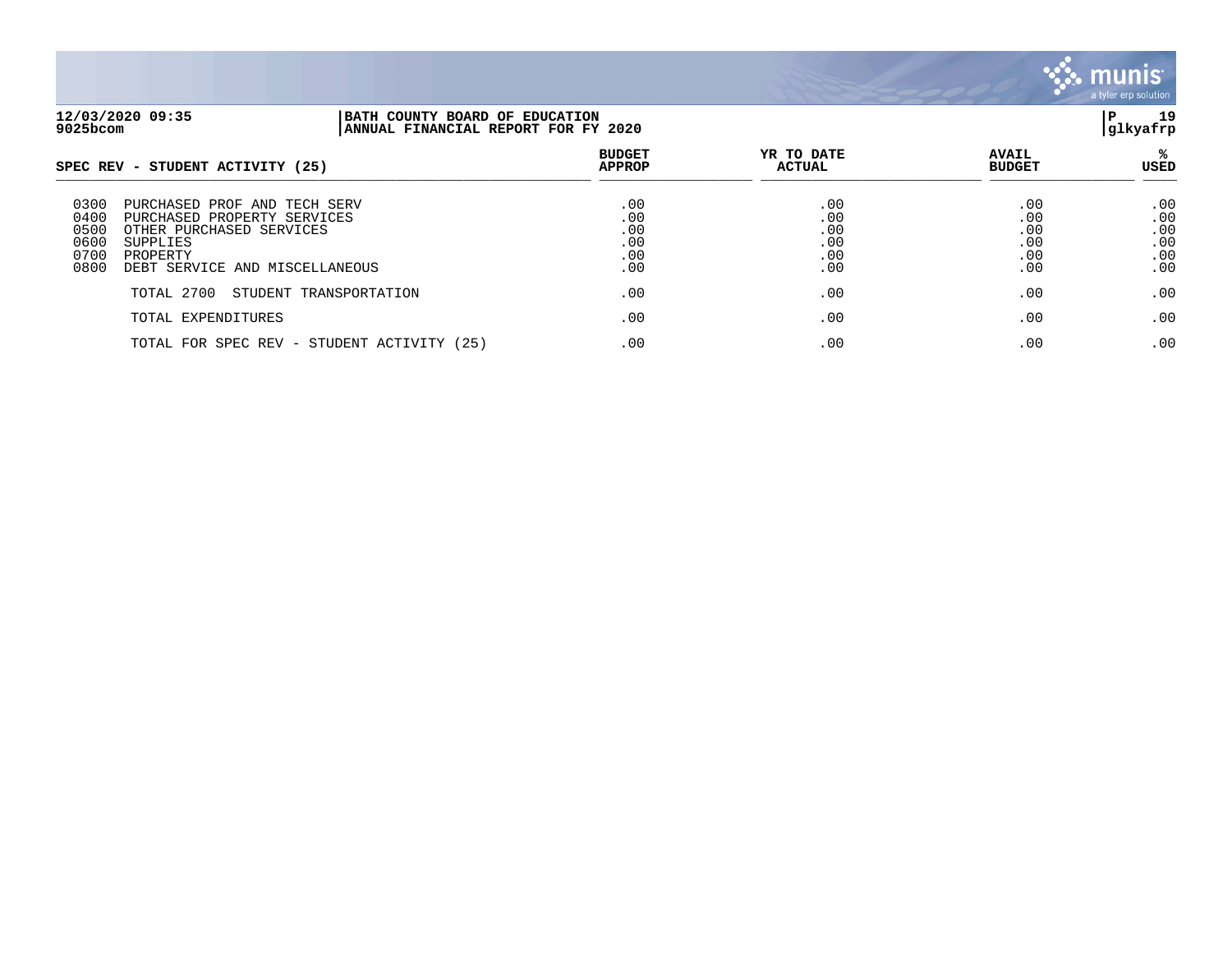**12/03/2020 09:35** | **BATH COUNTY BOARD OF EDUCATION** | **P 19**
**9025bcom** | **ANNUAL FINANCIAL REPORT FOR FY 2020** | **glkyafrp**

| SPEC REV - STUDENT ACTIVITY (25) | | BUDGET APPROP | YR TO DATE ACTUAL | AVAIL BUDGET | % USED |
|---|---|---|---|---|---|
| 0300 | PURCHASED PROF AND TECH SERV | .00 | .00 | .00 | .00 |
| 0400 | PURCHASED PROPERTY SERVICES | .00 | .00 | .00 | .00 |
| 0500 | OTHER PURCHASED SERVICES | .00 | .00 | .00 | .00 |
| 0600 | SUPPLIES | .00 | .00 | .00 | .00 |
| 0700 | PROPERTY | .00 | .00 | .00 | .00 |
| 0800 | DEBT SERVICE AND MISCELLANEOUS | .00 | .00 | .00 | .00 |
| | TOTAL 2700 STUDENT TRANSPORTATION | .00 | .00 | .00 | .00 |
| | TOTAL EXPENDITURES | .00 | .00 | .00 | .00 |
| | TOTAL FOR SPEC REV - STUDENT ACTIVITY (25) | .00 | .00 | .00 | .00 |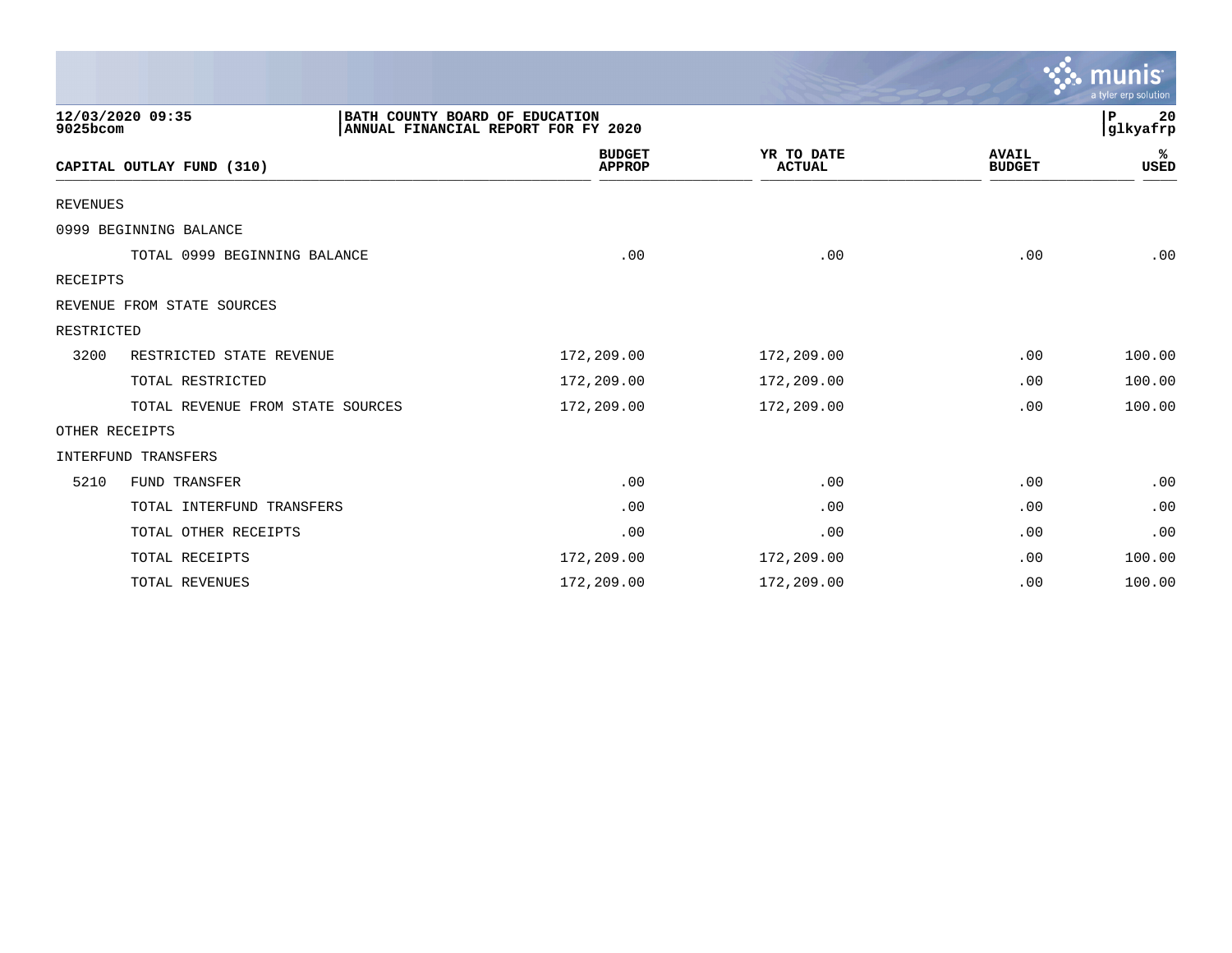BATH COUNTY BOARD OF EDUCATION
ANNUAL FINANCIAL REPORT FOR FY 2020

| CAPITAL OUTLAY FUND (310) | | BUDGET APPROP | YR TO DATE ACTUAL | AVAIL BUDGET | % USED |
|---|---|---|---|---|---|
| REVENUES | | | | | |
| 0999 BEGINNING BALANCE | | | | | |
| | TOTAL 0999 BEGINNING BALANCE | .00 | .00 | .00 | .00 |
| RECEIPTS | | | | | |
| REVENUE FROM STATE SOURCES | | | | | |
| RESTRICTED | | | | | |
| 3200 | RESTRICTED STATE REVENUE | 172,209.00 | 172,209.00 | .00 | 100.00 |
| | TOTAL RESTRICTED | 172,209.00 | 172,209.00 | .00 | 100.00 |
| | TOTAL REVENUE FROM STATE SOURCES | 172,209.00 | 172,209.00 | .00 | 100.00 |
| OTHER RECEIPTS | | | | | |
| INTERFUND TRANSFERS | | | | | |
| 5210 | FUND TRANSFER | .00 | .00 | .00 | .00 |
| | TOTAL INTERFUND TRANSFERS | .00 | .00 | .00 | .00 |
| | TOTAL OTHER RECEIPTS | .00 | .00 | .00 | .00 |
| | TOTAL RECEIPTS | 172,209.00 | 172,209.00 | .00 | 100.00 |
| | TOTAL REVENUES | 172,209.00 | 172,209.00 | .00 | 100.00 |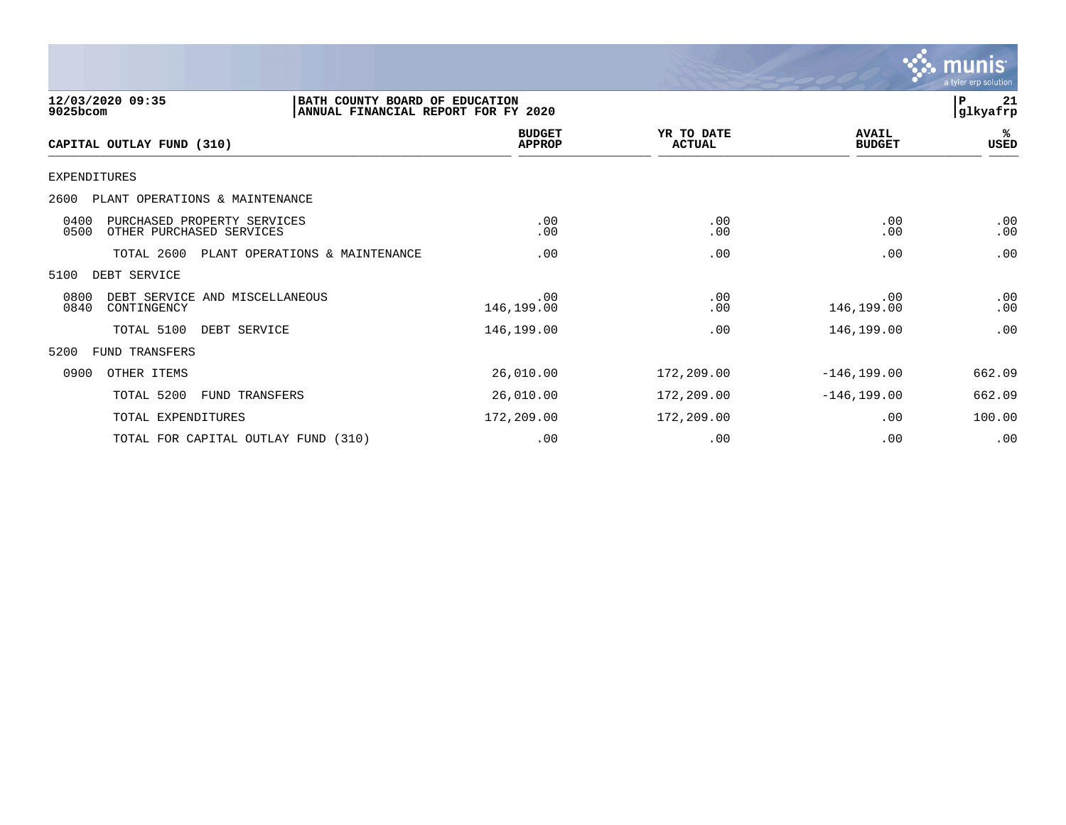**12/03/2020 09:35**
**9025bcom**

**BATH COUNTY BOARD OF EDUCATION**
**ANNUAL FINANCIAL REPORT FOR FY 2020**

**P 21**
**glkyafrp**

| CAPITAL OUTLAY FUND (310) | BUDGET APPROP | YR TO DATE ACTUAL | AVAIL BUDGET | % USED |
|---|---|---|---|---|
| EXPENDITURES | | | | |
| 2600 PLANT OPERATIONS & MAINTENANCE | | | | |
| 0400 PURCHASED PROPERTY SERVICES | .00 | .00 | .00 | .00 |
| 0500 OTHER PURCHASED SERVICES | .00 | .00 | .00 | .00 |
| TOTAL 2600 PLANT OPERATIONS & MAINTENANCE | .00 | .00 | .00 | .00 |
| 5100 DEBT SERVICE | | | | |
| 0800 DEBT SERVICE AND MISCELLANEOUS | .00 | .00 | .00 | .00 |
| 0840 CONTINGENCY | 146,199.00 | .00 | 146,199.00 | .00 |
| TOTAL 5100 DEBT SERVICE | 146,199.00 | .00 | 146,199.00 | .00 |
| 5200 FUND TRANSFERS | | | | |
| 0900 OTHER ITEMS | 26,010.00 | 172,209.00 | -146,199.00 | 662.09 |
| TOTAL 5200 FUND TRANSFERS | 26,010.00 | 172,209.00 | -146,199.00 | 662.09 |
| TOTAL EXPENDITURES | 172,209.00 | 172,209.00 | .00 | 100.00 |
| TOTAL FOR CAPITAL OUTLAY FUND (310) | .00 | .00 | .00 | .00 |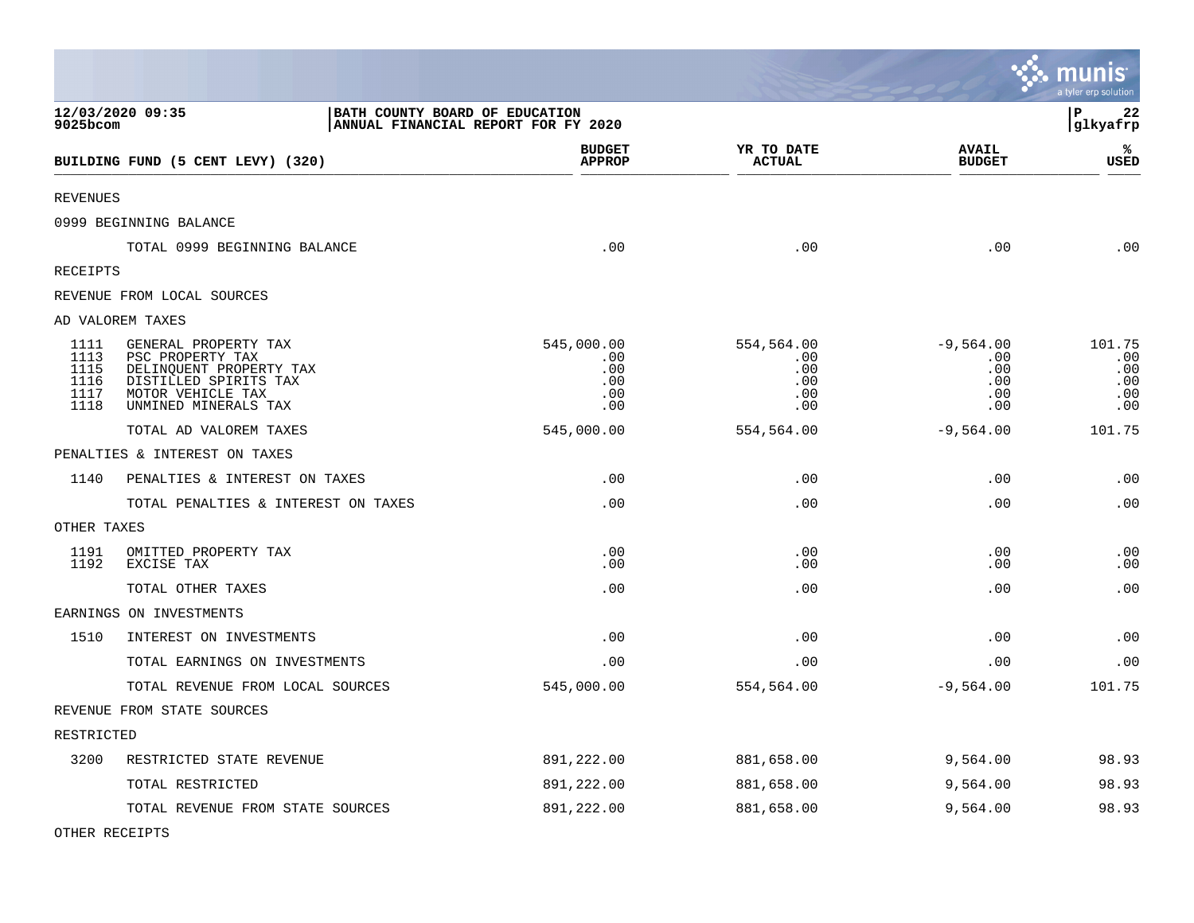BATH COUNTY BOARD OF EDUCATION
ANNUAL FINANCIAL REPORT FOR FY 2020

| BUILDING FUND (5 CENT LEVY) (320) | | BUDGET APPROP | YR TO DATE ACTUAL | AVAIL BUDGET | % USED |
|---|---|---|---|---|---|
| REVENUES | | | | | |
| 0999 BEGINNING BALANCE | | | | | |
| | TOTAL 0999 BEGINNING BALANCE | .00 | .00 | .00 | .00 |
| RECEIPTS | | | | | |
| REVENUE FROM LOCAL SOURCES | | | | | |
| AD VALOREM TAXES | | | | | |
| 1111 | GENERAL PROPERTY TAX | 545,000.00 | 554,564.00 | -9,564.00 | 101.75 |
| 1113 | PSC PROPERTY TAX | .00 | .00 | .00 | .00 |
| 1115 | DELINQUENT PROPERTY TAX | .00 | .00 | .00 | .00 |
| 1116 | DISTILLED SPIRITS TAX | .00 | .00 | .00 | .00 |
| 1117 | MOTOR VEHICLE TAX | .00 | .00 | .00 | .00 |
| 1118 | UNMINED MINERALS TAX | .00 | .00 | .00 | .00 |
| | TOTAL AD VALOREM TAXES | 545,000.00 | 554,564.00 | -9,564.00 | 101.75 |
| PENALTIES & INTEREST ON TAXES | | | | | |
| 1140 | PENALTIES & INTEREST ON TAXES | .00 | .00 | .00 | .00 |
| | TOTAL PENALTIES & INTEREST ON TAXES | .00 | .00 | .00 | .00 |
| OTHER TAXES | | | | | |
| 1191 | OMITTED PROPERTY TAX | .00 | .00 | .00 | .00 |
| 1192 | EXCISE TAX | .00 | .00 | .00 | .00 |
| | TOTAL OTHER TAXES | .00 | .00 | .00 | .00 |
| EARNINGS ON INVESTMENTS | | | | | |
| 1510 | INTEREST ON INVESTMENTS | .00 | .00 | .00 | .00 |
| | TOTAL EARNINGS ON INVESTMENTS | .00 | .00 | .00 | .00 |
| | TOTAL REVENUE FROM LOCAL SOURCES | 545,000.00 | 554,564.00 | -9,564.00 | 101.75 |
| REVENUE FROM STATE SOURCES | | | | | |
| RESTRICTED | | | | | |
| 3200 | RESTRICTED STATE REVENUE | 891,222.00 | 881,658.00 | 9,564.00 | 98.93 |
| | TOTAL RESTRICTED | 891,222.00 | 881,658.00 | 9,564.00 | 98.93 |
| | TOTAL REVENUE FROM STATE SOURCES | 891,222.00 | 881,658.00 | 9,564.00 | 98.93 |
| OTHER RECEIPTS | | | | | |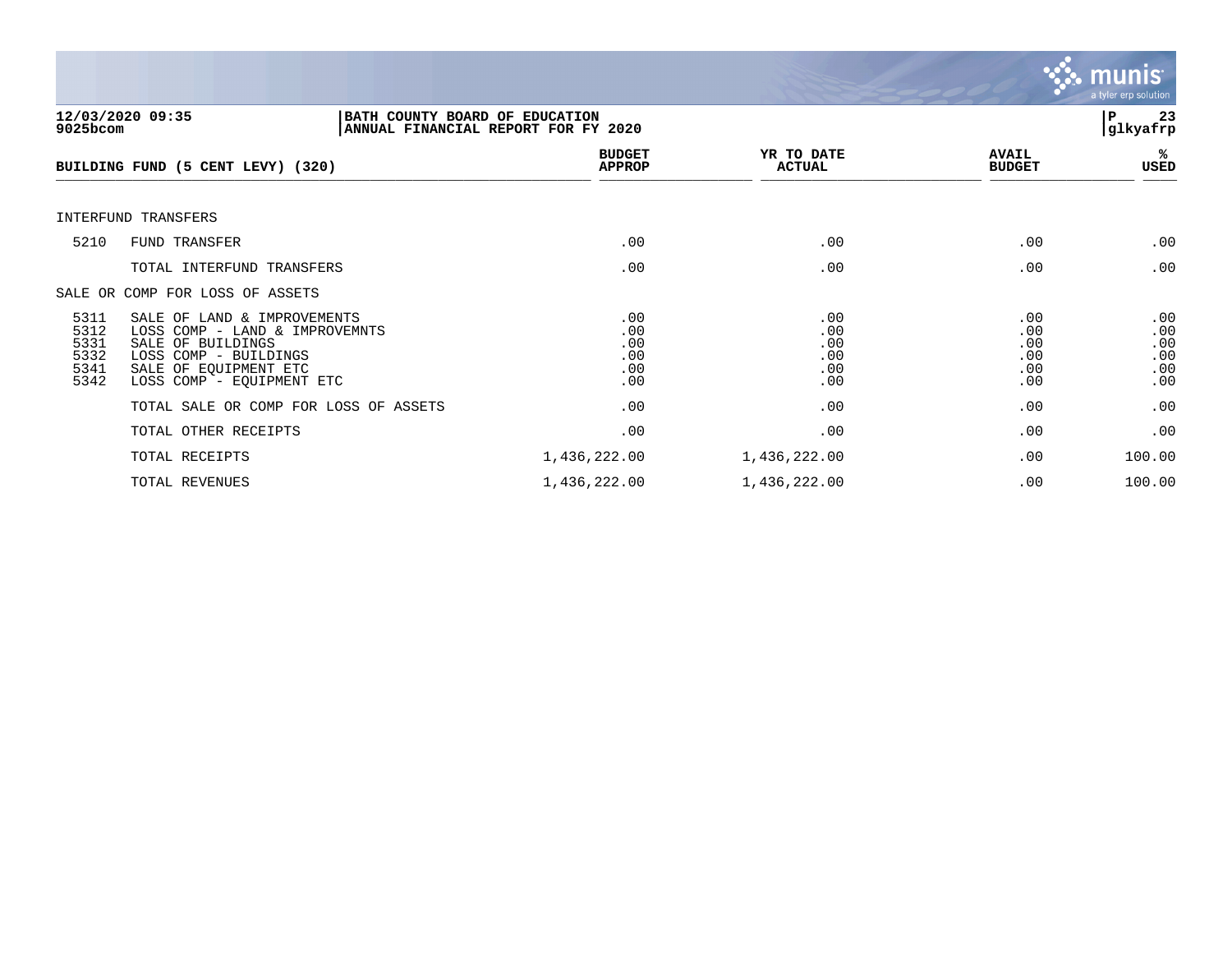**12/03/2020 09:35** | **BATH COUNTY BOARD OF EDUCATION** | **P 23**
**9025bcom** | **ANNUAL FINANCIAL REPORT FOR FY 2020** | **glkyafrp**

## BUILDING FUND (5 CENT LEVY) (320)

| | | BUDGET APPROP | YR TO DATE ACTUAL | AVAIL BUDGET | % USED |
|---|---|---|---|---|---|
| INTERFUND TRANSFERS | | | | | |
| 5210 | FUND TRANSFER | .00 | .00 | .00 | .00 |
| | TOTAL INTERFUND TRANSFERS | .00 | .00 | .00 | .00 |
| SALE OR COMP FOR LOSS OF ASSETS | | | | | |
| 5311 | SALE OF LAND & IMPROVEMENTS | .00 | .00 | .00 | .00 |
| 5312 | LOSS COMP - LAND & IMPROVEMNTS | .00 | .00 | .00 | .00 |
| 5331 | SALE OF BUILDINGS | .00 | .00 | .00 | .00 |
| 5332 | LOSS COMP - BUILDINGS | .00 | .00 | .00 | .00 |
| 5341 | SALE OF EQUIPMENT ETC | .00 | .00 | .00 | .00 |
| 5342 | LOSS COMP - EQUIPMENT ETC | .00 | .00 | .00 | .00 |
| | TOTAL SALE OR COMP FOR LOSS OF ASSETS | .00 | .00 | .00 | .00 |
| | TOTAL OTHER RECEIPTS | .00 | .00 | .00 | .00 |
| | TOTAL RECEIPTS | 1,436,222.00 | 1,436,222.00 | .00 | 100.00 |
| | TOTAL REVENUES | 1,436,222.00 | 1,436,222.00 | .00 | 100.00 |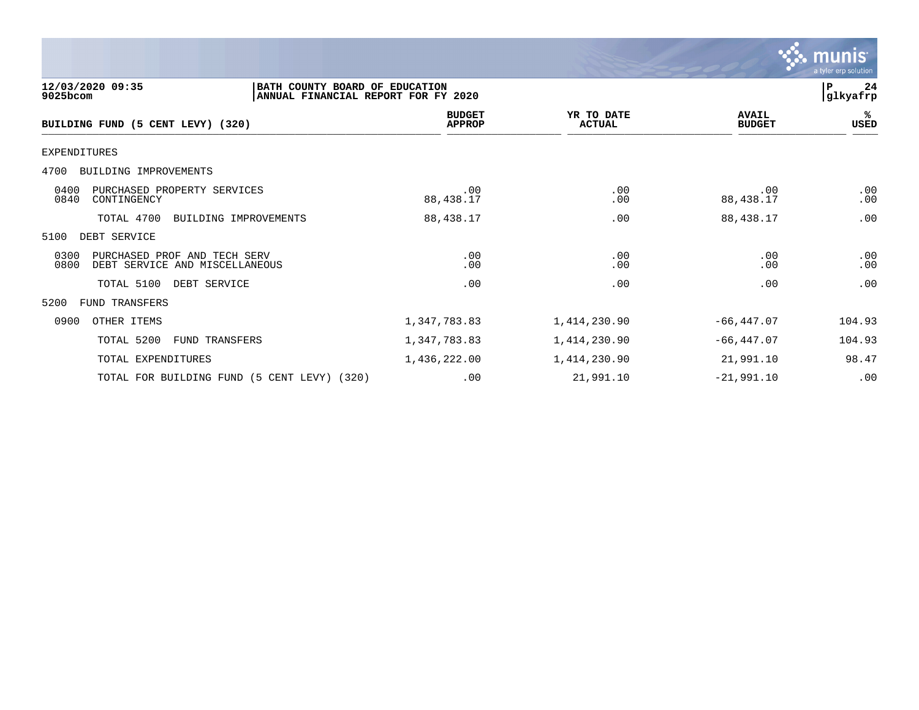BATH COUNTY BOARD OF EDUCATION
ANNUAL FINANCIAL REPORT FOR FY 2020

12/03/2020 09:35
9025bcom

| BUILDING FUND (5 CENT LEVY) (320) | BUDGET APPROP | YR TO DATE ACTUAL | AVAIL BUDGET | % USED |
|---|---|---|---|---|
| EXPENDITURES | | | | |
| 4700 BUILDING IMPROVEMENTS | | | | |
| 0400 PURCHASED PROPERTY SERVICES | .00 | .00 | .00 | .00 |
| 0840 CONTINGENCY | 88,438.17 | .00 | 88,438.17 | .00 |
| TOTAL 4700 BUILDING IMPROVEMENTS | 88,438.17 | .00 | 88,438.17 | .00 |
| 5100 DEBT SERVICE | | | | |
| 0300 PURCHASED PROF AND TECH SERV | .00 | .00 | .00 | .00 |
| 0800 DEBT SERVICE AND MISCELLANEOUS | .00 | .00 | .00 | .00 |
| TOTAL 5100 DEBT SERVICE | .00 | .00 | .00 | .00 |
| 5200 FUND TRANSFERS | | | | |
| 0900 OTHER ITEMS | 1,347,783.83 | 1,414,230.90 | -66,447.07 | 104.93 |
| TOTAL 5200 FUND TRANSFERS | 1,347,783.83 | 1,414,230.90 | -66,447.07 | 104.93 |
| TOTAL EXPENDITURES | 1,436,222.00 | 1,414,230.90 | 21,991.10 | 98.47 |
| TOTAL FOR BUILDING FUND (5 CENT LEVY) (320) | .00 | 21,991.10 | -21,991.10 | .00 |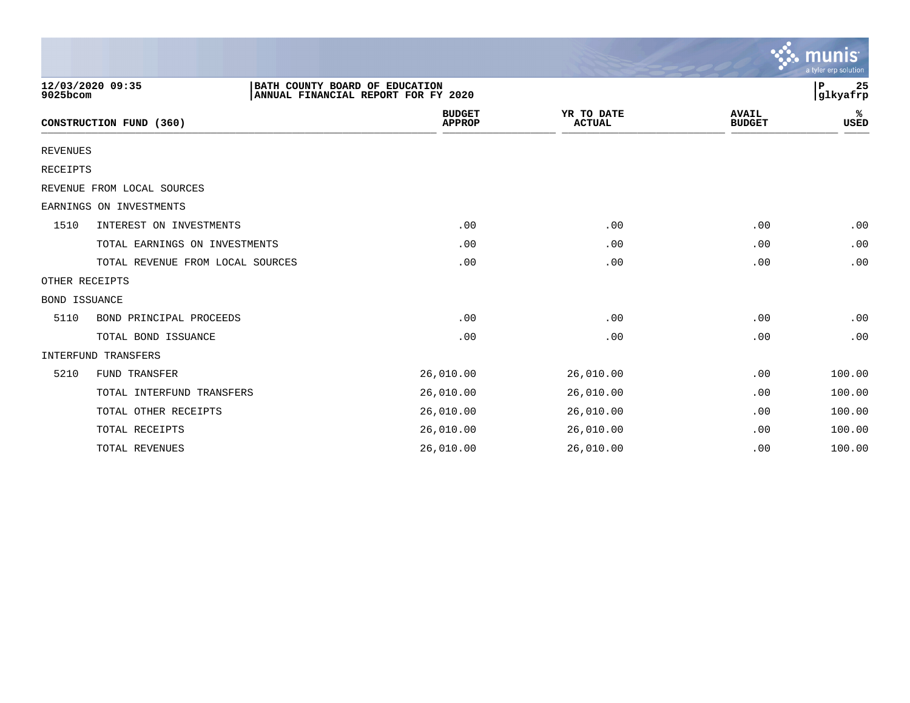12/03/2020 09:35
9025bcom

BATH COUNTY BOARD OF EDUCATION
ANNUAL FINANCIAL REPORT FOR FY 2020

| CONSTRUCTION FUND (360) | | BUDGET APPROP | YR TO DATE ACTUAL | AVAIL BUDGET | % USED |
|---|---|---|---|---|---|
| REVENUES | | | | | |
| RECEIPTS | | | | | |
| REVENUE FROM LOCAL SOURCES | | | | | |
| EARNINGS ON INVESTMENTS | | | | | |
| 1510 | INTEREST ON INVESTMENTS | .00 | .00 | .00 | .00 |
| | TOTAL EARNINGS ON INVESTMENTS | .00 | .00 | .00 | .00 |
| | TOTAL REVENUE FROM LOCAL SOURCES | .00 | .00 | .00 | .00 |
| OTHER RECEIPTS | | | | | |
| BOND ISSUANCE | | | | | |
| 5110 | BOND PRINCIPAL PROCEEDS | .00 | .00 | .00 | .00 |
| | TOTAL BOND ISSUANCE | .00 | .00 | .00 | .00 |
| INTERFUND TRANSFERS | | | | | |
| 5210 | FUND TRANSFER | 26,010.00 | 26,010.00 | .00 | 100.00 |
| | TOTAL INTERFUND TRANSFERS | 26,010.00 | 26,010.00 | .00 | 100.00 |
| | TOTAL OTHER RECEIPTS | 26,010.00 | 26,010.00 | .00 | 100.00 |
| | TOTAL RECEIPTS | 26,010.00 | 26,010.00 | .00 | 100.00 |
| | TOTAL REVENUES | 26,010.00 | 26,010.00 | .00 | 100.00 |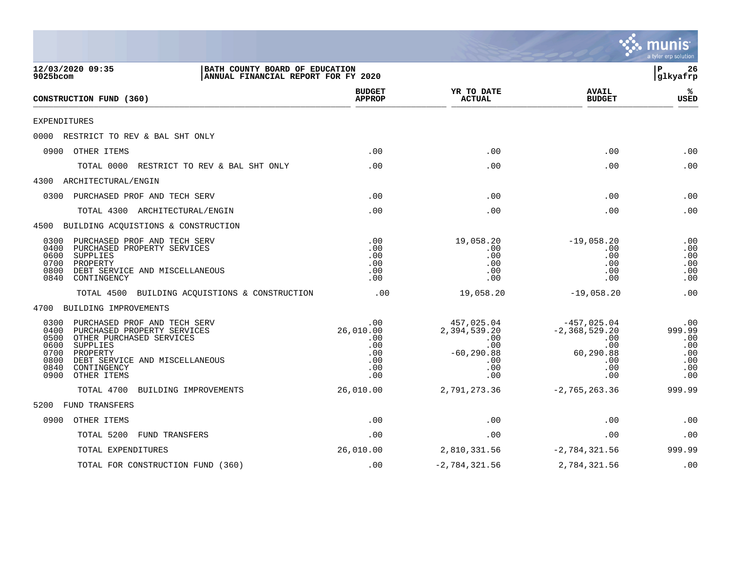12/03/2020 09:35 | BATH COUNTY BOARD OF EDUCATION
9025bcom | ANNUAL FINANCIAL REPORT FOR FY 2020

| CONSTRUCTION FUND (360) | BUDGET APPROP | YR TO DATE ACTUAL | AVAIL BUDGET | % USED |
|---|---|---|---|---|
| EXPENDITURES | | | | |
| 0000 RESTRICT TO REV & BAL SHT ONLY | | | | |
| 0900 OTHER ITEMS | .00 | .00 | .00 | .00 |
| TOTAL 0000 RESTRICT TO REV & BAL SHT ONLY | .00 | .00 | .00 | .00 |
| 4300 ARCHITECTURAL/ENGIN | | | | |
| 0300 PURCHASED PROF AND TECH SERV | .00 | .00 | .00 | .00 |
| TOTAL 4300 ARCHITECTURAL/ENGIN | .00 | .00 | .00 | .00 |
| 4500 BUILDING ACQUISTIONS & CONSTRUCTION | | | | |
| 0300 PURCHASED PROF AND TECH SERV | .00 | 19,058.20 | -19,058.20 | .00 |
| 0400 PURCHASED PROPERTY SERVICES | .00 | .00 | .00 | .00 |
| 0600 SUPPLIES | .00 | .00 | .00 | .00 |
| 0700 PROPERTY | .00 | .00 | .00 | .00 |
| 0800 DEBT SERVICE AND MISCELLANEOUS | .00 | .00 | .00 | .00 |
| 0840 CONTINGENCY | .00 | .00 | .00 | .00 |
| TOTAL 4500 BUILDING ACQUISTIONS & CONSTRUCTION | .00 | 19,058.20 | -19,058.20 | .00 |
| 4700 BUILDING IMPROVEMENTS | | | | |
| 0300 PURCHASED PROF AND TECH SERV | .00 | 457,025.04 | -457,025.04 | .00 |
| 0400 PURCHASED PROPERTY SERVICES | 26,010.00 | 2,394,539.20 | -2,368,529.20 | 999.99 |
| 0500 OTHER PURCHASED SERVICES | .00 | .00 | .00 | .00 |
| 0600 SUPPLIES | .00 | .00 | .00 | .00 |
| 0700 PROPERTY | .00 | -60,290.88 | 60,290.88 | .00 |
| 0800 DEBT SERVICE AND MISCELLANEOUS | .00 | .00 | .00 | .00 |
| 0840 CONTINGENCY | .00 | .00 | .00 | .00 |
| 0900 OTHER ITEMS | .00 | .00 | .00 | .00 |
| TOTAL 4700 BUILDING IMPROVEMENTS | 26,010.00 | 2,791,273.36 | -2,765,263.36 | 999.99 |
| 5200 FUND TRANSFERS | | | | |
| 0900 OTHER ITEMS | .00 | .00 | .00 | .00 |
| TOTAL 5200 FUND TRANSFERS | .00 | .00 | .00 | .00 |
| TOTAL EXPENDITURES | 26,010.00 | 2,810,331.56 | -2,784,321.56 | 999.99 |
| TOTAL FOR CONSTRUCTION FUND (360) | .00 | -2,784,321.56 | 2,784,321.56 | .00 |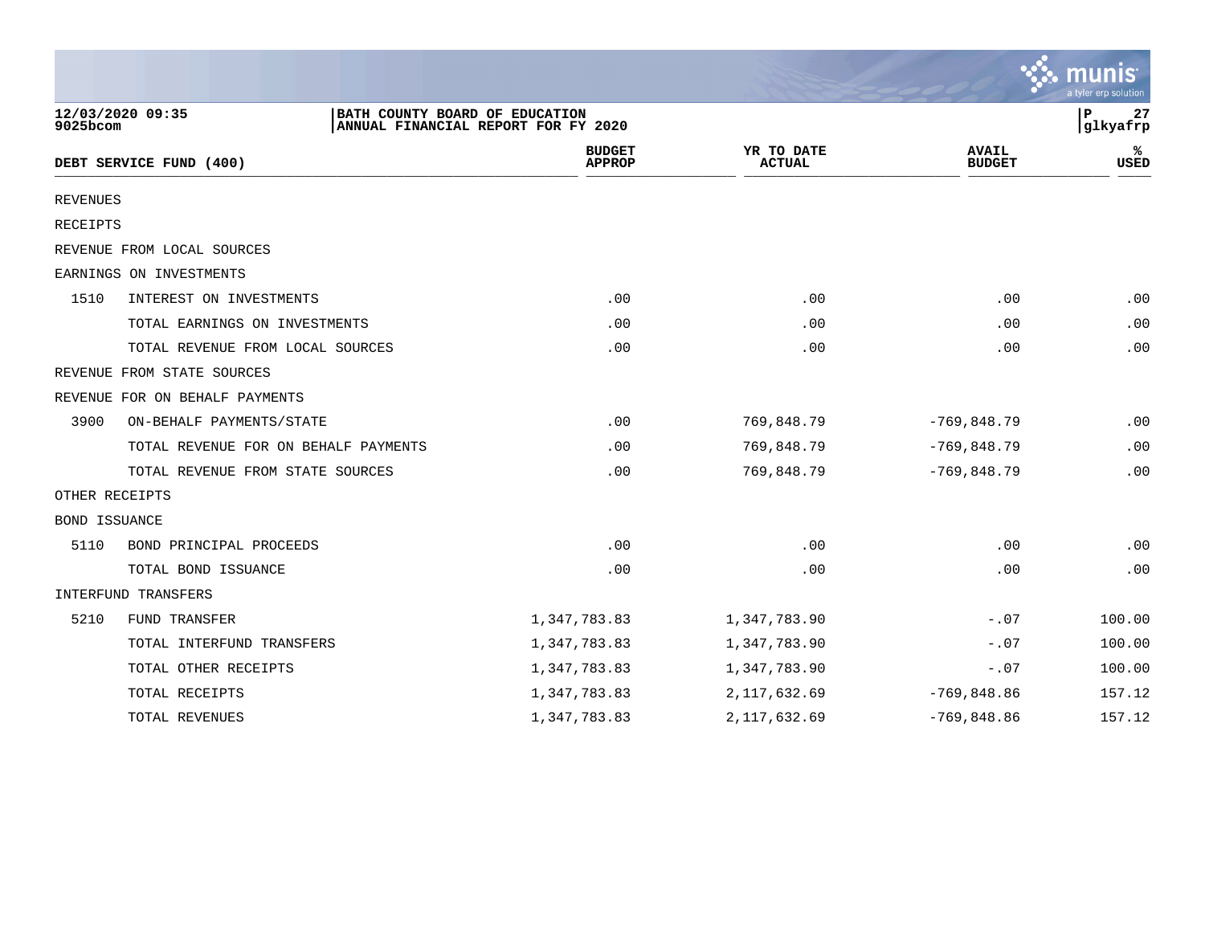12/03/2020 09:35
9025bcom

**BATH COUNTY BOARD OF EDUCATION**
**ANNUAL FINANCIAL REPORT FOR FY 2020**

| DEBT SERVICE FUND (400) | | BUDGET APPROP | YR TO DATE ACTUAL | AVAIL BUDGET | % USED |
|---|---|---|---|---|---|
| REVENUES | | | | | |
| RECEIPTS | | | | | |
| REVENUE FROM LOCAL SOURCES | | | | | |
| EARNINGS ON INVESTMENTS | | | | | |
| 1510 | INTEREST ON INVESTMENTS | .00 | .00 | .00 | .00 |
| | TOTAL EARNINGS ON INVESTMENTS | .00 | .00 | .00 | .00 |
| | TOTAL REVENUE FROM LOCAL SOURCES | .00 | .00 | .00 | .00 |
| REVENUE FROM STATE SOURCES | | | | | |
| REVENUE FOR ON BEHALF PAYMENTS | | | | | |
| 3900 | ON-BEHALF PAYMENTS/STATE | .00 | 769,848.79 | -769,848.79 | .00 |
| | TOTAL REVENUE FOR ON BEHALF PAYMENTS | .00 | 769,848.79 | -769,848.79 | .00 |
| | TOTAL REVENUE FROM STATE SOURCES | .00 | 769,848.79 | -769,848.79 | .00 |
| OTHER RECEIPTS | | | | | |
| BOND ISSUANCE | | | | | |
| 5110 | BOND PRINCIPAL PROCEEDS | .00 | .00 | .00 | .00 |
| | TOTAL BOND ISSUANCE | .00 | .00 | .00 | .00 |
| INTERFUND TRANSFERS | | | | | |
| 5210 | FUND TRANSFER | 1,347,783.83 | 1,347,783.90 | -.07 | 100.00 |
| | TOTAL INTERFUND TRANSFERS | 1,347,783.83 | 1,347,783.90 | -.07 | 100.00 |
| | TOTAL OTHER RECEIPTS | 1,347,783.83 | 1,347,783.90 | -.07 | 100.00 |
| | TOTAL RECEIPTS | 1,347,783.83 | 2,117,632.69 | -769,848.86 | 157.12 |
| | TOTAL REVENUES | 1,347,783.83 | 2,117,632.69 | -769,848.86 | 157.12 |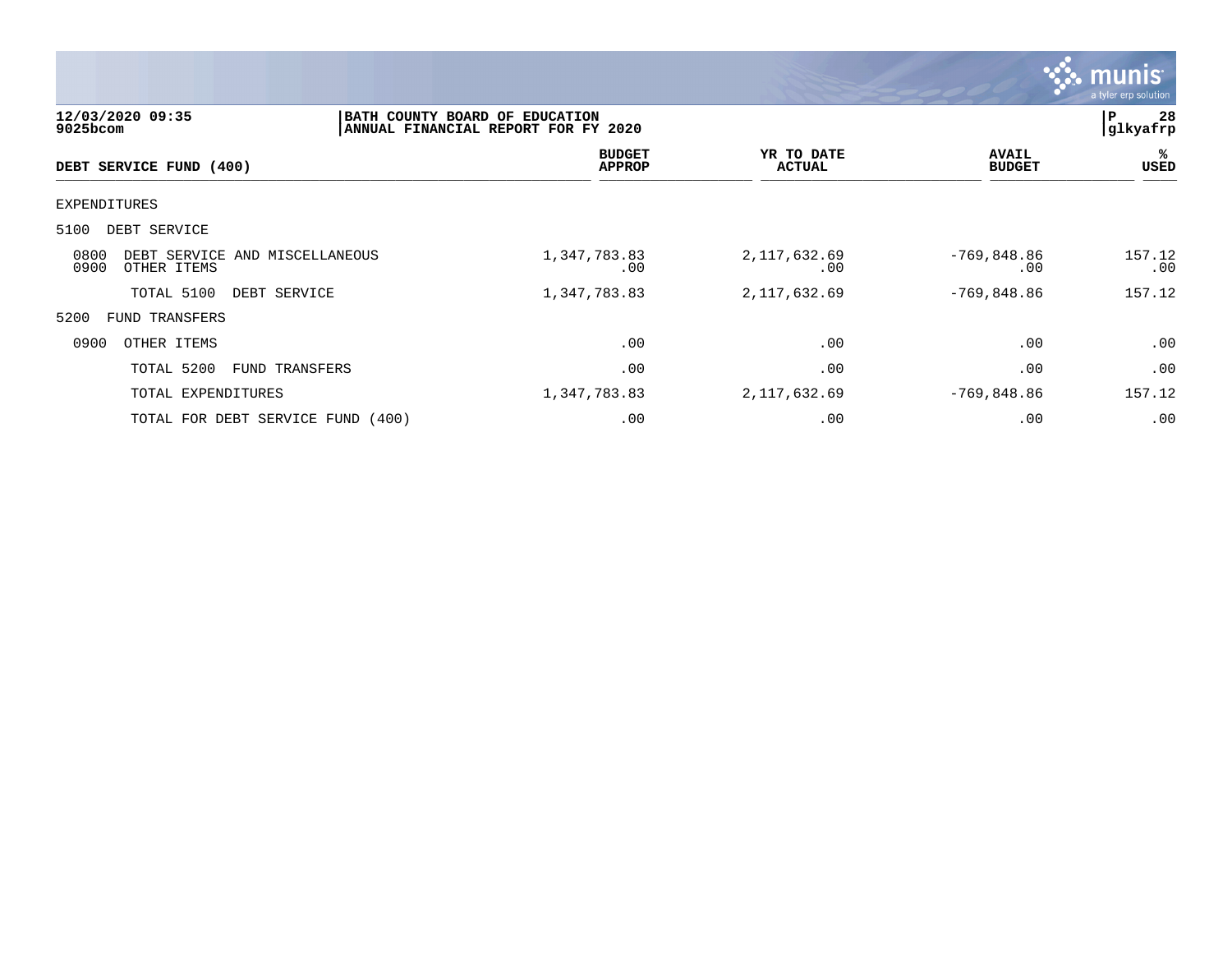**12/03/2020 09:35** | **BATH COUNTY BOARD OF EDUCATION** | **P 28**
**9025bcom** | **ANNUAL FINANCIAL REPORT FOR FY 2020** | **glkyafrp**

| DEBT SERVICE FUND (400) | BUDGET APPROP | YR TO DATE ACTUAL | AVAIL BUDGET | % USED |
|---|---|---|---|---|
| EXPENDITURES | | | | |
| 5100 DEBT SERVICE | | | | |
| 0800 DEBT SERVICE AND MISCELLANEOUS | 1,347,783.83 | 2,117,632.69 | -769,848.86 | 157.12 |
| 0900 OTHER ITEMS | .00 | .00 | .00 | .00 |
| TOTAL 5100 DEBT SERVICE | 1,347,783.83 | 2,117,632.69 | -769,848.86 | 157.12 |
| 5200 FUND TRANSFERS | | | | |
| 0900 OTHER ITEMS | .00 | .00 | .00 | .00 |
| TOTAL 5200 FUND TRANSFERS | .00 | .00 | .00 | .00 |
| TOTAL EXPENDITURES | 1,347,783.83 | 2,117,632.69 | -769,848.86 | 157.12 |
| TOTAL FOR DEBT SERVICE FUND (400) | .00 | .00 | .00 | .00 |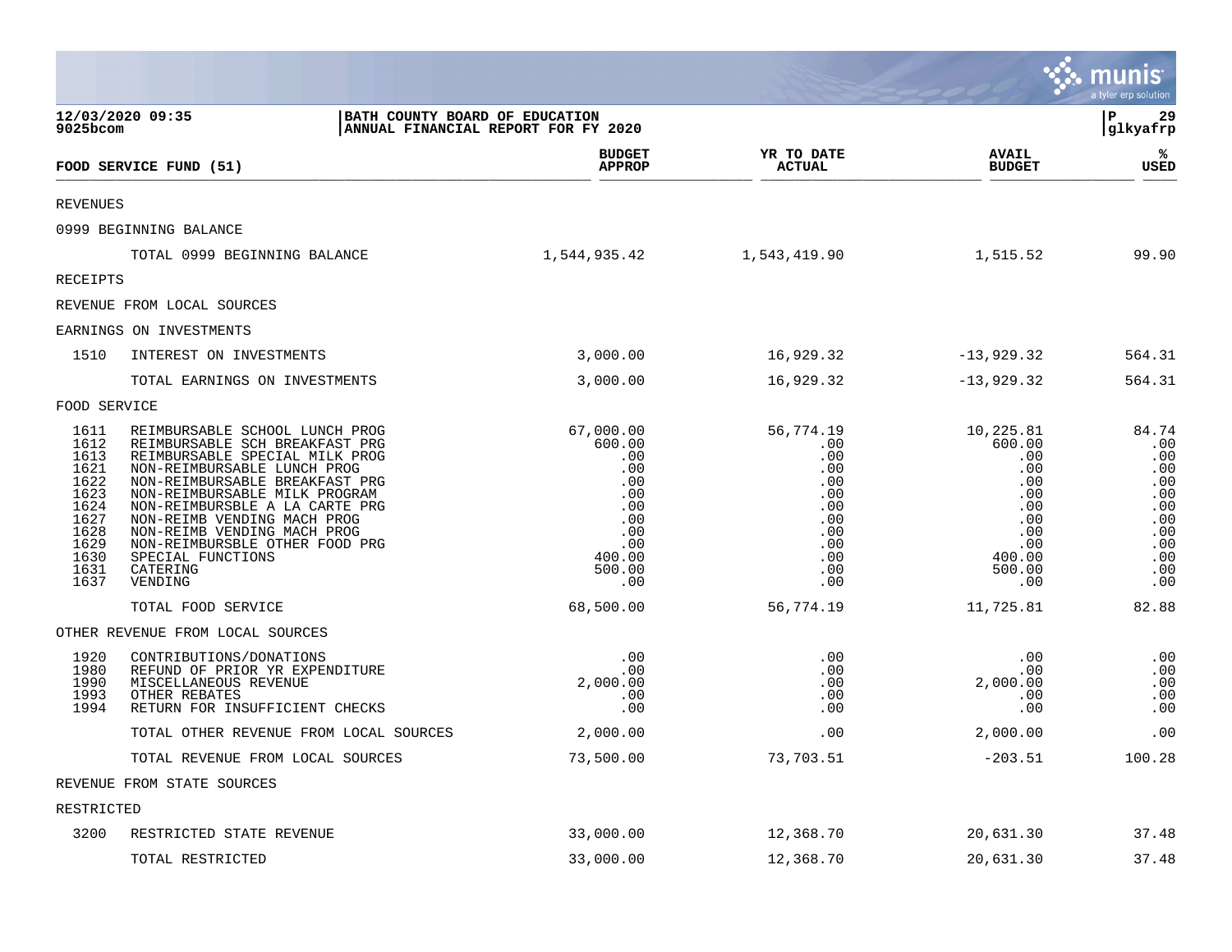12/03/2020 09:35 | BATH COUNTY BOARD OF EDUCATION | P 29
9025bcom | ANNUAL FINANCIAL REPORT FOR FY 2020 | glkyafrp

| FOOD SERVICE FUND (51) | | BUDGET APPROP | YR TO DATE ACTUAL | AVAIL BUDGET | % USED |
|---|---|---|---|---|---|
| REVENUES | | | | | |
| 0999 BEGINNING BALANCE | | | | | |
| | TOTAL 0999 BEGINNING BALANCE | 1,544,935.42 | 1,543,419.90 | 1,515.52 | 99.90 |
| RECEIPTS | | | | | |
| REVENUE FROM LOCAL SOURCES | | | | | |
| EARNINGS ON INVESTMENTS | | | | | |
| 1510 | INTEREST ON INVESTMENTS | 3,000.00 | 16,929.32 | -13,929.32 | 564.31 |
| | TOTAL EARNINGS ON INVESTMENTS | 3,000.00 | 16,929.32 | -13,929.32 | 564.31 |
| FOOD SERVICE | | | | | |
| 1611 | REIMBURSABLE SCHOOL LUNCH PROG | 67,000.00 | 56,774.19 | 10,225.81 | 84.74 |
| 1612 | REIMBURSABLE SCH BREAKFAST PRG | 600.00 | .00 | 600.00 | .00 |
| 1613 | REIMBURSABLE SPECIAL MILK PROG | .00 | .00 | .00 | .00 |
| 1621 | NON-REIMBURSABLE LUNCH PROG | .00 | .00 | .00 | .00 |
| 1622 | NON-REIMBURSABLE BREAKFAST PRG | .00 | .00 | .00 | .00 |
| 1623 | NON-REIMBURSABLE MILK PROGRAM | .00 | .00 | .00 | .00 |
| 1624 | NON-REIMBURSBLE A LA CARTE PRG | .00 | .00 | .00 | .00 |
| 1627 | NON-REIMB VENDING MACH PROG | .00 | .00 | .00 | .00 |
| 1628 | NON-REIMB VENDING MACH PROG | .00 | .00 | .00 | .00 |
| 1629 | NON-REIMBURSBLE OTHER FOOD PRG | .00 | .00 | .00 | .00 |
| 1630 | SPECIAL FUNCTIONS | 400.00 | .00 | 400.00 | .00 |
| 1631 | CATERING | 500.00 | .00 | 500.00 | .00 |
| 1637 | VENDING | .00 | .00 | .00 | .00 |
| | TOTAL FOOD SERVICE | 68,500.00 | 56,774.19 | 11,725.81 | 82.88 |
| OTHER REVENUE FROM LOCAL SOURCES | | | | | |
| 1920 | CONTRIBUTIONS/DONATIONS | .00 | .00 | .00 | .00 |
| 1980 | REFUND OF PRIOR YR EXPENDITURE | .00 | .00 | .00 | .00 |
| 1990 | MISCELLANEOUS REVENUE | 2,000.00 | .00 | 2,000.00 | .00 |
| 1993 | OTHER REBATES | .00 | .00 | .00 | .00 |
| 1994 | RETURN FOR INSUFFICIENT CHECKS | .00 | .00 | .00 | .00 |
| | TOTAL OTHER REVENUE FROM LOCAL SOURCES | 2,000.00 | .00 | 2,000.00 | .00 |
| | TOTAL REVENUE FROM LOCAL SOURCES | 73,500.00 | 73,703.51 | -203.51 | 100.28 |
| REVENUE FROM STATE SOURCES | | | | | |
| RESTRICTED | | | | | |
| 3200 | RESTRICTED STATE REVENUE | 33,000.00 | 12,368.70 | 20,631.30 | 37.48 |
| | TOTAL RESTRICTED | 33,000.00 | 12,368.70 | 20,631.30 | 37.48 |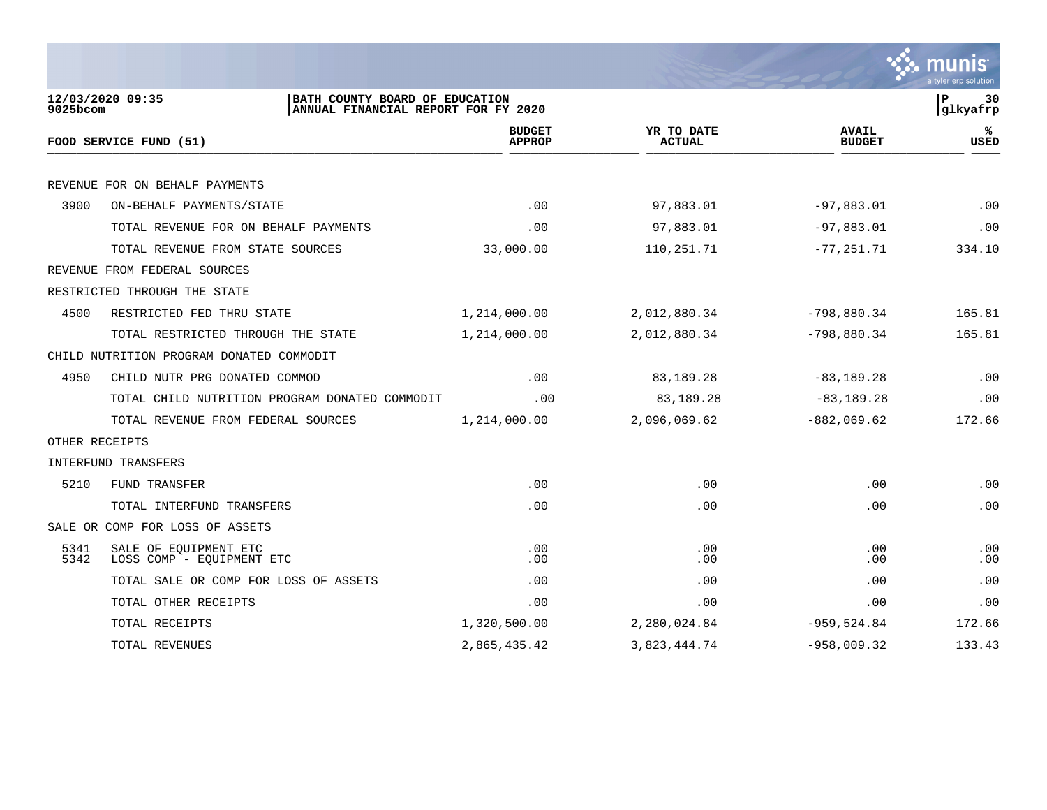BATH COUNTY BOARD OF EDUCATION
ANNUAL FINANCIAL REPORT FOR FY 2020

12/03/2020 09:35
9025bcom

glkyafrp

| FOOD SERVICE FUND (51) | | BUDGET APPROP | YR TO DATE ACTUAL | AVAIL BUDGET | % USED |
|---|---|---|---|---|---|
| REVENUE FOR ON BEHALF PAYMENTS | | | | | |
| 3900 | ON-BEHALF PAYMENTS/STATE | .00 | 97,883.01 | -97,883.01 | .00 |
| | TOTAL REVENUE FOR ON BEHALF PAYMENTS | .00 | 97,883.01 | -97,883.01 | .00 |
| | TOTAL REVENUE FROM STATE SOURCES | 33,000.00 | 110,251.71 | -77,251.71 | 334.10 |
| REVENUE FROM FEDERAL SOURCES | | | | | |
| RESTRICTED THROUGH THE STATE | | | | | |
| 4500 | RESTRICTED FED THRU STATE | 1,214,000.00 | 2,012,880.34 | -798,880.34 | 165.81 |
| | TOTAL RESTRICTED THROUGH THE STATE | 1,214,000.00 | 2,012,880.34 | -798,880.34 | 165.81 |
| CHILD NUTRITION PROGRAM DONATED COMMODIT | | | | | |
| 4950 | CHILD NUTR PRG DONATED COMMOD | .00 | 83,189.28 | -83,189.28 | .00 |
| | TOTAL CHILD NUTRITION PROGRAM DONATED COMMODIT | .00 | 83,189.28 | -83,189.28 | .00 |
| | TOTAL REVENUE FROM FEDERAL SOURCES | 1,214,000.00 | 2,096,069.62 | -882,069.62 | 172.66 |
| OTHER RECEIPTS | | | | | |
| INTERFUND TRANSFERS | | | | | |
| 5210 | FUND TRANSFER | .00 | .00 | .00 | .00 |
| | TOTAL INTERFUND TRANSFERS | .00 | .00 | .00 | .00 |
| SALE OR COMP FOR LOSS OF ASSETS | | | | | |
| 5341 | SALE OF EQUIPMENT ETC | .00 | .00 | .00 | .00 |
| 5342 | LOSS COMP - EQUIPMENT ETC | .00 | .00 | .00 | .00 |
| | TOTAL SALE OR COMP FOR LOSS OF ASSETS | .00 | .00 | .00 | .00 |
| | TOTAL OTHER RECEIPTS | .00 | .00 | .00 | .00 |
| | TOTAL RECEIPTS | 1,320,500.00 | 2,280,024.84 | -959,524.84 | 172.66 |
| | TOTAL REVENUES | 2,865,435.42 | 3,823,444.74 | -958,009.32 | 133.43 |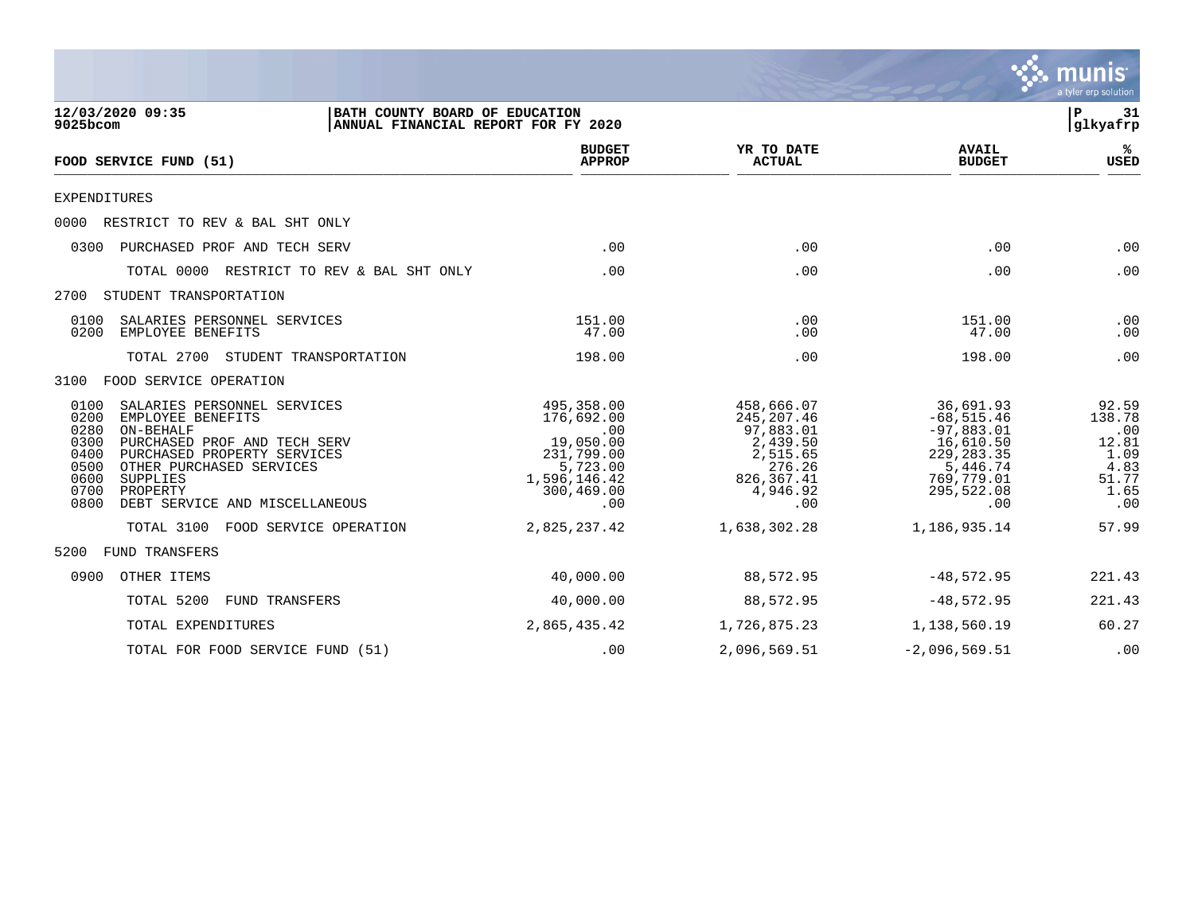12/03/2020 09:35
9025bcom

BATH COUNTY BOARD OF EDUCATION
ANNUAL FINANCIAL REPORT FOR FY 2020

P 31
glkyafrp

| FOOD SERVICE FUND (51) | BUDGET APPROP | YR TO DATE ACTUAL | AVAIL BUDGET | % USED |
|---|---|---|---|---|
| EXPENDITURES | | | | |
| 0000 RESTRICT TO REV & BAL SHT ONLY | | | | |
| 0300 PURCHASED PROF AND TECH SERV | .00 | .00 | .00 | .00 |
| TOTAL 0000 RESTRICT TO REV & BAL SHT ONLY | .00 | .00 | .00 | .00 |
| 2700 STUDENT TRANSPORTATION | | | | |
| 0100 SALARIES PERSONNEL SERVICES | 151.00 | .00 | 151.00 | .00 |
| 0200 EMPLOYEE BENEFITS | 47.00 | .00 | 47.00 | .00 |
| TOTAL 2700 STUDENT TRANSPORTATION | 198.00 | .00 | 198.00 | .00 |
| 3100 FOOD SERVICE OPERATION | | | | |
| 0100 SALARIES PERSONNEL SERVICES | 495,358.00 | 458,666.07 | 36,691.93 | 92.59 |
| 0200 EMPLOYEE BENEFITS | 176,692.00 | 245,207.46 | -68,515.46 | 138.78 |
| 0280 ON-BEHALF | .00 | 97,883.01 | -97,883.01 | .00 |
| 0300 PURCHASED PROF AND TECH SERV | 19,050.00 | 2,439.50 | 16,610.50 | 12.81 |
| 0400 PURCHASED PROPERTY SERVICES | 231,799.00 | 2,515.65 | 229,283.35 | 1.09 |
| 0500 OTHER PURCHASED SERVICES | 5,723.00 | 276.26 | 5,446.74 | 4.83 |
| 0600 SUPPLIES | 1,596,146.42 | 826,367.41 | 769,779.01 | 51.77 |
| 0700 PROPERTY | 300,469.00 | 4,946.92 | 295,522.08 | 1.65 |
| 0800 DEBT SERVICE AND MISCELLANEOUS | .00 | .00 | .00 | .00 |
| TOTAL 3100 FOOD SERVICE OPERATION | 2,825,237.42 | 1,638,302.28 | 1,186,935.14 | 57.99 |
| 5200 FUND TRANSFERS | | | | |
| 0900 OTHER ITEMS | 40,000.00 | 88,572.95 | -48,572.95 | 221.43 |
| TOTAL 5200 FUND TRANSFERS | 40,000.00 | 88,572.95 | -48,572.95 | 221.43 |
| TOTAL EXPENDITURES | 2,865,435.42 | 1,726,875.23 | 1,138,560.19 | 60.27 |
| TOTAL FOR FOOD SERVICE FUND (51) | .00 | 2,096,569.51 | -2,096,569.51 | .00 |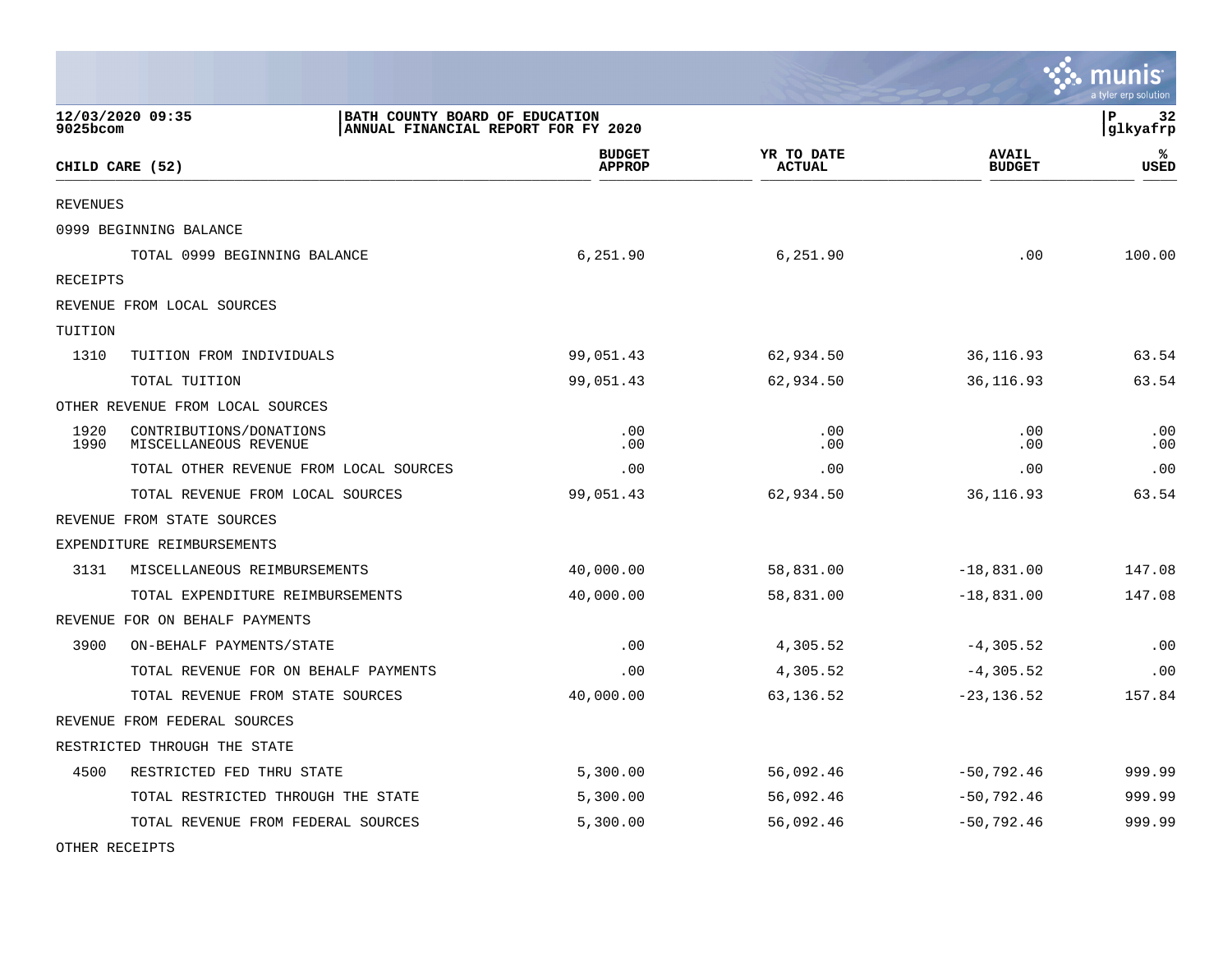12/03/2020 09:35 | BATH COUNTY BOARD OF EDUCATION
9025bcom | ANNUAL FINANCIAL REPORT FOR FY 2020

| CHILD CARE (52) | | BUDGET APPROP | YR TO DATE ACTUAL | AVAIL BUDGET | % USED |
|---|---|---|---|---|---|
| REVENUES | | | | | |
| 0999 BEGINNING BALANCE | | | | | |
| | TOTAL 0999 BEGINNING BALANCE | 6,251.90 | 6,251.90 | .00 | 100.00 |
| RECEIPTS | | | | | |
| REVENUE FROM LOCAL SOURCES | | | | | |
| TUITION | | | | | |
| 1310 | TUITION FROM INDIVIDUALS | 99,051.43 | 62,934.50 | 36,116.93 | 63.54 |
| | TOTAL TUITION | 99,051.43 | 62,934.50 | 36,116.93 | 63.54 |
| OTHER REVENUE FROM LOCAL SOURCES | | | | | |
| 1920 | CONTRIBUTIONS/DONATIONS | .00 | .00 | .00 | .00 |
| 1990 | MISCELLANEOUS REVENUE | .00 | .00 | .00 | .00 |
| | TOTAL OTHER REVENUE FROM LOCAL SOURCES | .00 | .00 | .00 | .00 |
| | TOTAL REVENUE FROM LOCAL SOURCES | 99,051.43 | 62,934.50 | 36,116.93 | 63.54 |
| REVENUE FROM STATE SOURCES | | | | | |
| EXPENDITURE REIMBURSEMENTS | | | | | |
| 3131 | MISCELLANEOUS REIMBURSEMENTS | 40,000.00 | 58,831.00 | -18,831.00 | 147.08 |
| | TOTAL EXPENDITURE REIMBURSEMENTS | 40,000.00 | 58,831.00 | -18,831.00 | 147.08 |
| REVENUE FOR ON BEHALF PAYMENTS | | | | | |
| 3900 | ON-BEHALF PAYMENTS/STATE | .00 | 4,305.52 | -4,305.52 | .00 |
| | TOTAL REVENUE FOR ON BEHALF PAYMENTS | .00 | 4,305.52 | -4,305.52 | .00 |
| | TOTAL REVENUE FROM STATE SOURCES | 40,000.00 | 63,136.52 | -23,136.52 | 157.84 |
| REVENUE FROM FEDERAL SOURCES | | | | | |
| RESTRICTED THROUGH THE STATE | | | | | |
| 4500 | RESTRICTED FED THRU STATE | 5,300.00 | 56,092.46 | -50,792.46 | 999.99 |
| | TOTAL RESTRICTED THROUGH THE STATE | 5,300.00 | 56,092.46 | -50,792.46 | 999.99 |
| | TOTAL REVENUE FROM FEDERAL SOURCES | 5,300.00 | 56,092.46 | -50,792.46 | 999.99 |
| OTHER RECEIPTS | | | | | |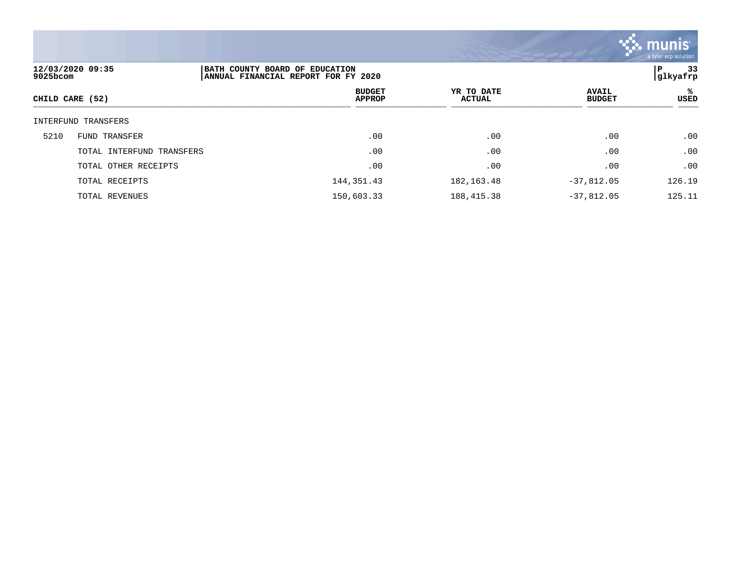12/03/2020 09:35
9025bcom

BATH COUNTY BOARD OF EDUCATION
ANNUAL FINANCIAL REPORT FOR FY 2020

glkyafrp

| CHILD CARE (52) | | BUDGET APPROP | YR TO DATE ACTUAL | AVAIL BUDGET | % USED |
|---|---|---|---|---|---|
| INTERFUND TRANSFERS | | | | | |
| 5210 | FUND TRANSFER | .00 | .00 | .00 | .00 |
| | TOTAL INTERFUND TRANSFERS | .00 | .00 | .00 | .00 |
| | TOTAL OTHER RECEIPTS | .00 | .00 | .00 | .00 |
| | TOTAL RECEIPTS | 144,351.43 | 182,163.48 | -37,812.05 | 126.19 |
| | TOTAL REVENUES | 150,603.33 | 188,415.38 | -37,812.05 | 125.11 |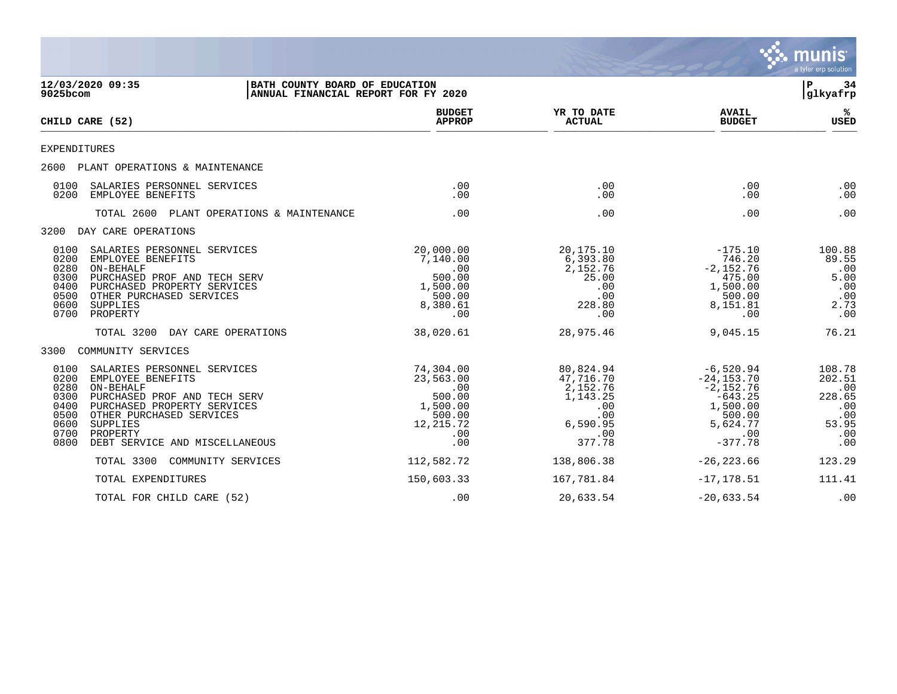12/03/2020 09:35
9025bcom

BATH COUNTY BOARD OF EDUCATION
ANNUAL FINANCIAL REPORT FOR FY 2020

glkyafrp

| CHILD CARE (52) | BUDGET APPROP | YR TO DATE ACTUAL | AVAIL BUDGET | % USED |
|---|---|---|---|---|
| EXPENDITURES | | | | |
| 2600 PLANT OPERATIONS & MAINTENANCE | | | | |
| 0100 SALARIES PERSONNEL SERVICES | .00 | .00 | .00 | .00 |
| 0200 EMPLOYEE BENEFITS | .00 | .00 | .00 | .00 |
| TOTAL 2600 PLANT OPERATIONS & MAINTENANCE | .00 | .00 | .00 | .00 |
| 3200 DAY CARE OPERATIONS | | | | |
| 0100 SALARIES PERSONNEL SERVICES | 20,000.00 | 20,175.10 | -175.10 | 100.88 |
| 0200 EMPLOYEE BENEFITS | 7,140.00 | 6,393.80 | 746.20 | 89.55 |
| 0280 ON-BEHALF | .00 | 2,152.76 | -2,152.76 | .00 |
| 0300 PURCHASED PROF AND TECH SERV | 500.00 | 25.00 | 475.00 | 5.00 |
| 0400 PURCHASED PROPERTY SERVICES | 1,500.00 | .00 | 1,500.00 | .00 |
| 0500 OTHER PURCHASED SERVICES | 500.00 | .00 | 500.00 | .00 |
| 0600 SUPPLIES | 8,380.61 | 228.80 | 8,151.81 | 2.73 |
| 0700 PROPERTY | .00 | .00 | .00 | .00 |
| TOTAL 3200 DAY CARE OPERATIONS | 38,020.61 | 28,975.46 | 9,045.15 | 76.21 |
| 3300 COMMUNITY SERVICES | | | | |
| 0100 SALARIES PERSONNEL SERVICES | 74,304.00 | 80,824.94 | -6,520.94 | 108.78 |
| 0200 EMPLOYEE BENEFITS | 23,563.00 | 47,716.70 | -24,153.70 | 202.51 |
| 0280 ON-BEHALF | .00 | 2,152.76 | -2,152.76 | .00 |
| 0300 PURCHASED PROF AND TECH SERV | 500.00 | 1,143.25 | -643.25 | 228.65 |
| 0400 PURCHASED PROPERTY SERVICES | 1,500.00 | .00 | 1,500.00 | .00 |
| 0500 OTHER PURCHASED SERVICES | 500.00 | .00 | 500.00 | .00 |
| 0600 SUPPLIES | 12,215.72 | 6,590.95 | 5,624.77 | 53.95 |
| 0700 PROPERTY | .00 | .00 | .00 | .00 |
| 0800 DEBT SERVICE AND MISCELLANEOUS | .00 | 377.78 | -377.78 | .00 |
| TOTAL 3300 COMMUNITY SERVICES | 112,582.72 | 138,806.38 | -26,223.66 | 123.29 |
| TOTAL EXPENDITURES | 150,603.33 | 167,781.84 | -17,178.51 | 111.41 |
| TOTAL FOR CHILD CARE (52) | .00 | 20,633.54 | -20,633.54 | .00 |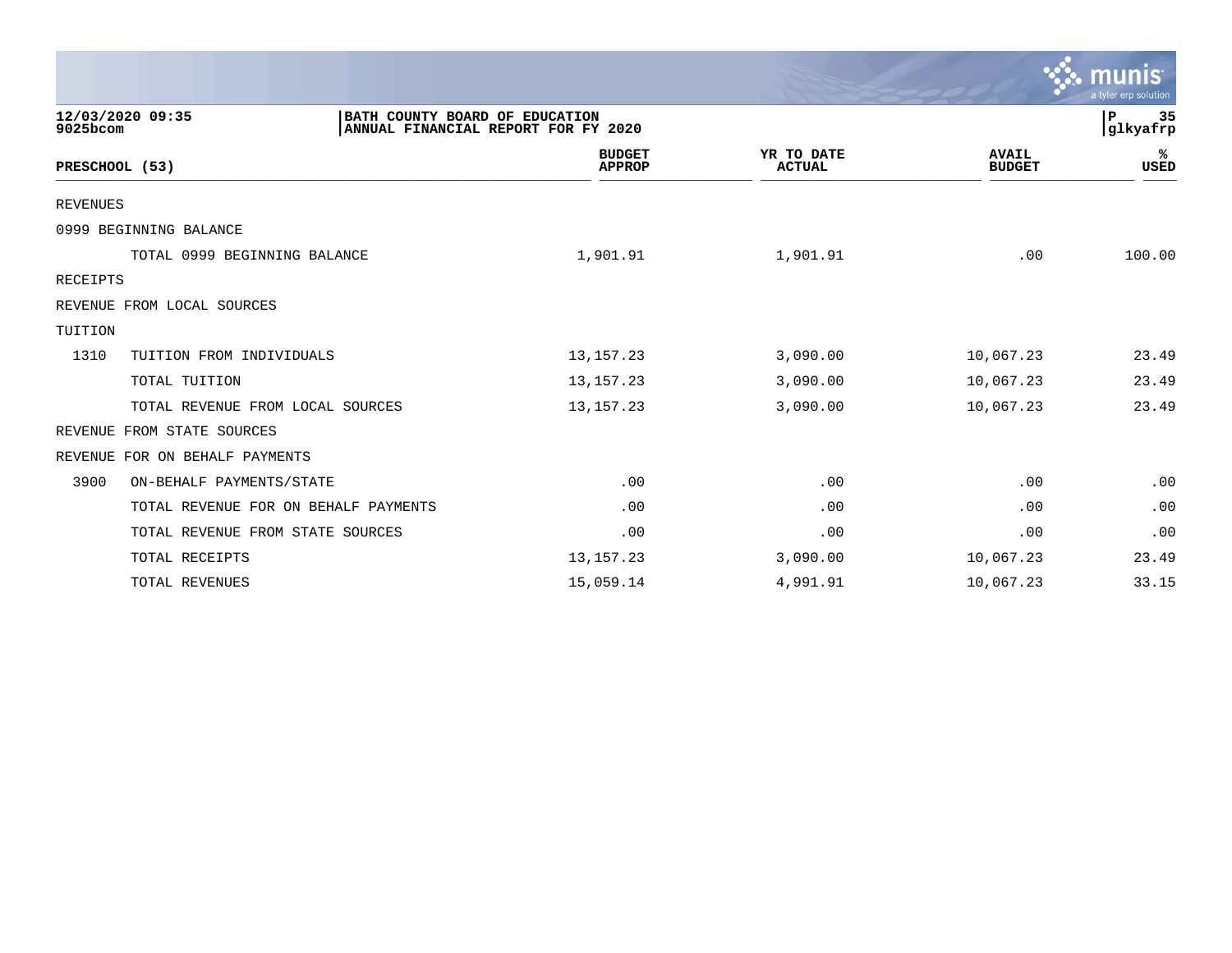12/03/2020 09:35 | BATH COUNTY BOARD OF EDUCATION | P 35
9025bcom | ANNUAL FINANCIAL REPORT FOR FY 2020 | glkyafrp

| PRESCHOOL (53) | | BUDGET APPROP | YR TO DATE ACTUAL | AVAIL BUDGET | % USED |
|---|---|---|---|---|---|
| REVENUES | | | | | |
| 0999 BEGINNING BALANCE | | | | | |
| | TOTAL 0999 BEGINNING BALANCE | 1,901.91 | 1,901.91 | .00 | 100.00 |
| RECEIPTS | | | | | |
| REVENUE FROM LOCAL SOURCES | | | | | |
| TUITION | | | | | |
| 1310 | TUITION FROM INDIVIDUALS | 13,157.23 | 3,090.00 | 10,067.23 | 23.49 |
| | TOTAL TUITION | 13,157.23 | 3,090.00 | 10,067.23 | 23.49 |
| | TOTAL REVENUE FROM LOCAL SOURCES | 13,157.23 | 3,090.00 | 10,067.23 | 23.49 |
| REVENUE FROM STATE SOURCES | | | | | |
| REVENUE FOR ON BEHALF PAYMENTS | | | | | |
| 3900 | ON-BEHALF PAYMENTS/STATE | .00 | .00 | .00 | .00 |
| | TOTAL REVENUE FOR ON BEHALF PAYMENTS | .00 | .00 | .00 | .00 |
| | TOTAL REVENUE FROM STATE SOURCES | .00 | .00 | .00 | .00 |
| | TOTAL RECEIPTS | 13,157.23 | 3,090.00 | 10,067.23 | 23.49 |
| | TOTAL REVENUES | 15,059.14 | 4,991.91 | 10,067.23 | 33.15 |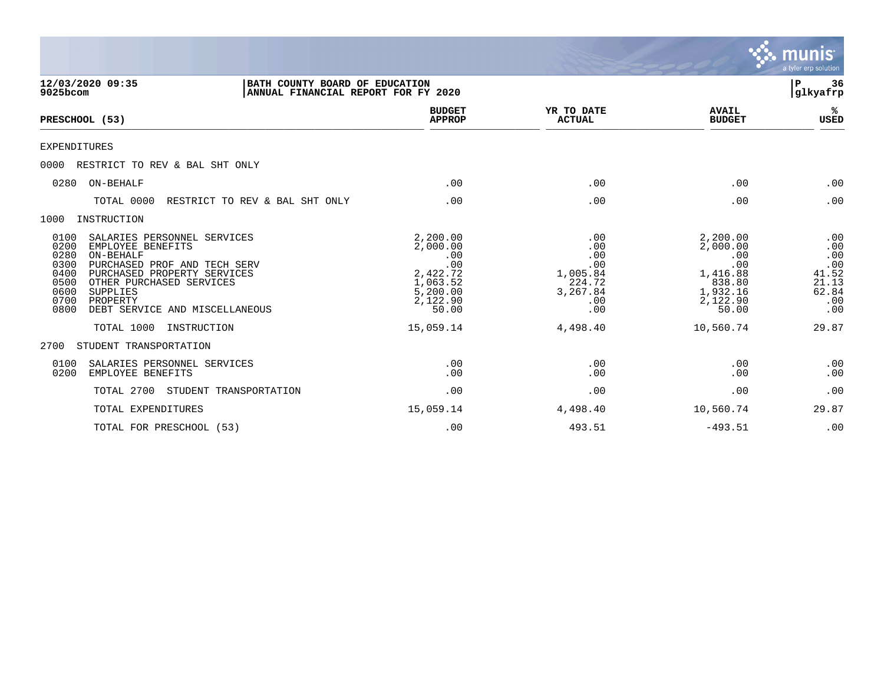12/03/2020 09:35 | BATH COUNTY BOARD OF EDUCATION
9025bcom | ANNUAL FINANCIAL REPORT FOR FY 2020

glkyafrp

| PRESCHOOL (53) | BUDGET APPROP | YR TO DATE ACTUAL | AVAIL BUDGET | % USED |
|---|---|---|---|---|
| EXPENDITURES | | | | |
| 0000 RESTRICT TO REV & BAL SHT ONLY | | | | |
| 0280 ON-BEHALF | .00 | .00 | .00 | .00 |
| TOTAL 0000 RESTRICT TO REV & BAL SHT ONLY | .00 | .00 | .00 | .00 |
| 1000 INSTRUCTION | | | | |
| 0100 SALARIES PERSONNEL SERVICES | 2,200.00 | .00 | 2,200.00 | .00 |
| 0200 EMPLOYEE BENEFITS | 2,000.00 | .00 | 2,000.00 | .00 |
| 0280 ON-BEHALF | .00 | .00 | .00 | .00 |
| 0300 PURCHASED PROF AND TECH SERV | .00 | .00 | .00 | .00 |
| 0400 PURCHASED PROPERTY SERVICES | 2,422.72 | 1,005.84 | 1,416.88 | 41.52 |
| 0500 OTHER PURCHASED SERVICES | 1,063.52 | 224.72 | 838.80 | 21.13 |
| 0600 SUPPLIES | 5,200.00 | 3,267.84 | 1,932.16 | 62.84 |
| 0700 PROPERTY | 2,122.90 | .00 | 2,122.90 | .00 |
| 0800 DEBT SERVICE AND MISCELLANEOUS | 50.00 | .00 | 50.00 | .00 |
| TOTAL 1000 INSTRUCTION | 15,059.14 | 4,498.40 | 10,560.74 | 29.87 |
| 2700 STUDENT TRANSPORTATION | | | | |
| 0100 SALARIES PERSONNEL SERVICES | .00 | .00 | .00 | .00 |
| 0200 EMPLOYEE BENEFITS | .00 | .00 | .00 | .00 |
| TOTAL 2700 STUDENT TRANSPORTATION | .00 | .00 | .00 | .00 |
| TOTAL EXPENDITURES | 15,059.14 | 4,498.40 | 10,560.74 | 29.87 |
| TOTAL FOR PRESCHOOL (53) | .00 | 493.51 | -493.51 | .00 |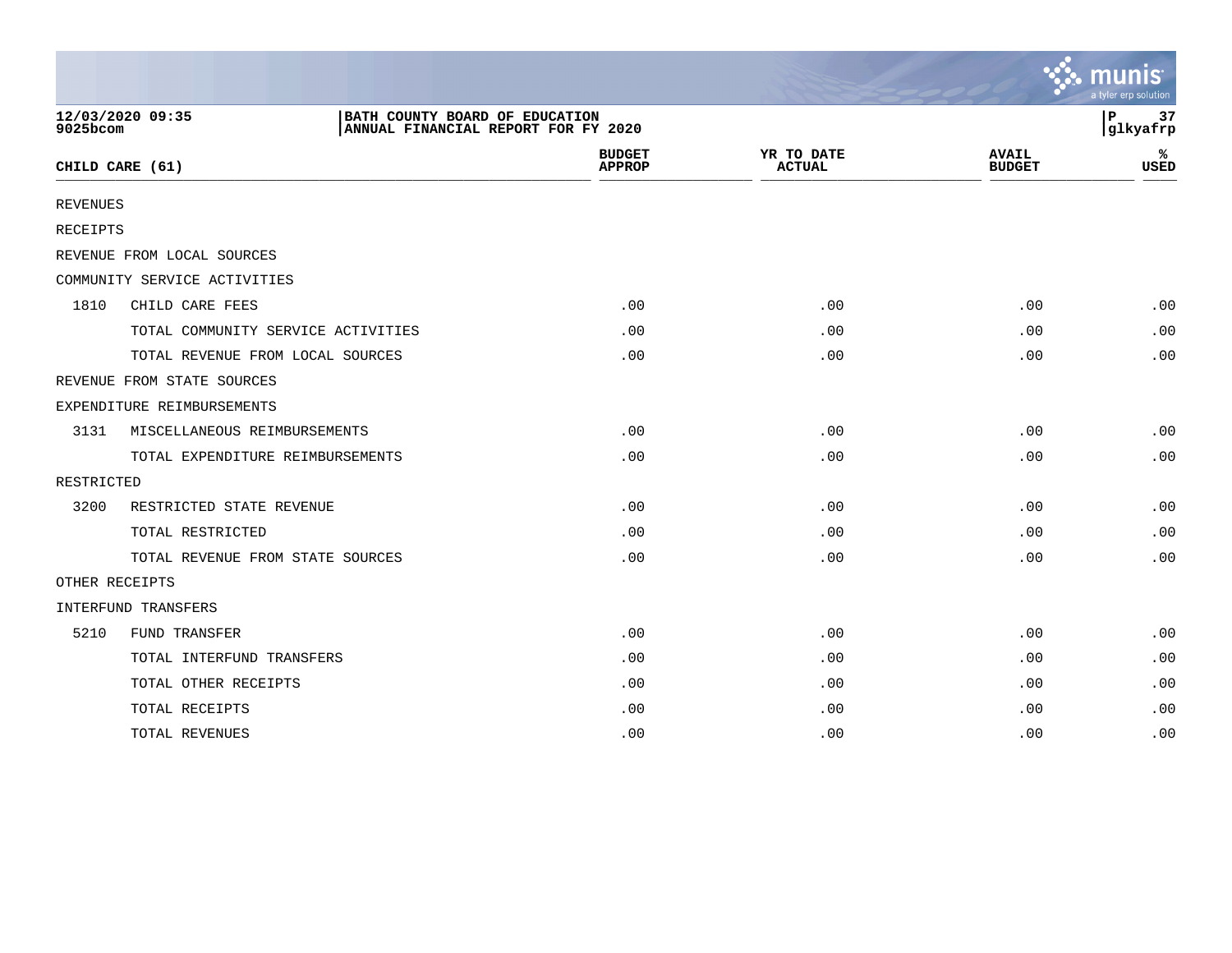**BATH COUNTY BOARD OF EDUCATION**
**ANNUAL FINANCIAL REPORT FOR FY 2020**

12/03/2020 09:35
9025bcom

| CHILD CARE (61) | | BUDGET APPROP | YR TO DATE ACTUAL | AVAIL BUDGET | % USED |
|---|---|---|---|---|---|
| REVENUES | | | | | |
| RECEIPTS | | | | | |
| REVENUE FROM LOCAL SOURCES | | | | | |
| COMMUNITY SERVICE ACTIVITIES | | | | | |
| 1810 | CHILD CARE FEES | .00 | .00 | .00 | .00 |
| | TOTAL COMMUNITY SERVICE ACTIVITIES | .00 | .00 | .00 | .00 |
| | TOTAL REVENUE FROM LOCAL SOURCES | .00 | .00 | .00 | .00 |
| REVENUE FROM STATE SOURCES | | | | | |
| EXPENDITURE REIMBURSEMENTS | | | | | |
| 3131 | MISCELLANEOUS REIMBURSEMENTS | .00 | .00 | .00 | .00 |
| | TOTAL EXPENDITURE REIMBURSEMENTS | .00 | .00 | .00 | .00 |
| RESTRICTED | | | | | |
| 3200 | RESTRICTED STATE REVENUE | .00 | .00 | .00 | .00 |
| | TOTAL RESTRICTED | .00 | .00 | .00 | .00 |
| | TOTAL REVENUE FROM STATE SOURCES | .00 | .00 | .00 | .00 |
| OTHER RECEIPTS | | | | | |
| INTERFUND TRANSFERS | | | | | |
| 5210 | FUND TRANSFER | .00 | .00 | .00 | .00 |
| | TOTAL INTERFUND TRANSFERS | .00 | .00 | .00 | .00 |
| | TOTAL OTHER RECEIPTS | .00 | .00 | .00 | .00 |
| | TOTAL RECEIPTS | .00 | .00 | .00 | .00 |
| | TOTAL REVENUES | .00 | .00 | .00 | .00 |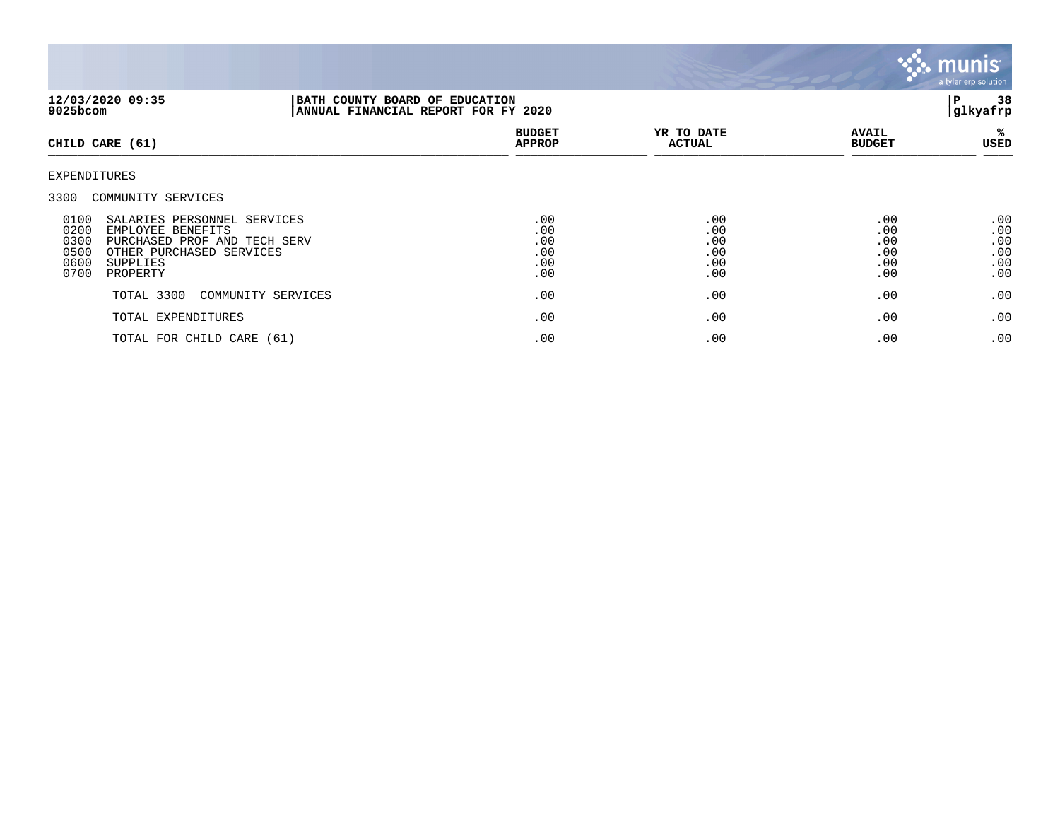12/03/2020 09:35
9025bcom

**BATH COUNTY BOARD OF EDUCATION**
**ANNUAL FINANCIAL REPORT FOR FY 2020**

P 38
glkyafrp

| CHILD CARE (61) | BUDGET APPROP | YR TO DATE ACTUAL | AVAIL BUDGET | % USED |
|---|---|---|---|---|
| EXPENDITURES | | | | |
| 3300 COMMUNITY SERVICES | | | | |
| 0100 SALARIES PERSONNEL SERVICES | .00 | .00 | .00 | .00 |
| 0200 EMPLOYEE BENEFITS | .00 | .00 | .00 | .00 |
| 0300 PURCHASED PROF AND TECH SERV | .00 | .00 | .00 | .00 |
| 0500 OTHER PURCHASED SERVICES | .00 | .00 | .00 | .00 |
| 0600 SUPPLIES | .00 | .00 | .00 | .00 |
| 0700 PROPERTY | .00 | .00 | .00 | .00 |
| TOTAL 3300 COMMUNITY SERVICES | .00 | .00 | .00 | .00 |
| TOTAL EXPENDITURES | .00 | .00 | .00 | .00 |
| TOTAL FOR CHILD CARE (61) | .00 | .00 | .00 | .00 |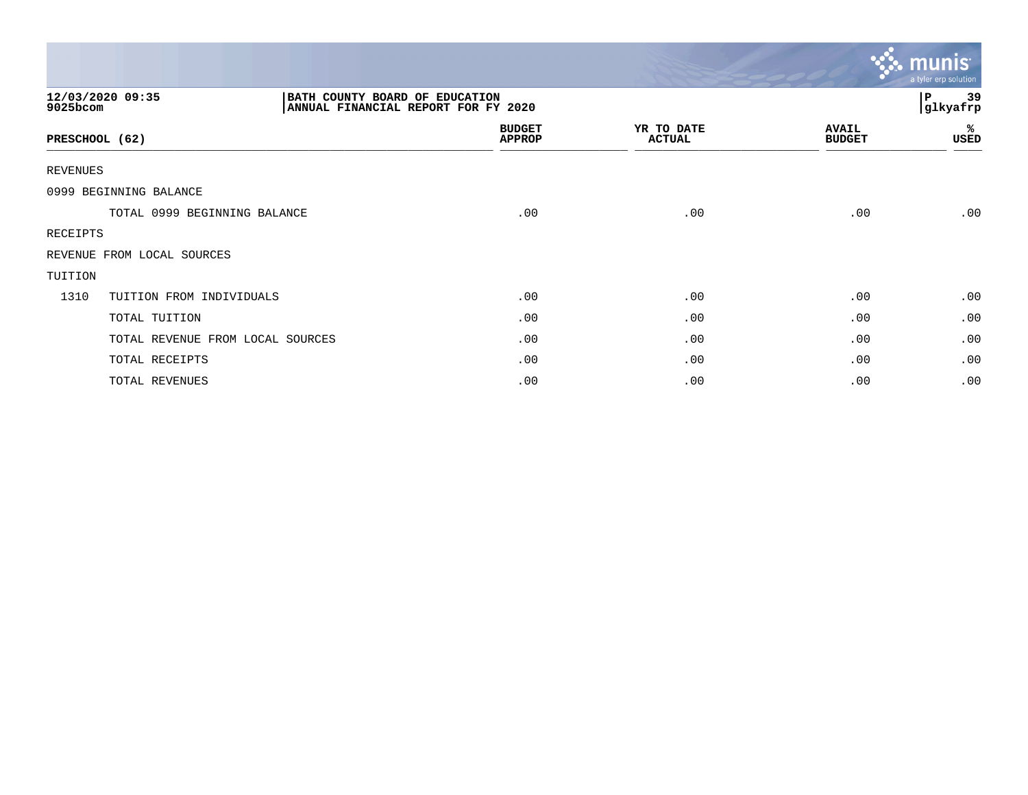12/03/2020 09:35
9025bcom

BATH COUNTY BOARD OF EDUCATION
ANNUAL FINANCIAL REPORT FOR FY 2020

P 39
glkyafrp

| PRESCHOOL (62) | | BUDGET APPROP | YR TO DATE ACTUAL | AVAIL BUDGET | % USED |
|---|---|---|---|---|---|
| REVENUES | | | | | |
| 0999 BEGINNING BALANCE | | | | | |
| | TOTAL 0999 BEGINNING BALANCE | .00 | .00 | .00 | .00 |
| RECEIPTS | | | | | |
| REVENUE FROM LOCAL SOURCES | | | | | |
| TUITION | | | | | |
| 1310 | TUITION FROM INDIVIDUALS | .00 | .00 | .00 | .00 |
| | TOTAL TUITION | .00 | .00 | .00 | .00 |
| | TOTAL REVENUE FROM LOCAL SOURCES | .00 | .00 | .00 | .00 |
| | TOTAL RECEIPTS | .00 | .00 | .00 | .00 |
| | TOTAL REVENUES | .00 | .00 | .00 | .00 |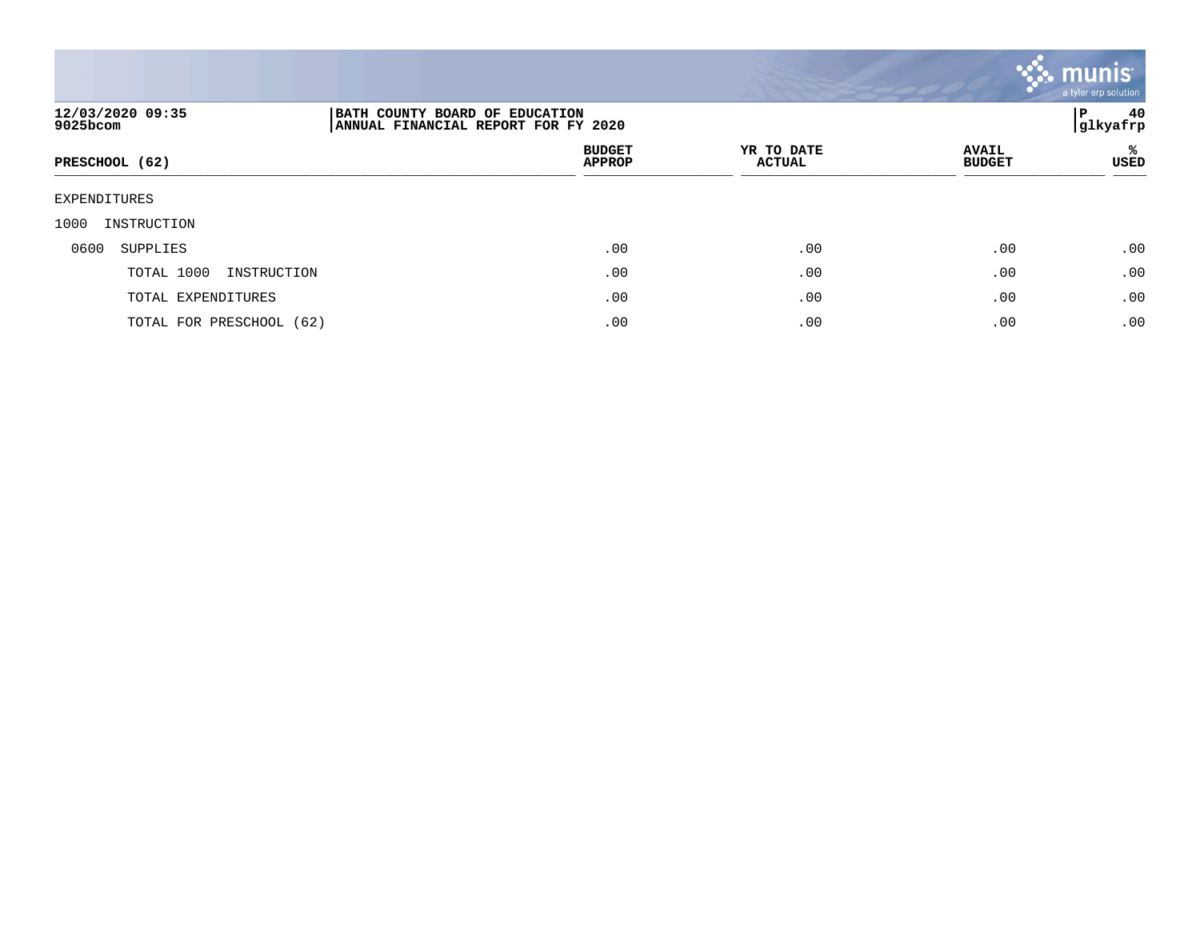12/03/2020 09:35
9025bcom

**BATH COUNTY BOARD OF EDUCATION**
**ANNUAL FINANCIAL REPORT FOR FY 2020**

P 40
glkyafrp

| PRESCHOOL (62) | BUDGET APPROP | YR TO DATE ACTUAL | AVAIL BUDGET | % USED |
|---|---|---|---|---|
| EXPENDITURES | | | | |
| 1000 INSTRUCTION | | | | |
| 0600 SUPPLIES | .00 | .00 | .00 | .00 |
| TOTAL 1000 INSTRUCTION | .00 | .00 | .00 | .00 |
| TOTAL EXPENDITURES | .00 | .00 | .00 | .00 |
| TOTAL FOR PRESCHOOL (62) | .00 | .00 | .00 | .00 |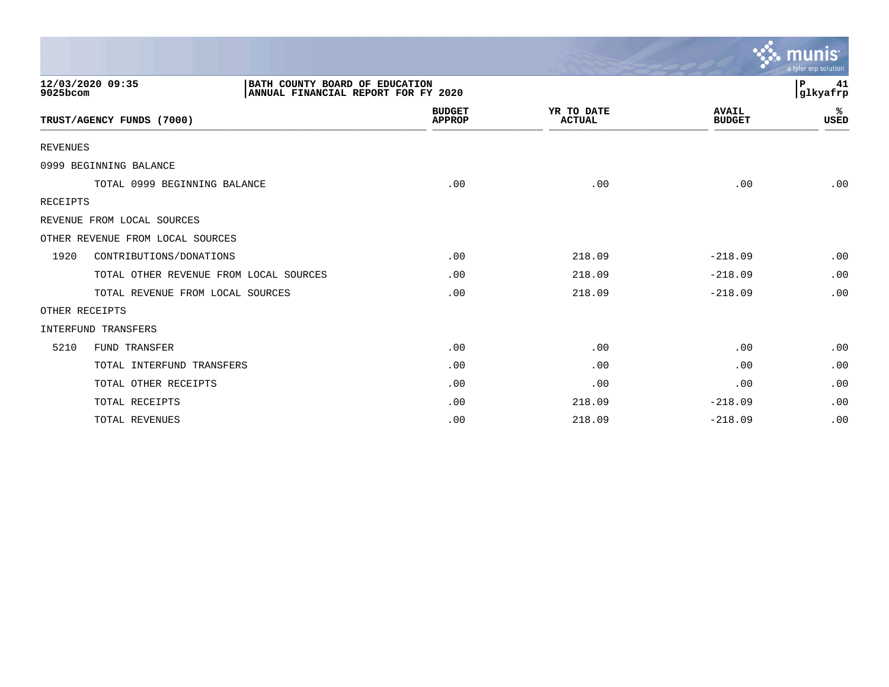BATH COUNTY BOARD OF EDUCATION
ANNUAL FINANCIAL REPORT FOR FY 2020

| TRUST/AGENCY FUNDS (7000) | | BUDGET APPROP | YR TO DATE ACTUAL | AVAIL BUDGET | % USED |
|---|---|---|---|---|---|
| REVENUES | | | | | |
| 0999 BEGINNING BALANCE | | | | | |
| | TOTAL 0999 BEGINNING BALANCE | .00 | .00 | .00 | .00 |
| RECEIPTS | | | | | |
| REVENUE FROM LOCAL SOURCES | | | | | |
| OTHER REVENUE FROM LOCAL SOURCES | | | | | |
| 1920 | CONTRIBUTIONS/DONATIONS | .00 | 218.09 | -218.09 | .00 |
| | TOTAL OTHER REVENUE FROM LOCAL SOURCES | .00 | 218.09 | -218.09 | .00 |
| | TOTAL REVENUE FROM LOCAL SOURCES | .00 | 218.09 | -218.09 | .00 |
| OTHER RECEIPTS | | | | | |
| INTERFUND TRANSFERS | | | | | |
| 5210 | FUND TRANSFER | .00 | .00 | .00 | .00 |
| | TOTAL INTERFUND TRANSFERS | .00 | .00 | .00 | .00 |
| | TOTAL OTHER RECEIPTS | .00 | .00 | .00 | .00 |
| | TOTAL RECEIPTS | .00 | 218.09 | -218.09 | .00 |
| | TOTAL REVENUES | .00 | 218.09 | -218.09 | .00 |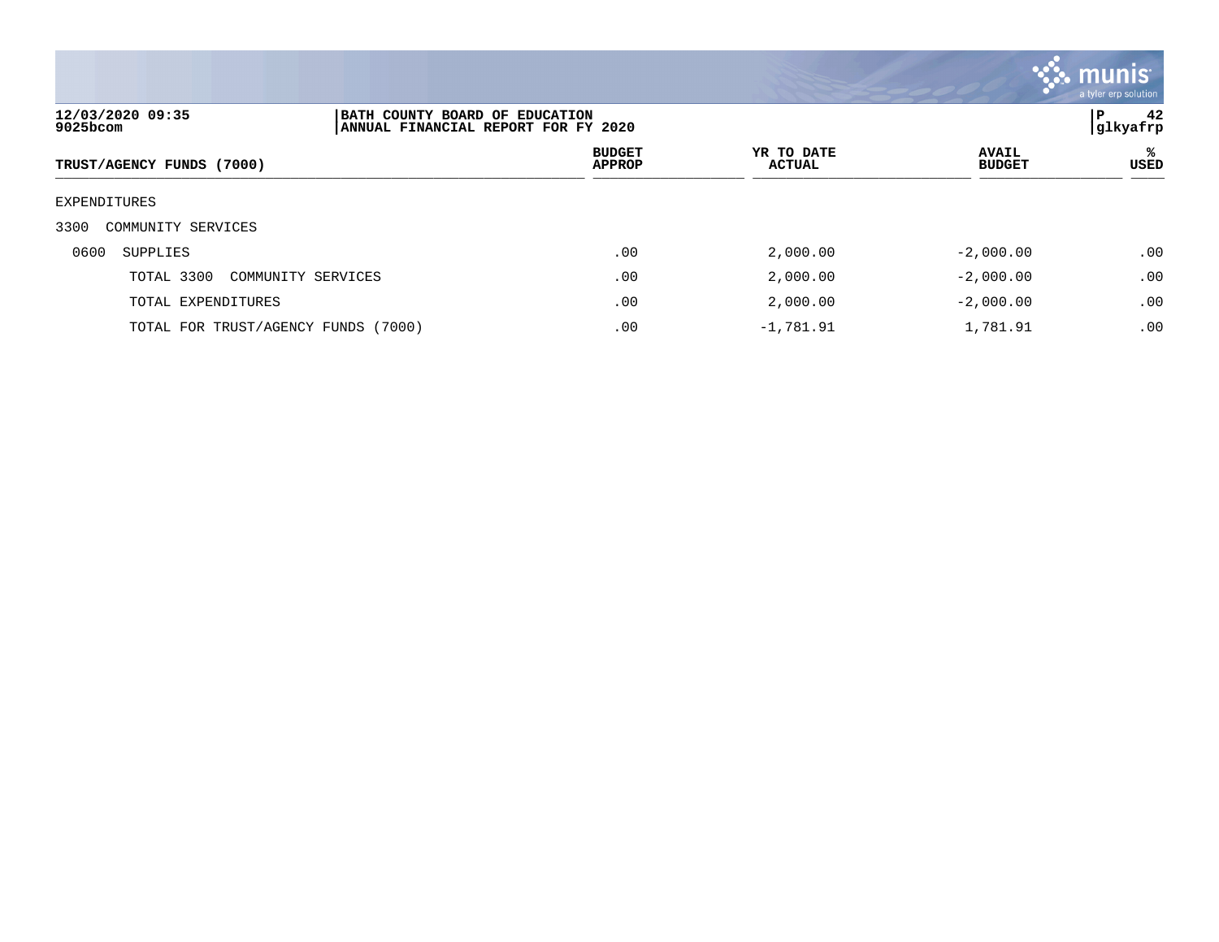12/03/2020 09:35
9025bcom

BATH COUNTY BOARD OF EDUCATION
ANNUAL FINANCIAL REPORT FOR FY 2020

glkyafrp

| TRUST/AGENCY FUNDS (7000) | BUDGET APPROP | YR TO DATE ACTUAL | AVAIL BUDGET | % USED |
|---|---|---|---|---|
| EXPENDITURES | | | | |
| 3300 COMMUNITY SERVICES | | | | |
| 0600 SUPPLIES | .00 | 2,000.00 | -2,000.00 | .00 |
| TOTAL 3300 COMMUNITY SERVICES | .00 | 2,000.00 | -2,000.00 | .00 |
| TOTAL EXPENDITURES | .00 | 2,000.00 | -2,000.00 | .00 |
| TOTAL FOR TRUST/AGENCY FUNDS (7000) | .00 | -1,781.91 | 1,781.91 | .00 |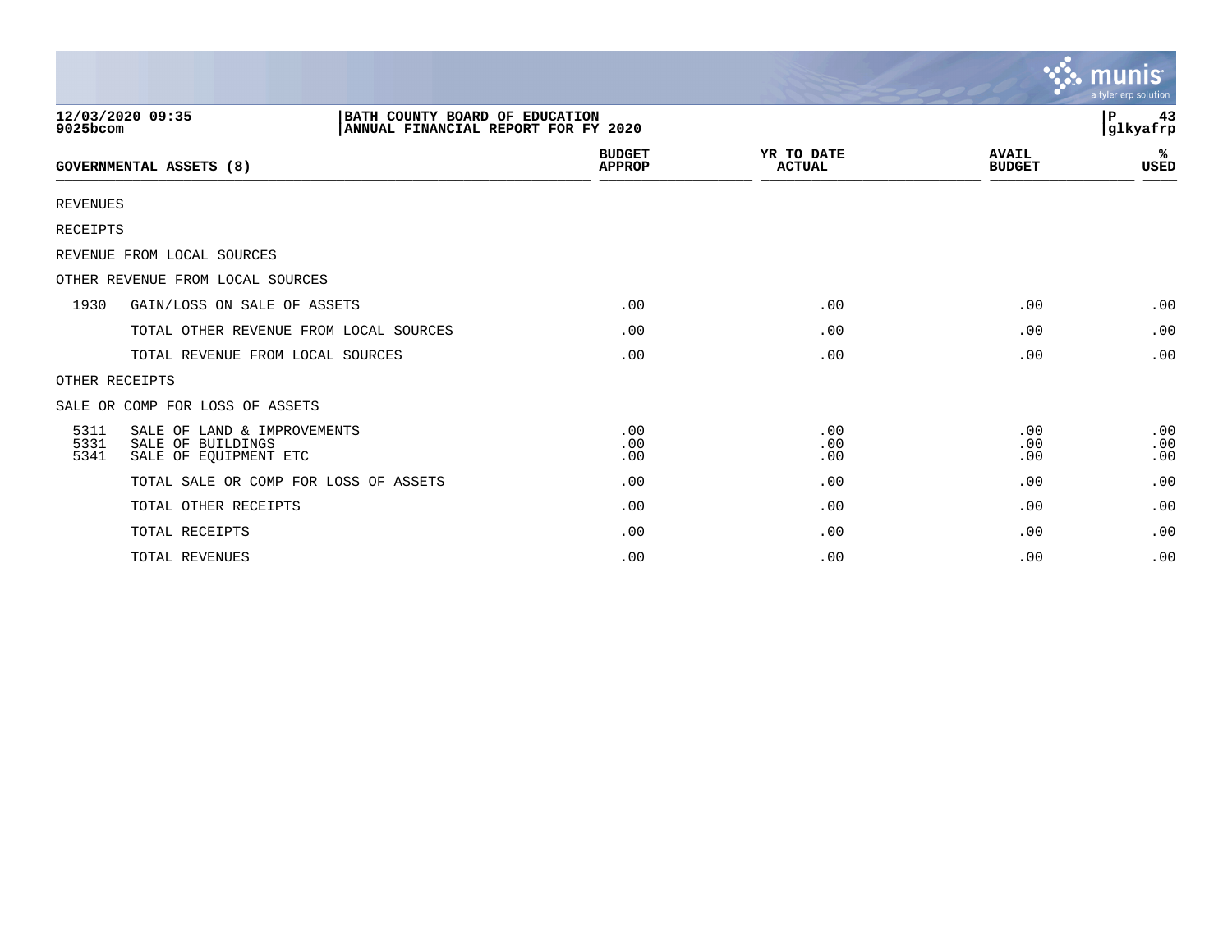BATH COUNTY BOARD OF EDUCATION
ANNUAL FINANCIAL REPORT FOR FY 2020

12/03/2020 09:35
9025bcom

| GOVERNMENTAL ASSETS (8) | | BUDGET APPROP | YR TO DATE ACTUAL | AVAIL BUDGET | % USED |
|---|---|---|---|---|---|
| REVENUES | | | | | |
| RECEIPTS | | | | | |
| REVENUE FROM LOCAL SOURCES | | | | | |
| OTHER REVENUE FROM LOCAL SOURCES | | | | | |
| 1930 | GAIN/LOSS ON SALE OF ASSETS | .00 | .00 | .00 | .00 |
| | TOTAL OTHER REVENUE FROM LOCAL SOURCES | .00 | .00 | .00 | .00 |
| | TOTAL REVENUE FROM LOCAL SOURCES | .00 | .00 | .00 | .00 |
| OTHER RECEIPTS | | | | | |
| SALE OR COMP FOR LOSS OF ASSETS | | | | | |
| 5311 | SALE OF LAND & IMPROVEMENTS | .00 | .00 | .00 | .00 |
| 5331 | SALE OF BUILDINGS | .00 | .00 | .00 | .00 |
| 5341 | SALE OF EQUIPMENT ETC | .00 | .00 | .00 | .00 |
| | TOTAL SALE OR COMP FOR LOSS OF ASSETS | .00 | .00 | .00 | .00 |
| | TOTAL OTHER RECEIPTS | .00 | .00 | .00 | .00 |
| | TOTAL RECEIPTS | .00 | .00 | .00 | .00 |
| | TOTAL REVENUES | .00 | .00 | .00 | .00 |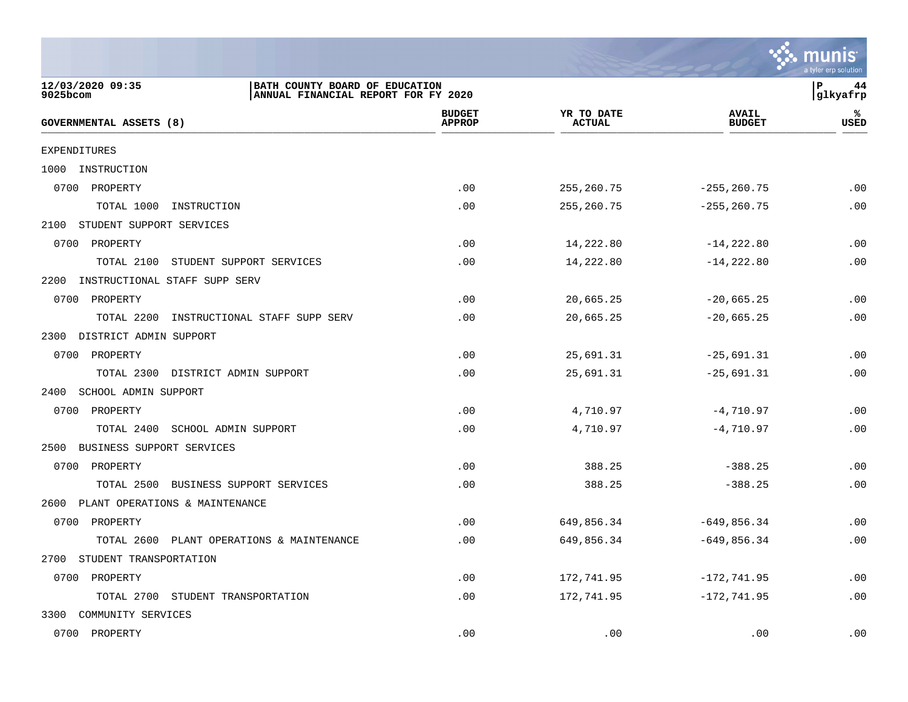BATH COUNTY BOARD OF EDUCATION
ANNUAL FINANCIAL REPORT FOR FY 2020

| GOVERNMENTAL ASSETS (8) | BUDGET APPROP | YR TO DATE ACTUAL | AVAIL BUDGET | % USED |
|---|---|---|---|---|
| EXPENDITURES | | | | |
| 1000 INSTRUCTION | | | | |
| 0700 PROPERTY | .00 | 255,260.75 | -255,260.75 | .00 |
| TOTAL 1000 INSTRUCTION | .00 | 255,260.75 | -255,260.75 | .00 |
| 2100 STUDENT SUPPORT SERVICES | | | | |
| 0700 PROPERTY | .00 | 14,222.80 | -14,222.80 | .00 |
| TOTAL 2100 STUDENT SUPPORT SERVICES | .00 | 14,222.80 | -14,222.80 | .00 |
| 2200 INSTRUCTIONAL STAFF SUPP SERV | | | | |
| 0700 PROPERTY | .00 | 20,665.25 | -20,665.25 | .00 |
| TOTAL 2200 INSTRUCTIONAL STAFF SUPP SERV | .00 | 20,665.25 | -20,665.25 | .00 |
| 2300 DISTRICT ADMIN SUPPORT | | | | |
| 0700 PROPERTY | .00 | 25,691.31 | -25,691.31 | .00 |
| TOTAL 2300 DISTRICT ADMIN SUPPORT | .00 | 25,691.31 | -25,691.31 | .00 |
| 2400 SCHOOL ADMIN SUPPORT | | | | |
| 0700 PROPERTY | .00 | 4,710.97 | -4,710.97 | .00 |
| TOTAL 2400 SCHOOL ADMIN SUPPORT | .00 | 4,710.97 | -4,710.97 | .00 |
| 2500 BUSINESS SUPPORT SERVICES | | | | |
| 0700 PROPERTY | .00 | 388.25 | -388.25 | .00 |
| TOTAL 2500 BUSINESS SUPPORT SERVICES | .00 | 388.25 | -388.25 | .00 |
| 2600 PLANT OPERATIONS & MAINTENANCE | | | | |
| 0700 PROPERTY | .00 | 649,856.34 | -649,856.34 | .00 |
| TOTAL 2600 PLANT OPERATIONS & MAINTENANCE | .00 | 649,856.34 | -649,856.34 | .00 |
| 2700 STUDENT TRANSPORTATION | | | | |
| 0700 PROPERTY | .00 | 172,741.95 | -172,741.95 | .00 |
| TOTAL 2700 STUDENT TRANSPORTATION | .00 | 172,741.95 | -172,741.95 | .00 |
| 3300 COMMUNITY SERVICES | | | | |
| 0700 PROPERTY | .00 | .00 | .00 | .00 |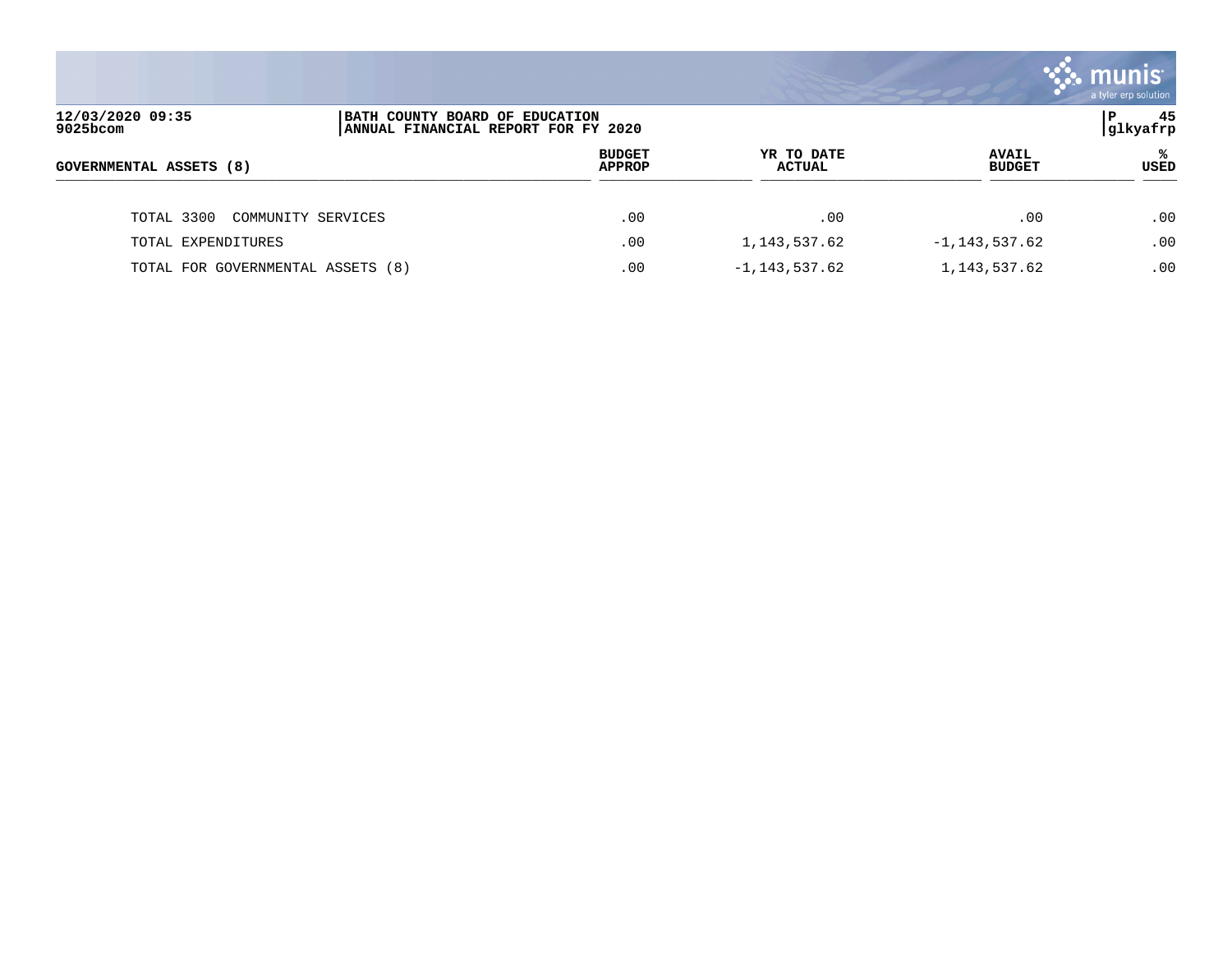| GOVERNMENTAL ASSETS (8) | BUDGET APPROP | YR TO DATE ACTUAL | AVAIL BUDGET | % USED |
|---|---|---|---|---|
| TOTAL 3300 COMMUNITY SERVICES | .00 | .00 | .00 | .00 |
| TOTAL EXPENDITURES | .00 | 1,143,537.62 | -1,143,537.62 | .00 |
| TOTAL FOR GOVERNMENTAL ASSETS (8) | .00 | -1,143,537.62 | 1,143,537.62 | .00 |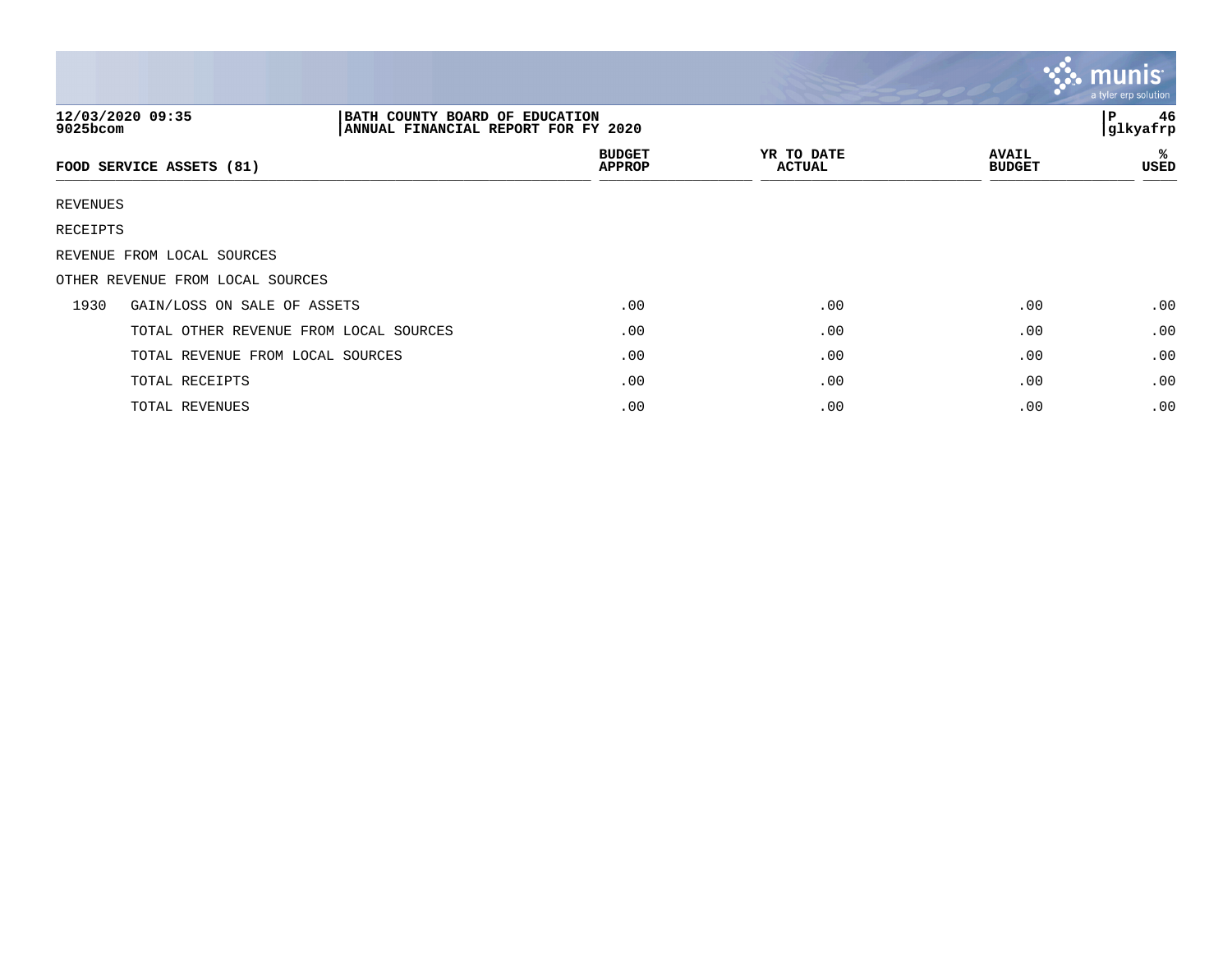BATH COUNTY BOARD OF EDUCATION
ANNUAL FINANCIAL REPORT FOR FY 2020

12/03/2020 09:35
9025bcom

glkyafrp

| FOOD SERVICE ASSETS (81) | | BUDGET APPROP | YR TO DATE ACTUAL | AVAIL BUDGET | % USED |
|---|---|---|---|---|---|
| REVENUES | | | | | |
| RECEIPTS | | | | | |
| REVENUE FROM LOCAL SOURCES | | | | | |
| OTHER REVENUE FROM LOCAL SOURCES | | | | | |
| 1930 | GAIN/LOSS ON SALE OF ASSETS | .00 | .00 | .00 | .00 |
| | TOTAL OTHER REVENUE FROM LOCAL SOURCES | .00 | .00 | .00 | .00 |
| | TOTAL REVENUE FROM LOCAL SOURCES | .00 | .00 | .00 | .00 |
| | TOTAL RECEIPTS | .00 | .00 | .00 | .00 |
| | TOTAL REVENUES | .00 | .00 | .00 | .00 |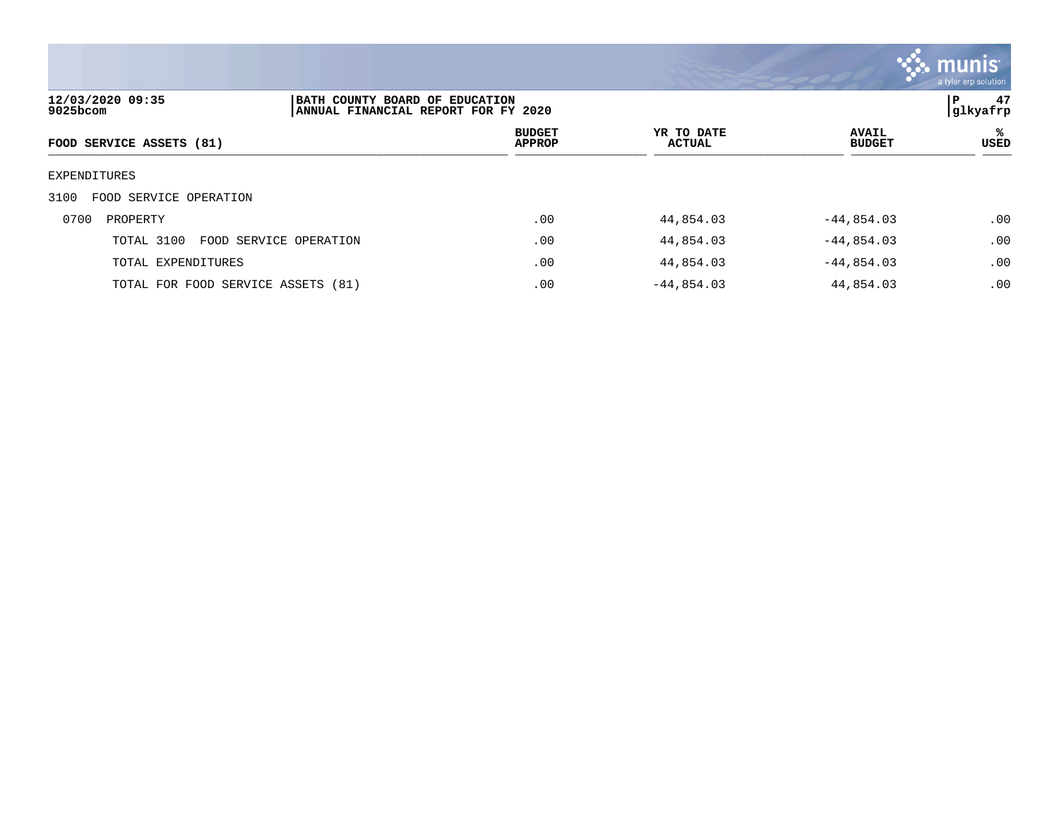12/03/2020 09:35 | BATH COUNTY BOARD OF EDUCATION | P 47
9025bcom | ANNUAL FINANCIAL REPORT FOR FY 2020 | glkyafrp

| FOOD SERVICE ASSETS (81) | BUDGET APPROP | YR TO DATE ACTUAL | AVAIL BUDGET | % USED |
|---|---|---|---|---|
| EXPENDITURES | | | | |
| 3100 FOOD SERVICE OPERATION | | | | |
| 0700 PROPERTY | .00 | 44,854.03 | -44,854.03 | .00 |
| TOTAL 3100 FOOD SERVICE OPERATION | .00 | 44,854.03 | -44,854.03 | .00 |
| TOTAL EXPENDITURES | .00 | 44,854.03 | -44,854.03 | .00 |
| TOTAL FOR FOOD SERVICE ASSETS (81) | .00 | -44,854.03 | 44,854.03 | .00 |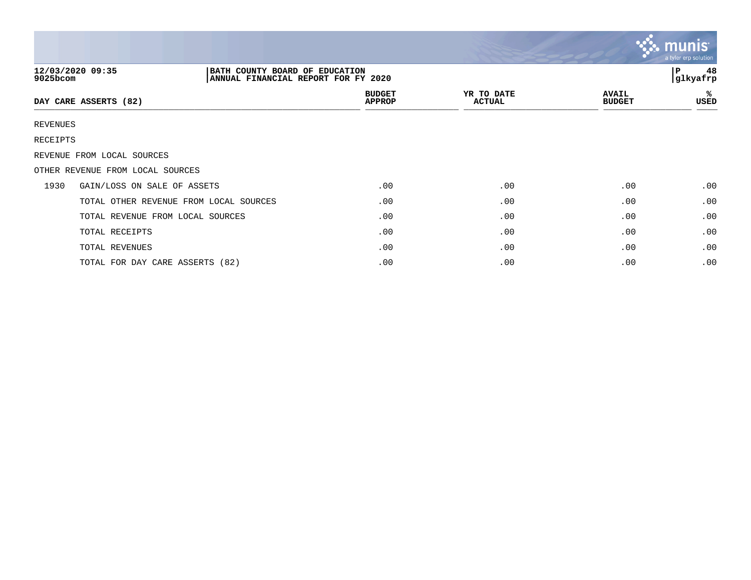12/03/2020 09:35
9025bcom

**BATH COUNTY BOARD OF EDUCATION**
**ANNUAL FINANCIAL REPORT FOR FY 2020**

P 48
glkyafrp

| DAY CARE ASSERTS (82) | | BUDGET APPROP | YR TO DATE ACTUAL | AVAIL BUDGET | % USED |
|---|---|---|---|---|---|
| REVENUES | | | | | |
| RECEIPTS | | | | | |
| REVENUE FROM LOCAL SOURCES | | | | | |
| OTHER REVENUE FROM LOCAL SOURCES | | | | | |
| 1930 | GAIN/LOSS ON SALE OF ASSETS | .00 | .00 | .00 | .00 |
| | TOTAL OTHER REVENUE FROM LOCAL SOURCES | .00 | .00 | .00 | .00 |
| | TOTAL REVENUE FROM LOCAL SOURCES | .00 | .00 | .00 | .00 |
| | TOTAL RECEIPTS | .00 | .00 | .00 | .00 |
| | TOTAL REVENUES | .00 | .00 | .00 | .00 |
| | TOTAL FOR DAY CARE ASSERTS (82) | .00 | .00 | .00 | .00 |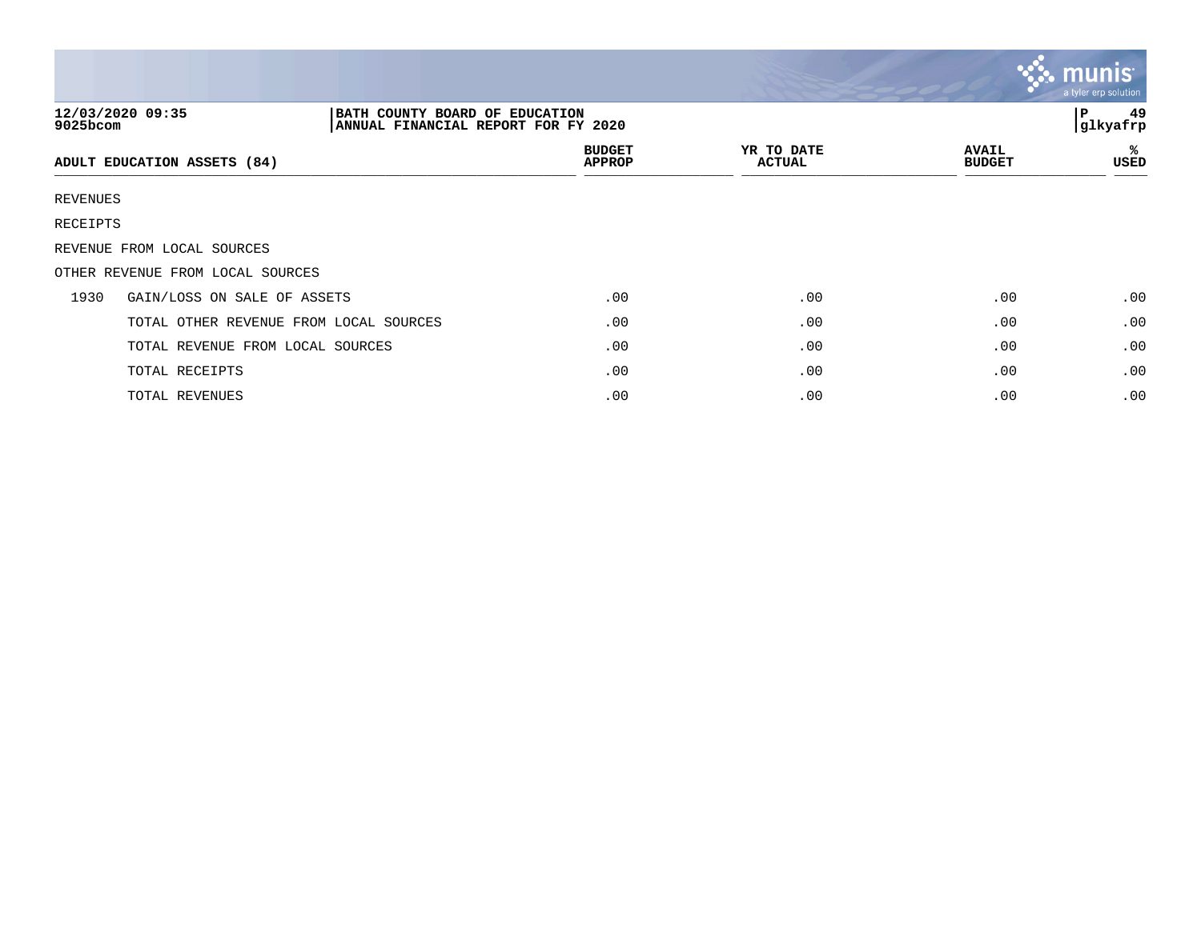12/03/2020 09:35
9025bcom

**BATH COUNTY BOARD OF EDUCATION**
**ANNUAL FINANCIAL REPORT FOR FY 2020**

P 49
glkyafrp

| ADULT EDUCATION ASSETS (84) | | BUDGET APPROP | YR TO DATE ACTUAL | AVAIL BUDGET | % USED |
|---|---|---|---|---|---|
| REVENUES | | | | | |
| RECEIPTS | | | | | |
| REVENUE FROM LOCAL SOURCES | | | | | |
| OTHER REVENUE FROM LOCAL SOURCES | | | | | |
| 1930 | GAIN/LOSS ON SALE OF ASSETS | .00 | .00 | .00 | .00 |
| | TOTAL OTHER REVENUE FROM LOCAL SOURCES | .00 | .00 | .00 | .00 |
| | TOTAL REVENUE FROM LOCAL SOURCES | .00 | .00 | .00 | .00 |
| | TOTAL RECEIPTS | .00 | .00 | .00 | .00 |
| | TOTAL REVENUES | .00 | .00 | .00 | .00 |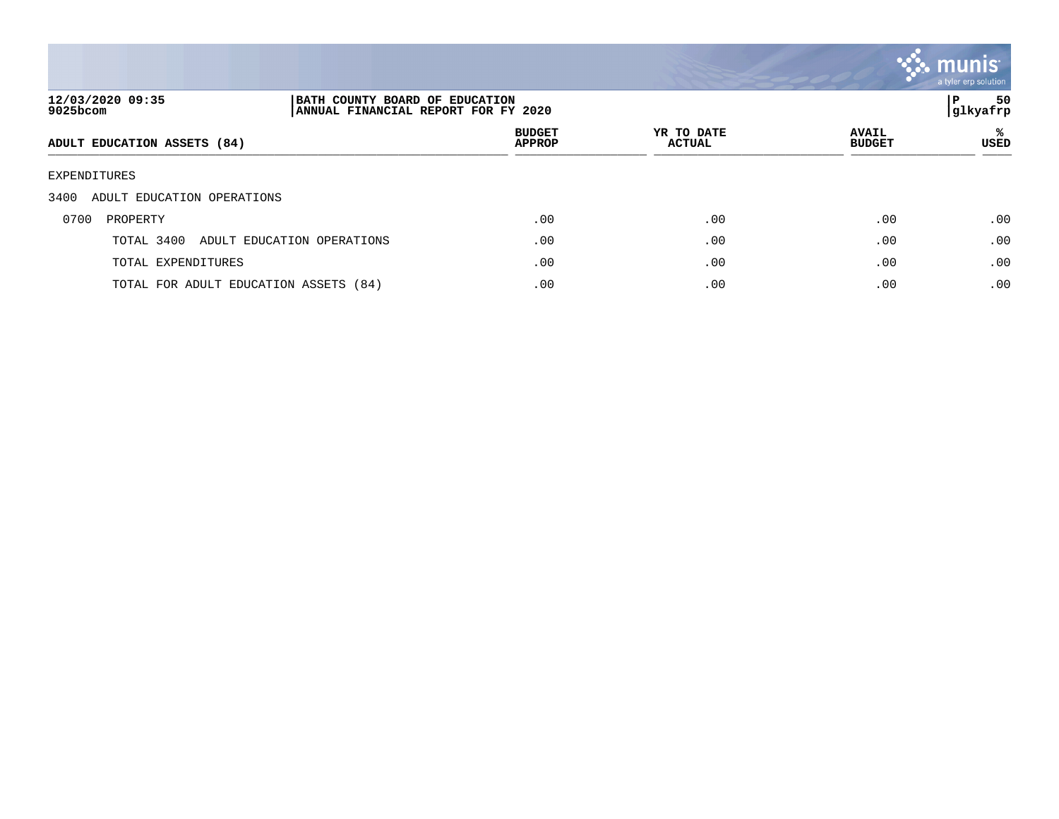12/03/2020 09:35
9025bcom

BATH COUNTY BOARD OF EDUCATION
ANNUAL FINANCIAL REPORT FOR FY 2020

P 50
glkyafrp

| ADULT EDUCATION ASSETS (84) | BUDGET APPROP | YR TO DATE ACTUAL | AVAIL BUDGET | % USED |
|---|---|---|---|---|
| EXPENDITURES | | | | |
| 3400 ADULT EDUCATION OPERATIONS | | | | |
| 0700 PROPERTY | .00 | .00 | .00 | .00 |
| TOTAL 3400 ADULT EDUCATION OPERATIONS | .00 | .00 | .00 | .00 |
| TOTAL EXPENDITURES | .00 | .00 | .00 | .00 |
| TOTAL FOR ADULT EDUCATION ASSETS (84) | .00 | .00 | .00 | .00 |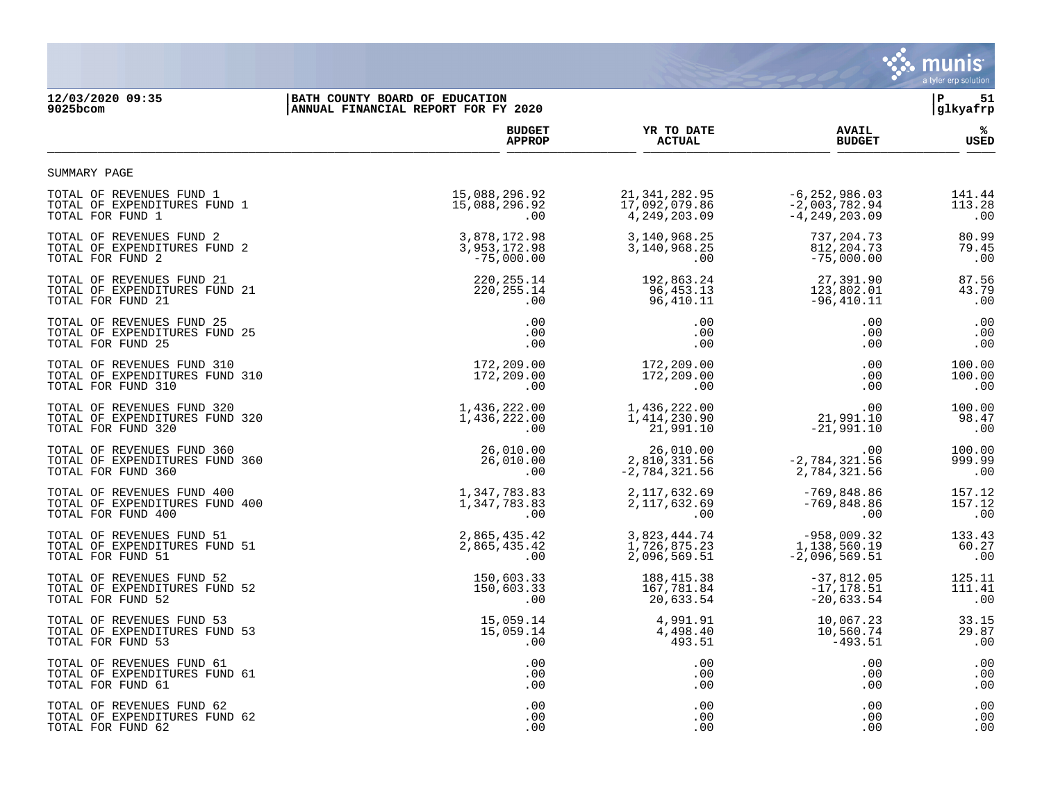12/03/2020 09:35
9025bcom

BATH COUNTY BOARD OF EDUCATION
ANNUAL FINANCIAL REPORT FOR FY 2020

P 51
glkyafrp

SUMMARY PAGE

| | BUDGET APPROP | YR TO DATE ACTUAL | AVAIL BUDGET | % USED |
|---|---|---|---|---|
| TOTAL OF REVENUES FUND 1 | 15,088,296.92 | 21,341,282.95 | -6,252,986.03 | 141.44 |
| TOTAL OF EXPENDITURES FUND 1 | 15,088,296.92 | 17,092,079.86 | -2,003,782.94 | 113.28 |
| TOTAL FOR FUND 1 | .00 | 4,249,203.09 | -4,249,203.09 | .00 |
| TOTAL OF REVENUES FUND 2 | 3,878,172.98 | 3,140,968.25 | 737,204.73 | 80.99 |
| TOTAL OF EXPENDITURES FUND 2 | 3,953,172.98 | 3,140,968.25 | 812,204.73 | 79.45 |
| TOTAL FOR FUND 2 | -75,000.00 | .00 | -75,000.00 | .00 |
| TOTAL OF REVENUES FUND 21 | 220,255.14 | 192,863.24 | 27,391.90 | 87.56 |
| TOTAL OF EXPENDITURES FUND 21 | 220,255.14 | 96,453.13 | 123,802.01 | 43.79 |
| TOTAL FOR FUND 21 | .00 | 96,410.11 | -96,410.11 | .00 |
| TOTAL OF REVENUES FUND 25 | .00 | .00 | .00 | .00 |
| TOTAL OF EXPENDITURES FUND 25 | .00 | .00 | .00 | .00 |
| TOTAL FOR FUND 25 | .00 | .00 | .00 | .00 |
| TOTAL OF REVENUES FUND 310 | 172,209.00 | 172,209.00 | .00 | 100.00 |
| TOTAL OF EXPENDITURES FUND 310 | 172,209.00 | 172,209.00 | .00 | 100.00 |
| TOTAL FOR FUND 310 | .00 | .00 | .00 | .00 |
| TOTAL OF REVENUES FUND 320 | 1,436,222.00 | 1,436,222.00 | .00 | 100.00 |
| TOTAL OF EXPENDITURES FUND 320 | 1,436,222.00 | 1,414,230.90 | 21,991.10 | 98.47 |
| TOTAL FOR FUND 320 | .00 | 21,991.10 | -21,991.10 | .00 |
| TOTAL OF REVENUES FUND 360 | 26,010.00 | 26,010.00 | .00 | 100.00 |
| TOTAL OF EXPENDITURES FUND 360 | 26,010.00 | 2,810,331.56 | -2,784,321.56 | 999.99 |
| TOTAL FOR FUND 360 | .00 | -2,784,321.56 | 2,784,321.56 | .00 |
| TOTAL OF REVENUES FUND 400 | 1,347,783.83 | 2,117,632.69 | -769,848.86 | 157.12 |
| TOTAL OF EXPENDITURES FUND 400 | 1,347,783.83 | 2,117,632.69 | -769,848.86 | 157.12 |
| TOTAL FOR FUND 400 | .00 | .00 | .00 | .00 |
| TOTAL OF REVENUES FUND 51 | 2,865,435.42 | 3,823,444.74 | -958,009.32 | 133.43 |
| TOTAL OF EXPENDITURES FUND 51 | 2,865,435.42 | 1,726,875.23 | 1,138,560.19 | 60.27 |
| TOTAL FOR FUND 51 | .00 | 2,096,569.51 | -2,096,569.51 | .00 |
| TOTAL OF REVENUES FUND 52 | 150,603.33 | 188,415.38 | -37,812.05 | 125.11 |
| TOTAL OF EXPENDITURES FUND 52 | 150,603.33 | 167,781.84 | -17,178.51 | 111.41 |
| TOTAL FOR FUND 52 | .00 | 20,633.54 | -20,633.54 | .00 |
| TOTAL OF REVENUES FUND 53 | 15,059.14 | 4,991.91 | 10,067.23 | 33.15 |
| TOTAL OF EXPENDITURES FUND 53 | 15,059.14 | 4,498.40 | 10,560.74 | 29.87 |
| TOTAL FOR FUND 53 | .00 | 493.51 | -493.51 | .00 |
| TOTAL OF REVENUES FUND 61 | .00 | .00 | .00 | .00 |
| TOTAL OF EXPENDITURES FUND 61 | .00 | .00 | .00 | .00 |
| TOTAL FOR FUND 61 | .00 | .00 | .00 | .00 |
| TOTAL OF REVENUES FUND 62 | .00 | .00 | .00 | .00 |
| TOTAL OF EXPENDITURES FUND 62 | .00 | .00 | .00 | .00 |
| TOTAL FOR FUND 62 | .00 | .00 | .00 | .00 |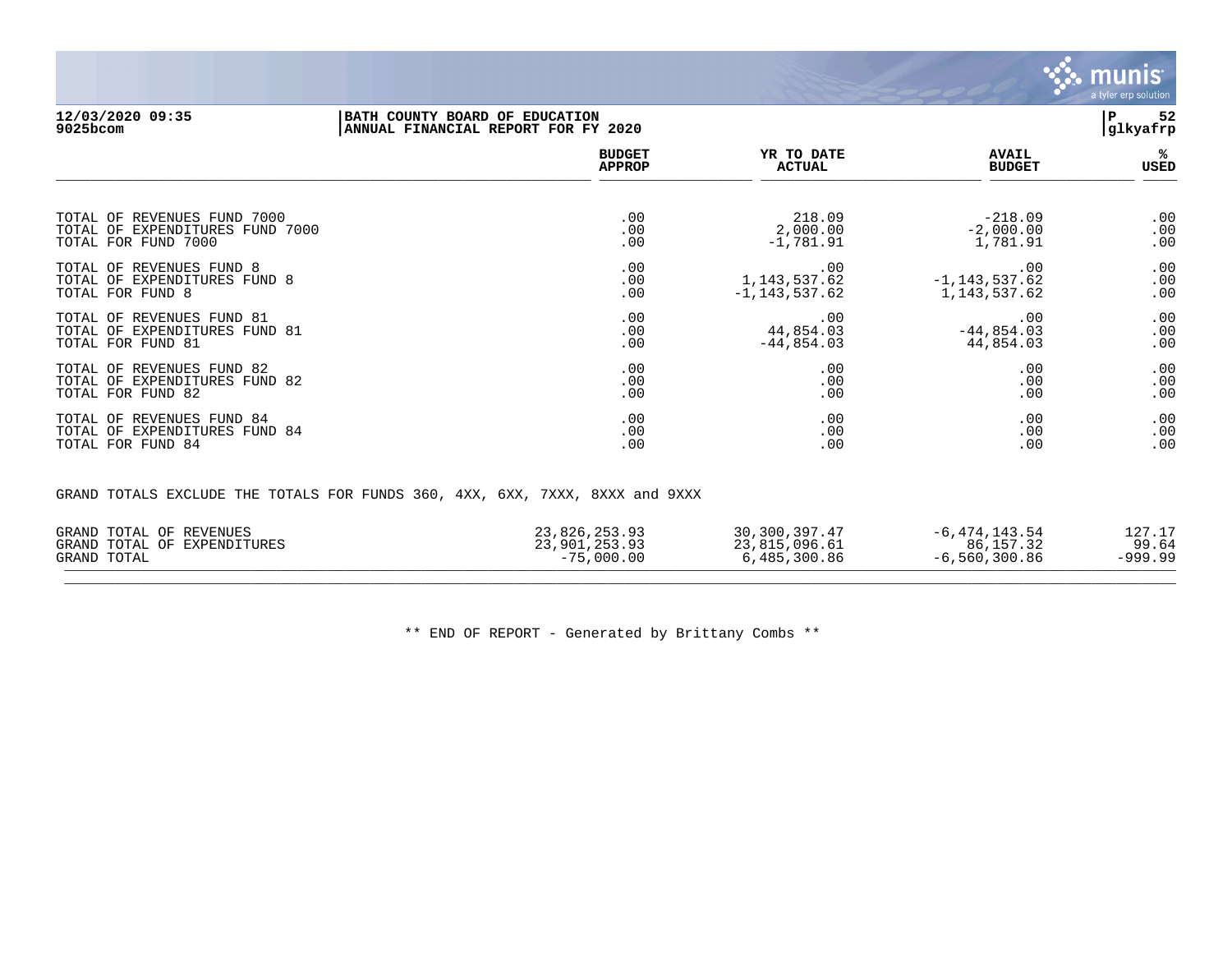| | BUDGET APPROP | YR TO DATE ACTUAL | AVAIL BUDGET | % USED |
|---|---|---|---|---|
| TOTAL OF REVENUES FUND 7000 | .00 | 218.09 | -218.09 | .00 |
| TOTAL OF EXPENDITURES FUND 7000 | .00 | 2,000.00 | -2,000.00 | .00 |
| TOTAL FOR FUND 7000 | .00 | -1,781.91 | 1,781.91 | .00 |
| TOTAL OF REVENUES FUND 8 | .00 | .00 | .00 | .00 |
| TOTAL OF EXPENDITURES FUND 8 | .00 | 1,143,537.62 | -1,143,537.62 | .00 |
| TOTAL FOR FUND 8 | .00 | -1,143,537.62 | 1,143,537.62 | .00 |
| TOTAL OF REVENUES FUND 81 | .00 | .00 | .00 | .00 |
| TOTAL OF EXPENDITURES FUND 81 | .00 | 44,854.03 | -44,854.03 | .00 |
| TOTAL FOR FUND 81 | .00 | -44,854.03 | 44,854.03 | .00 |
| TOTAL OF REVENUES FUND 82 | .00 | .00 | .00 | .00 |
| TOTAL OF EXPENDITURES FUND 82 | .00 | .00 | .00 | .00 |
| TOTAL FOR FUND 82 | .00 | .00 | .00 | .00 |
| TOTAL OF REVENUES FUND 84 | .00 | .00 | .00 | .00 |
| TOTAL OF EXPENDITURES FUND 84 | .00 | .00 | .00 | .00 |
| TOTAL FOR FUND 84 | .00 | .00 | .00 | .00 |

GRAND TOTALS EXCLUDE THE TOTALS FOR FUNDS 360, 4XX, 6XX, 7XXX, 8XXX and 9XXX

| | BUDGET APPROP | YR TO DATE ACTUAL | AVAIL BUDGET | % USED |
|---|---|---|---|---|
| GRAND TOTAL OF REVENUES | 23,826,253.93 | 30,300,397.47 | -6,474,143.54 | 127.17 |
| GRAND TOTAL OF EXPENDITURES | 23,901,253.93 | 23,815,096.61 | 86,157.32 | 99.64 |
| GRAND TOTAL | -75,000.00 | 6,485,300.86 | -6,560,300.86 | -999.99 |

** END OF REPORT - Generated by Brittany Combs **